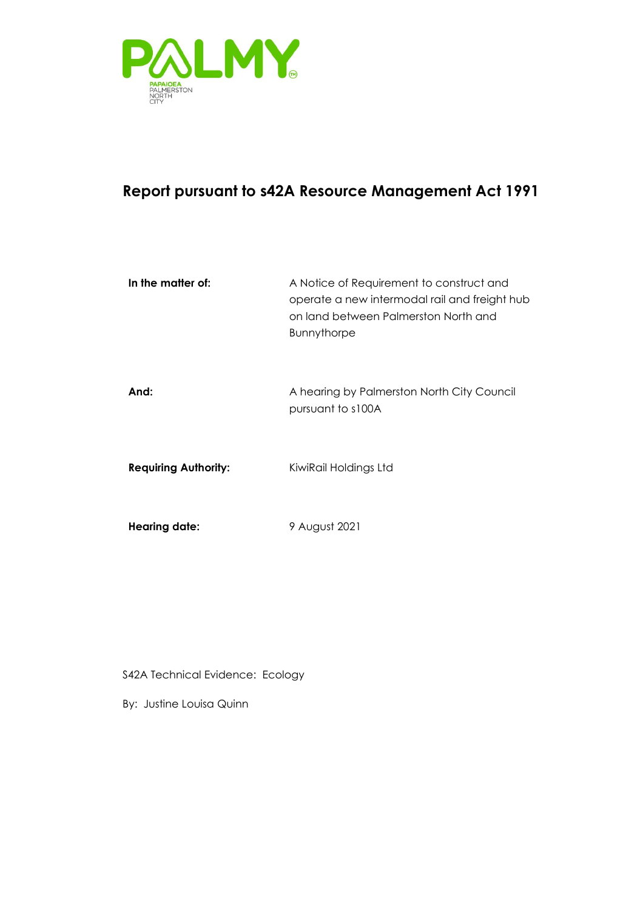PALMY

PAPAIOEA
PALMERSTON
NORTH
CITY

# Report pursuant to s42A Resource Management Act 1991

| | |
|---|---|
| **In the matter of:** | A Notice of Requirement to construct and operate a new intermodal rail and freight hub on land between Palmerston North and Bunnythorpe |
| **And:** | A hearing by Palmerston North City Council pursuant to s100A |
| **Requiring Authority:** | KiwiRail Holdings Ltd |
| **Hearing date:** | 9 August 2021 |

S42A Technical Evidence: Ecology

By: Justine Louisa Quinn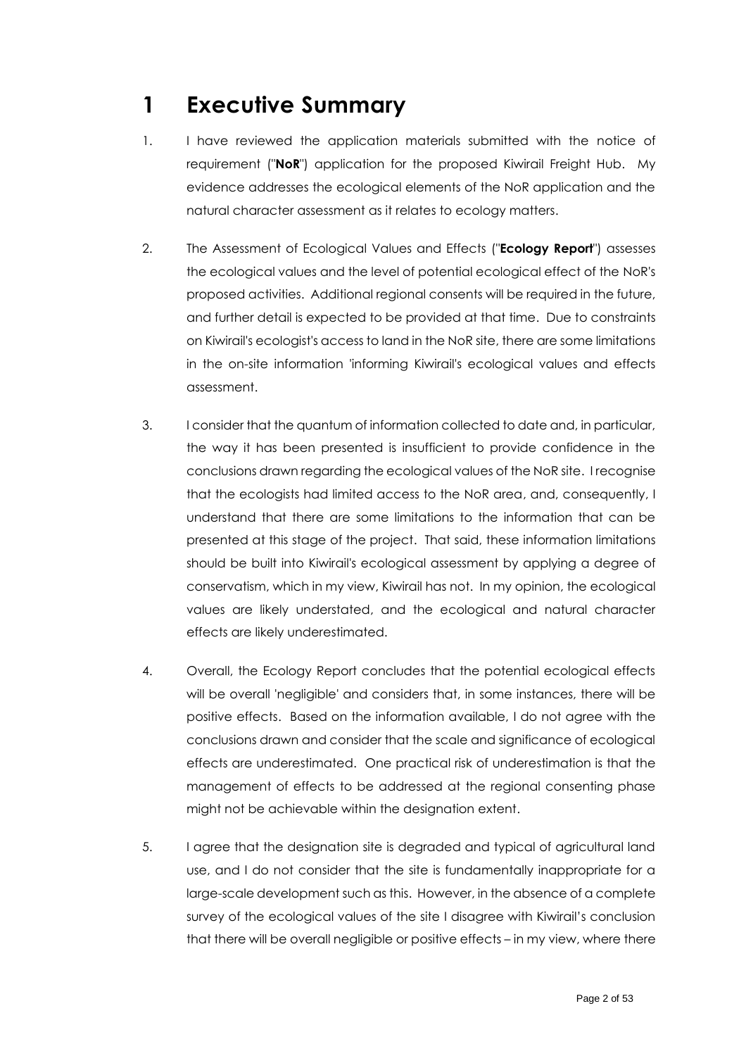# 1 Executive Summary

1. I have reviewed the application materials submitted with the notice of requirement ("**NoR**") application for the proposed Kiwirail Freight Hub. My evidence addresses the ecological elements of the NoR application and the natural character assessment as it relates to ecology matters.

2. The Assessment of Ecological Values and Effects ("**Ecology Report**") assesses the ecological values and the level of potential ecological effect of the NoR's proposed activities. Additional regional consents will be required in the future, and further detail is expected to be provided at that time. Due to constraints on Kiwirail's ecologist's access to land in the NoR site, there are some limitations in the on-site information 'informing Kiwirail's ecological values and effects assessment.

3. I consider that the quantum of information collected to date and, in particular, the way it has been presented is insufficient to provide confidence in the conclusions drawn regarding the ecological values of the NoR site. I recognise that the ecologists had limited access to the NoR area, and, consequently, I understand that there are some limitations to the information that can be presented at this stage of the project. That said, these information limitations should be built into Kiwirail's ecological assessment by applying a degree of conservatism, which in my view, Kiwirail has not. In my opinion, the ecological values are likely understated, and the ecological and natural character effects are likely underestimated.

4. Overall, the Ecology Report concludes that the potential ecological effects will be overall 'negligible' and considers that, in some instances, there will be positive effects. Based on the information available, I do not agree with the conclusions drawn and consider that the scale and significance of ecological effects are underestimated. One practical risk of underestimation is that the management of effects to be addressed at the regional consenting phase might not be achievable within the designation extent.

5. I agree that the designation site is degraded and typical of agricultural land use, and I do not consider that the site is fundamentally inappropriate for a large-scale development such as this. However, in the absence of a complete survey of the ecological values of the site I disagree with Kiwirail's conclusion that there will be overall negligible or positive effects – in my view, where there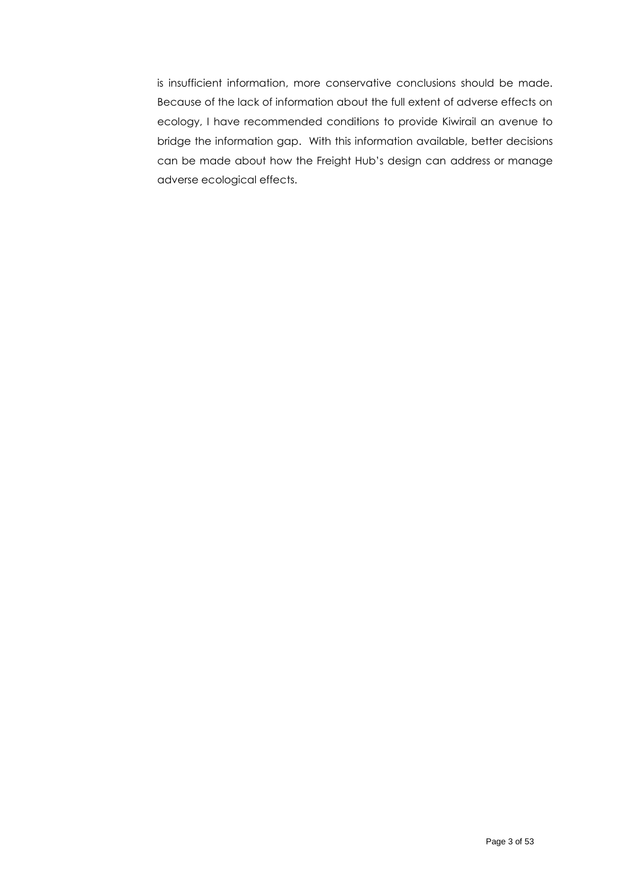is insufficient information, more conservative conclusions should be made. Because of the lack of information about the full extent of adverse effects on ecology, I have recommended conditions to provide Kiwirail an avenue to bridge the information gap. With this information available, better decisions can be made about how the Freight Hub's design can address or manage adverse ecological effects.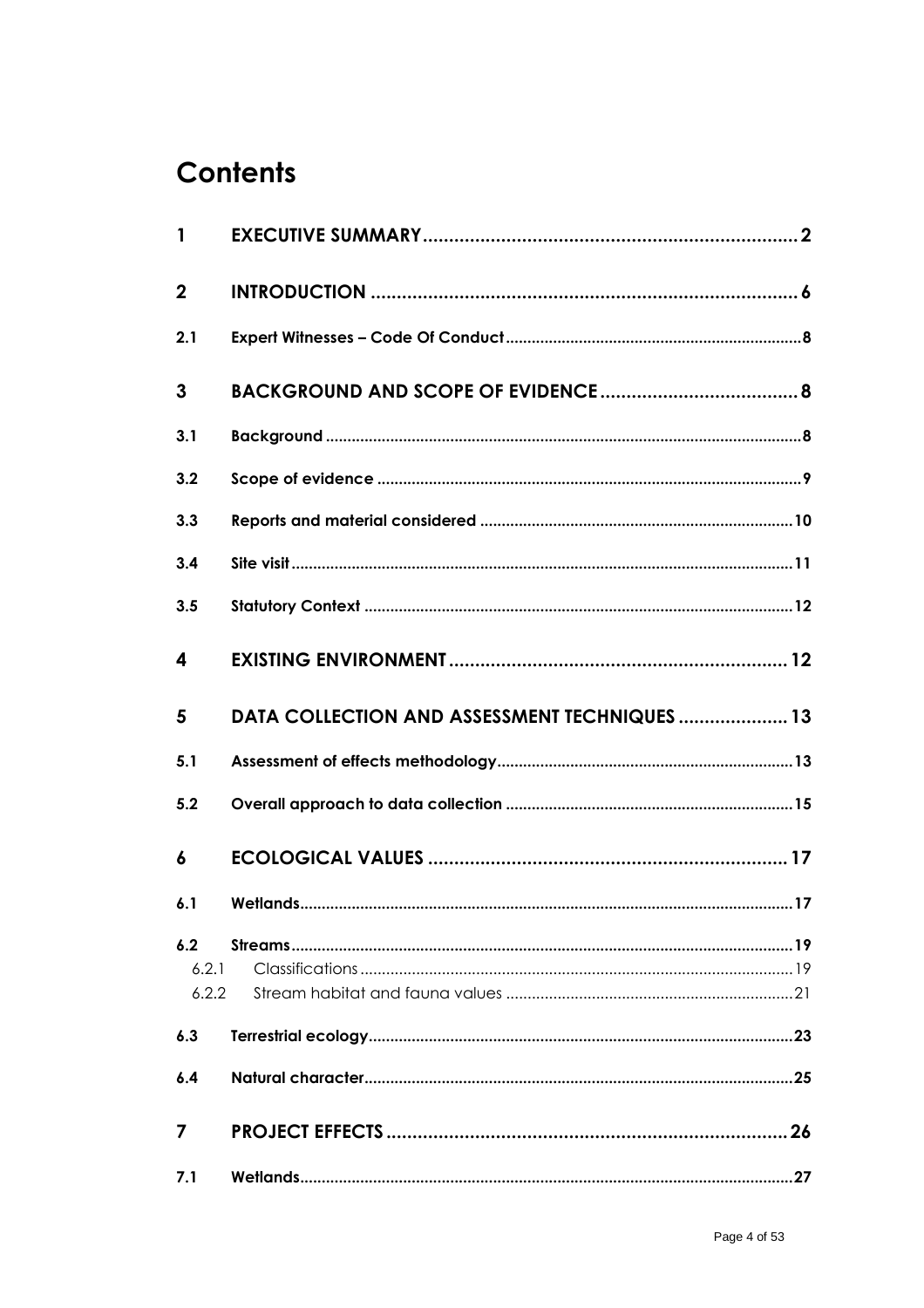# Contents

| | | |
|---|---|---|
| **1** | **EXECUTIVE SUMMARY** | **2** |
| **2** | **INTRODUCTION** | **6** |
| **2.1** | **Expert Witnesses – Code Of Conduct** | **8** |
| **3** | **BACKGROUND AND SCOPE OF EVIDENCE** | **8** |
| **3.1** | **Background** | **8** |
| **3.2** | **Scope of evidence** | **9** |
| **3.3** | **Reports and material considered** | **10** |
| **3.4** | **Site visit** | **11** |
| **3.5** | **Statutory Context** | **12** |
| **4** | **EXISTING ENVIRONMENT** | **12** |
| **5** | **DATA COLLECTION AND ASSESSMENT TECHNIQUES** | **13** |
| **5.1** | **Assessment of effects methodology** | **13** |
| **5.2** | **Overall approach to data collection** | **15** |
| **6** | **ECOLOGICAL VALUES** | **17** |
| **6.1** | **Wetlands** | **17** |
| **6.2** | **Streams** | **19** |
| 6.2.1 | Classifications | 19 |
| 6.2.2 | Stream habitat and fauna values | 21 |
| **6.3** | **Terrestrial ecology** | **23** |
| **6.4** | **Natural character** | **25** |
| **7** | **PROJECT EFFECTS** | **26** |
| **7.1** | **Wetlands** | **27** |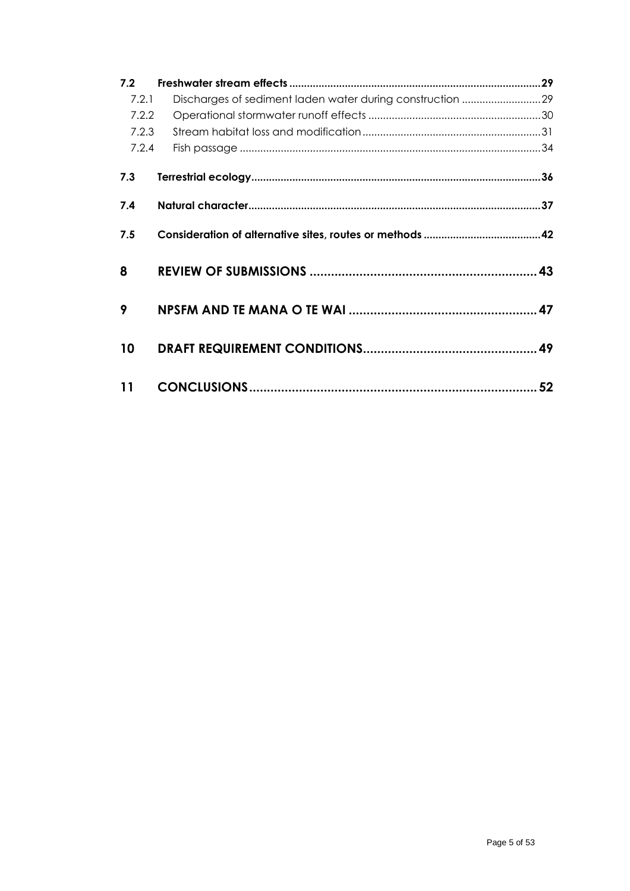| | | |
|---|---|---|
| **7.2** | **Freshwater stream effects** | **29** |
| 7.2.1 | Discharges of sediment laden water during construction | 29 |
| 7.2.2 | Operational stormwater runoff effects | 30 |
| 7.2.3 | Stream habitat loss and modification | 31 |
| 7.2.4 | Fish passage | 34 |
| **7.3** | **Terrestrial ecology** | **36** |
| **7.4** | **Natural character** | **37** |
| **7.5** | **Consideration of alternative sites, routes or methods** | **42** |
| **8** | **REVIEW OF SUBMISSIONS** | **43** |
| **9** | **NPSFM AND TE MANA O TE WAI** | **47** |
| **10** | **DRAFT REQUIREMENT CONDITIONS** | **49** |
| **11** | **CONCLUSIONS** | **52** |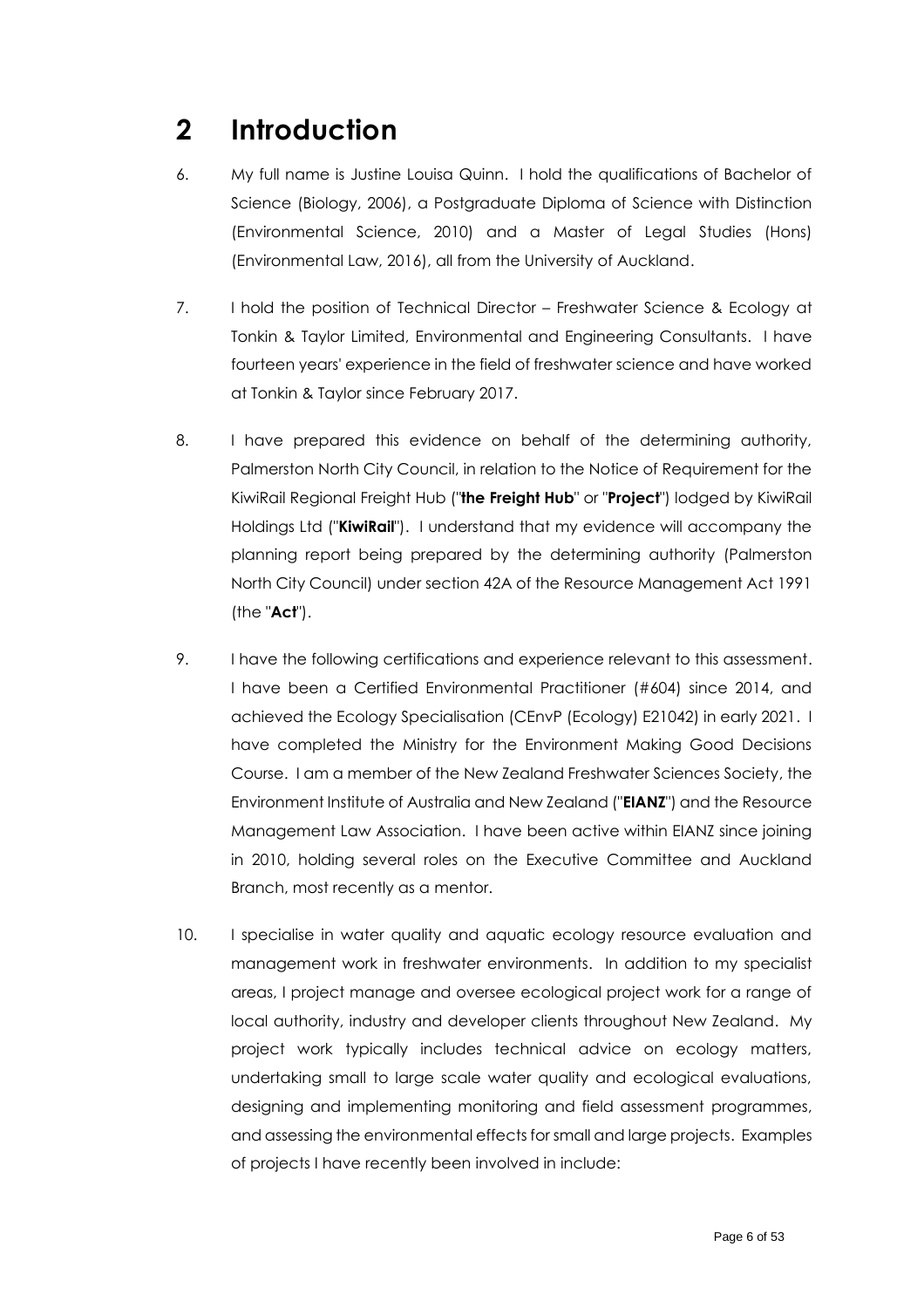## 2 Introduction

6. My full name is Justine Louisa Quinn. I hold the qualifications of Bachelor of Science (Biology, 2006), a Postgraduate Diploma of Science with Distinction (Environmental Science, 2010) and a Master of Legal Studies (Hons) (Environmental Law, 2016), all from the University of Auckland.

7. I hold the position of Technical Director – Freshwater Science & Ecology at Tonkin & Taylor Limited, Environmental and Engineering Consultants. I have fourteen years' experience in the field of freshwater science and have worked at Tonkin & Taylor since February 2017.

8. I have prepared this evidence on behalf of the determining authority, Palmerston North City Council, in relation to the Notice of Requirement for the KiwiRail Regional Freight Hub ("**the Freight Hub**" or "**Project**") lodged by KiwiRail Holdings Ltd ("**KiwiRail**"). I understand that my evidence will accompany the planning report being prepared by the determining authority (Palmerston North City Council) under section 42A of the Resource Management Act 1991 (the "**Act**").

9. I have the following certifications and experience relevant to this assessment. I have been a Certified Environmental Practitioner (#604) since 2014, and achieved the Ecology Specialisation (CEnvP (Ecology) E21042) in early 2021. I have completed the Ministry for the Environment Making Good Decisions Course. I am a member of the New Zealand Freshwater Sciences Society, the Environment Institute of Australia and New Zealand ("**EIANZ**") and the Resource Management Law Association. I have been active within EIANZ since joining in 2010, holding several roles on the Executive Committee and Auckland Branch, most recently as a mentor.

10. I specialise in water quality and aquatic ecology resource evaluation and management work in freshwater environments. In addition to my specialist areas, I project manage and oversee ecological project work for a range of local authority, industry and developer clients throughout New Zealand. My project work typically includes technical advice on ecology matters, undertaking small to large scale water quality and ecological evaluations, designing and implementing monitoring and field assessment programmes, and assessing the environmental effects for small and large projects. Examples of projects I have recently been involved in include: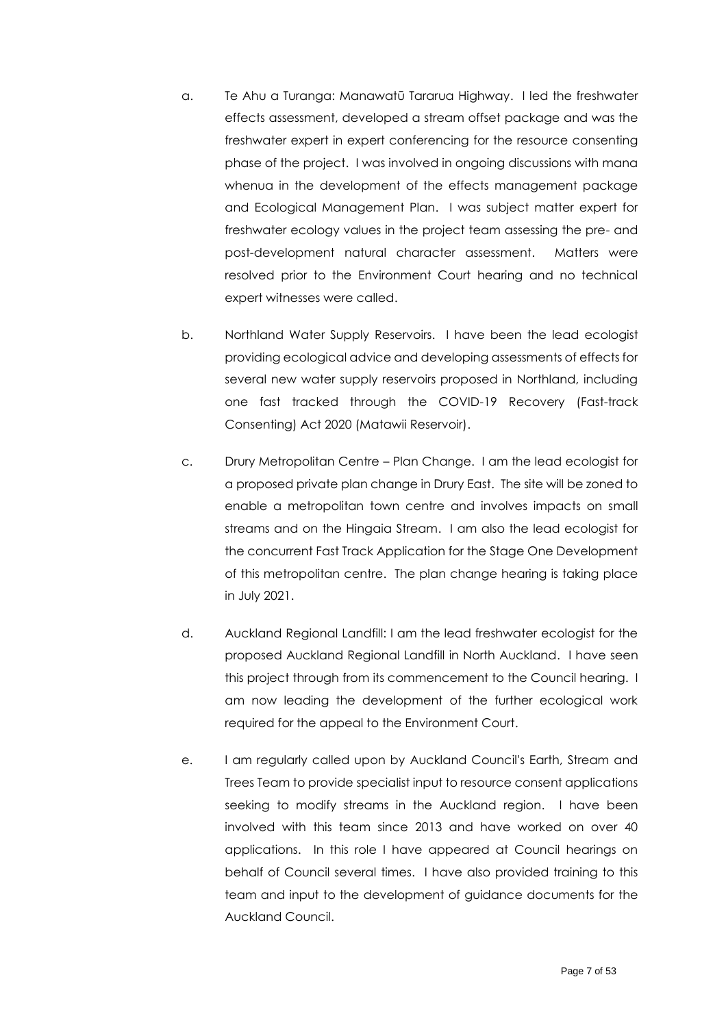a. Te Ahu a Turanga: Manawatū Tararua Highway. I led the freshwater effects assessment, developed a stream offset package and was the freshwater expert in expert conferencing for the resource consenting phase of the project. I was involved in ongoing discussions with mana whenua in the development of the effects management package and Ecological Management Plan. I was subject matter expert for freshwater ecology values in the project team assessing the pre- and post-development natural character assessment. Matters were resolved prior to the Environment Court hearing and no technical expert witnesses were called.

b. Northland Water Supply Reservoirs. I have been the lead ecologist providing ecological advice and developing assessments of effects for several new water supply reservoirs proposed in Northland, including one fast tracked through the COVID-19 Recovery (Fast-track Consenting) Act 2020 (Matawii Reservoir).

c. Drury Metropolitan Centre – Plan Change. I am the lead ecologist for a proposed private plan change in Drury East. The site will be zoned to enable a metropolitan town centre and involves impacts on small streams and on the Hingaia Stream. I am also the lead ecologist for the concurrent Fast Track Application for the Stage One Development of this metropolitan centre. The plan change hearing is taking place in July 2021.

d. Auckland Regional Landfill: I am the lead freshwater ecologist for the proposed Auckland Regional Landfill in North Auckland. I have seen this project through from its commencement to the Council hearing. I am now leading the development of the further ecological work required for the appeal to the Environment Court.

e. I am regularly called upon by Auckland Council's Earth, Stream and Trees Team to provide specialist input to resource consent applications seeking to modify streams in the Auckland region. I have been involved with this team since 2013 and have worked on over 40 applications. In this role I have appeared at Council hearings on behalf of Council several times. I have also provided training to this team and input to the development of guidance documents for the Auckland Council.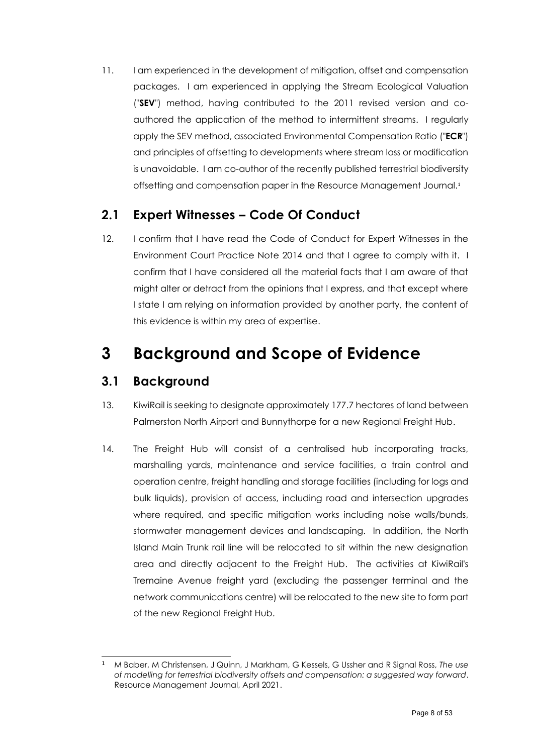11. I am experienced in the development of mitigation, offset and compensation packages. I am experienced in applying the Stream Ecological Valuation ("**SEV**") method, having contributed to the 2011 revised version and co-authored the application of the method to intermittent streams. I regularly apply the SEV method, associated Environmental Compensation Ratio ("**ECR**") and principles of offsetting to developments where stream loss or modification is unavoidable. I am co-author of the recently published terrestrial biodiversity offsetting and compensation paper in the Resource Management Journal.[1]

## 2.1 Expert Witnesses – Code Of Conduct

12. I confirm that I have read the Code of Conduct for Expert Witnesses in the Environment Court Practice Note 2014 and that I agree to comply with it. I confirm that I have considered all the material facts that I am aware of that might alter or detract from the opinions that I express, and that except where I state I am relying on information provided by another party, the content of this evidence is within my area of expertise.

# 3 Background and Scope of Evidence

## 3.1 Background

13. KiwiRail is seeking to designate approximately 177.7 hectares of land between Palmerston North Airport and Bunnythorpe for a new Regional Freight Hub.

14. The Freight Hub will consist of a centralised hub incorporating tracks, marshalling yards, maintenance and service facilities, a train control and operation centre, freight handling and storage facilities (including for logs and bulk liquids), provision of access, including road and intersection upgrades where required, and specific mitigation works including noise walls/bunds, stormwater management devices and landscaping. In addition, the North Island Main Trunk rail line will be relocated to sit within the new designation area and directly adjacent to the Freight Hub. The activities at KiwiRail's Tremaine Avenue freight yard (excluding the passenger terminal and the network communications centre) will be relocated to the new site to form part of the new Regional Freight Hub.

---

[1] M Baber, M Christensen, J Quinn, J Markham, G Kessels, G Ussher and R Signal Ross, *The use of modelling for terrestrial biodiversity offsets and compensation: a suggested way forward*. Resource Management Journal, April 2021.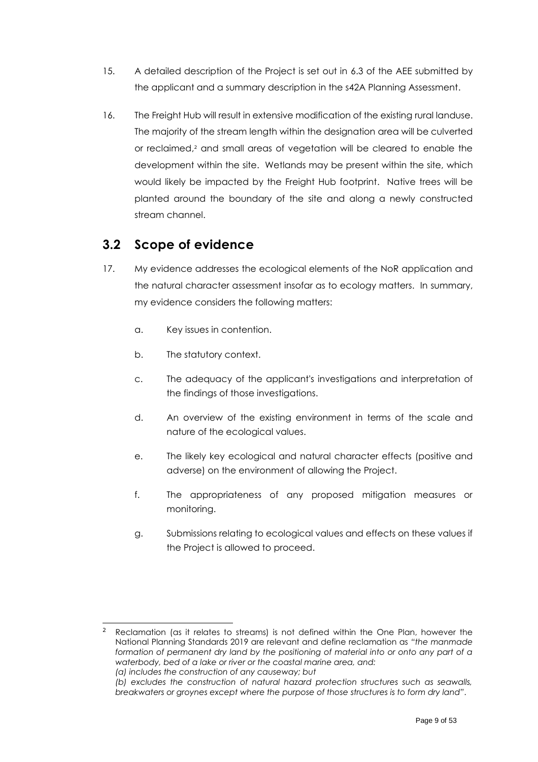15. A detailed description of the Project is set out in 6.3 of the AEE submitted by the applicant and a summary description in the s42A Planning Assessment.

16. The Freight Hub will result in extensive modification of the existing rural landuse. The majority of the stream length within the designation area will be culverted or reclaimed,[2] and small areas of vegetation will be cleared to enable the development within the site. Wetlands may be present within the site, which would likely be impacted by the Freight Hub footprint. Native trees will be planted around the boundary of the site and along a newly constructed stream channel.

## 3.2 Scope of evidence

17. My evidence addresses the ecological elements of the NoR application and the natural character assessment insofar as to ecology matters. In summary, my evidence considers the following matters:

    a. Key issues in contention.

    b. The statutory context.

    c. The adequacy of the applicant's investigations and interpretation of the findings of those investigations.

    d. An overview of the existing environment in terms of the scale and nature of the ecological values.

    e. The likely key ecological and natural character effects (positive and adverse) on the environment of allowing the Project.

    f. The appropriateness of any proposed mitigation measures or monitoring.

    g. Submissions relating to ecological values and effects on these values if the Project is allowed to proceed.

---

[2] Reclamation (as it relates to streams) is not defined within the One Plan, however the National Planning Standards 2019 are relevant and define reclamation as *"the manmade formation of permanent dry land by the positioning of material into or onto any part of a waterbody, bed of a lake or river or the coastal marine area, and:*
*(a) includes the construction of any causeway; but*
*(b) excludes the construction of natural hazard protection structures such as seawalls, breakwaters or groynes except where the purpose of those structures is to form dry land"*.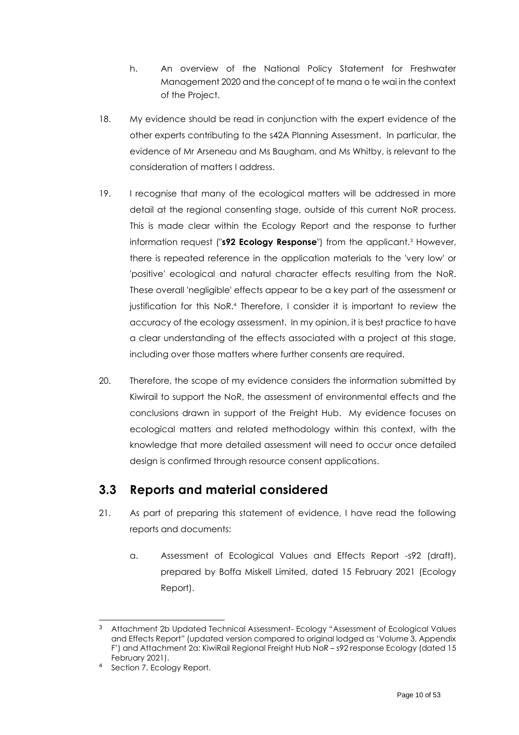h. An overview of the National Policy Statement for Freshwater Management 2020 and the concept of te mana o te wai in the context of the Project.

18. My evidence should be read in conjunction with the expert evidence of the other experts contributing to the s42A Planning Assessment. In particular, the evidence of Mr Arseneau and Ms Baugham, and Ms Whitby, is relevant to the consideration of matters I address.

19. I recognise that many of the ecological matters will be addressed in more detail at the regional consenting stage, outside of this current NoR process. This is made clear within the Ecology Report and the response to further information request ("**s92 Ecology Response**") from the applicant.[3] However, there is repeated reference in the application materials to the 'very low' or 'positive' ecological and natural character effects resulting from the NoR. These overall 'negligible' effects appear to be a key part of the assessment or justification for this NoR.[4] Therefore, I consider it is important to review the accuracy of the ecology assessment. In my opinion, it is best practice to have a clear understanding of the effects associated with a project at this stage, including over those matters where further consents are required.

20. Therefore, the scope of my evidence considers the information submitted by Kiwirail to support the NoR, the assessment of environmental effects and the conclusions drawn in support of the Freight Hub. My evidence focuses on ecological matters and related methodology within this context, with the knowledge that more detailed assessment will need to occur once detailed design is confirmed through resource consent applications.

## 3.3 Reports and material considered

21. As part of preparing this statement of evidence, I have read the following reports and documents:

    a. Assessment of Ecological Values and Effects Report -s92 (draft), prepared by Boffa Miskell Limited, dated 15 February 2021 (Ecology Report).

---

[3] Attachment 2b Updated Technical Assessment- Ecology "Assessment of Ecological Values and Effects Report" (updated version compared to original lodged as 'Volume 3, Appendix F') and Attachment 2a: KiwiRail Regional Freight Hub NoR – s92 response Ecology (dated 15 February 2021).

[4] Section 7, Ecology Report.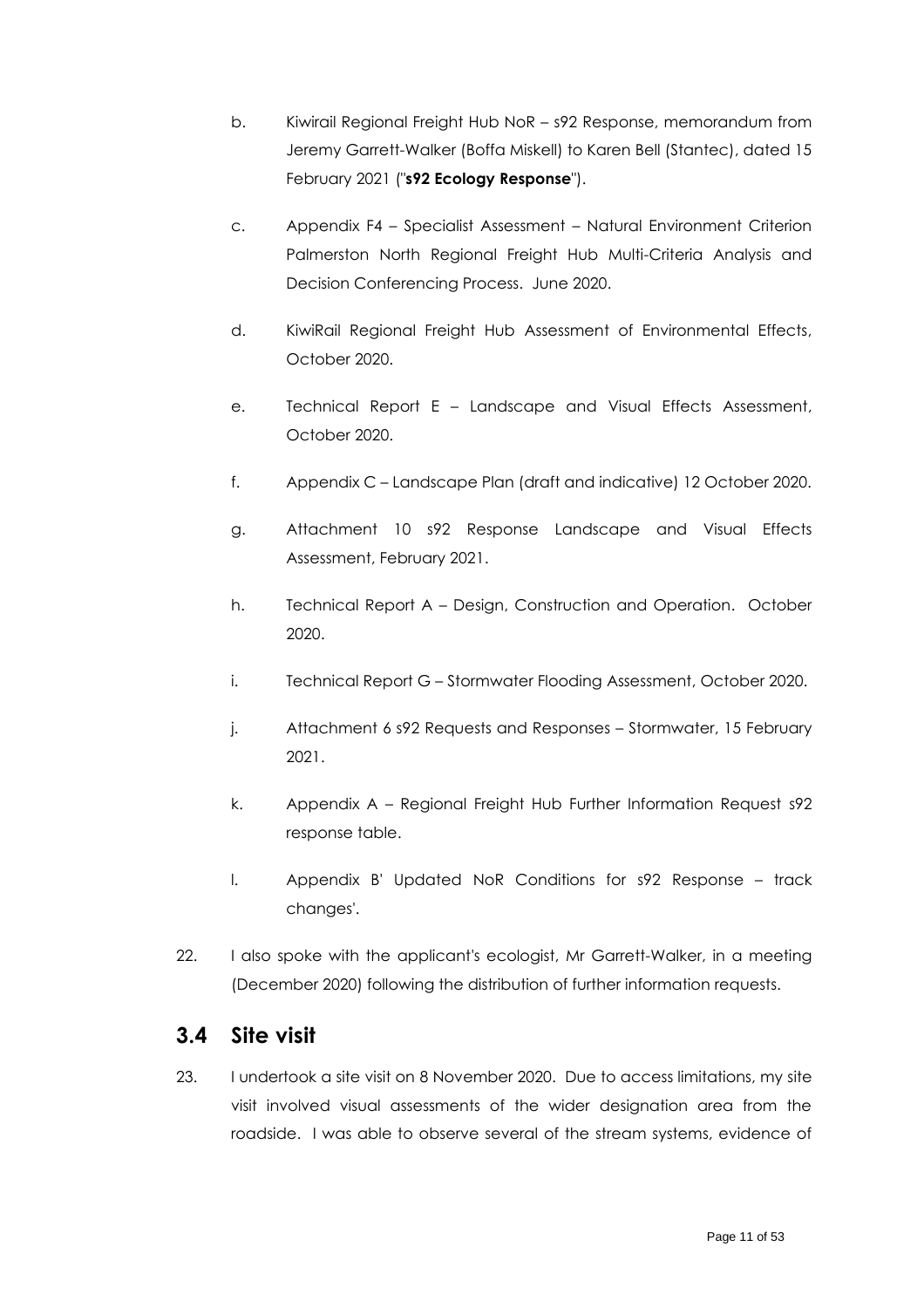b. Kiwirail Regional Freight Hub NoR – s92 Response, memorandum from Jeremy Garrett-Walker (Boffa Miskell) to Karen Bell (Stantec), dated 15 February 2021 ("**s92 Ecology Response**").

c. Appendix F4 – Specialist Assessment – Natural Environment Criterion Palmerston North Regional Freight Hub Multi-Criteria Analysis and Decision Conferencing Process. June 2020.

d. KiwiRail Regional Freight Hub Assessment of Environmental Effects, October 2020.

e. Technical Report E – Landscape and Visual Effects Assessment, October 2020.

f. Appendix C – Landscape Plan (draft and indicative) 12 October 2020.

g. Attachment 10 s92 Response Landscape and Visual Effects Assessment, February 2021.

h. Technical Report A – Design, Construction and Operation. October 2020.

i. Technical Report G – Stormwater Flooding Assessment, October 2020.

j. Attachment 6 s92 Requests and Responses – Stormwater, 15 February 2021.

k. Appendix A – Regional Freight Hub Further Information Request s92 response table.

l. Appendix B' Updated NoR Conditions for s92 Response – track changes'.

22. I also spoke with the applicant's ecologist, Mr Garrett-Walker, in a meeting (December 2020) following the distribution of further information requests.

## 3.4 Site visit

23. I undertook a site visit on 8 November 2020. Due to access limitations, my site visit involved visual assessments of the wider designation area from the roadside. I was able to observe several of the stream systems, evidence of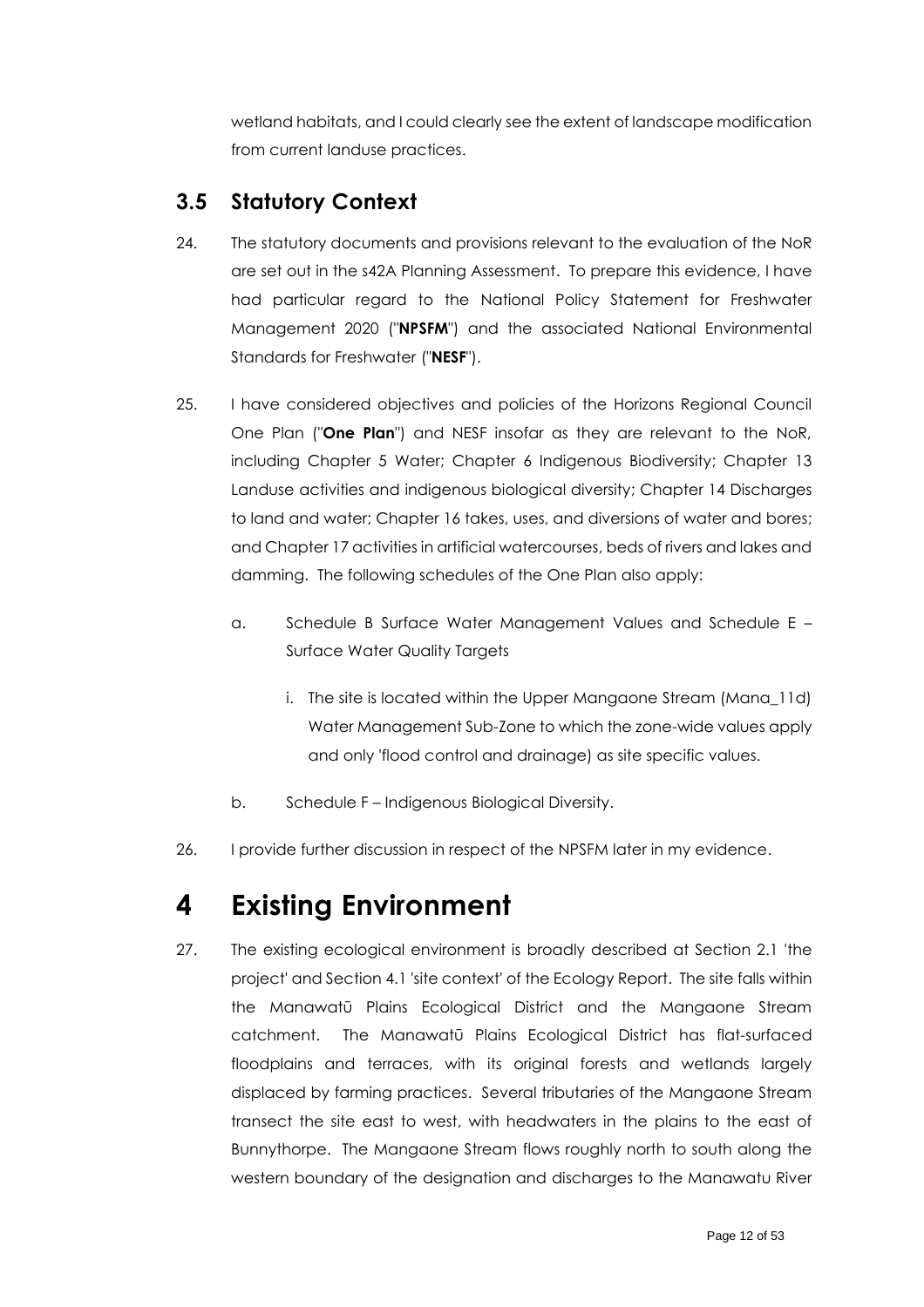wetland habitats, and I could clearly see the extent of landscape modification from current landuse practices.

## 3.5 Statutory Context

24. The statutory documents and provisions relevant to the evaluation of the NoR are set out in the s42A Planning Assessment. To prepare this evidence, I have had particular regard to the National Policy Statement for Freshwater Management 2020 ("**NPSFM**") and the associated National Environmental Standards for Freshwater ("**NESF**").

25. I have considered objectives and policies of the Horizons Regional Council One Plan ("**One Plan**") and NESF insofar as they are relevant to the NoR, including Chapter 5 Water; Chapter 6 Indigenous Biodiversity; Chapter 13 Landuse activities and indigenous biological diversity; Chapter 14 Discharges to land and water; Chapter 16 takes, uses, and diversions of water and bores; and Chapter 17 activities in artificial watercourses, beds of rivers and lakes and damming. The following schedules of the One Plan also apply:

    a. Schedule B Surface Water Management Values and Schedule E – Surface Water Quality Targets

        i. The site is located within the Upper Mangaone Stream (Mana_11d) Water Management Sub-Zone to which the zone-wide values apply and only 'flood control and drainage) as site specific values.

    b. Schedule F – Indigenous Biological Diversity.

26. I provide further discussion in respect of the NPSFM later in my evidence.

# 4 Existing Environment

27. The existing ecological environment is broadly described at Section 2.1 'the project' and Section 4.1 'site context' of the Ecology Report. The site falls within the Manawatū Plains Ecological District and the Mangaone Stream catchment. The Manawatū Plains Ecological District has flat-surfaced floodplains and terraces, with its original forests and wetlands largely displaced by farming practices. Several tributaries of the Mangaone Stream transect the site east to west, with headwaters in the plains to the east of Bunnythorpe. The Mangaone Stream flows roughly north to south along the western boundary of the designation and discharges to the Manawatu River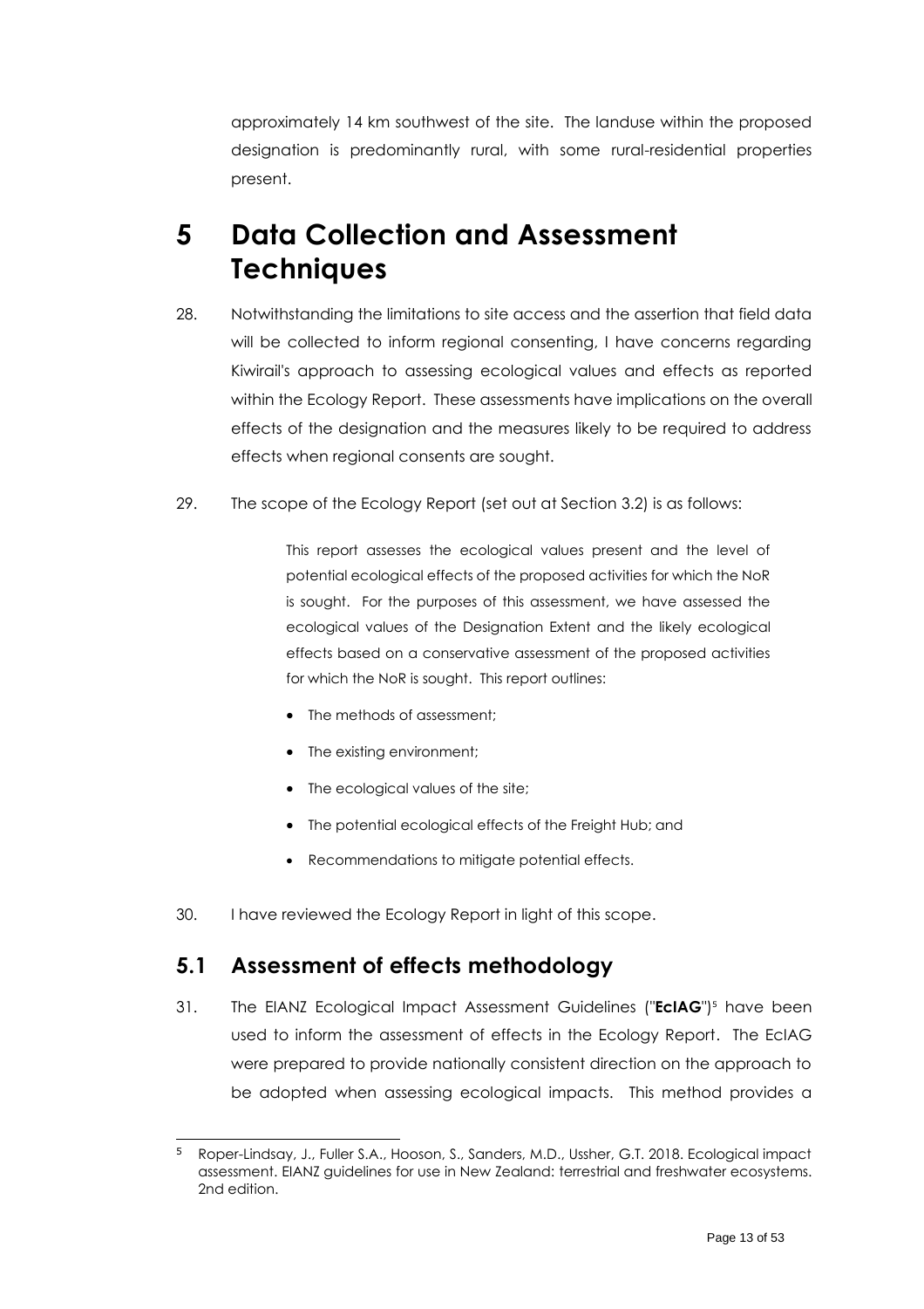approximately 14 km southwest of the site. The landuse within the proposed designation is predominantly rural, with some rural-residential properties present.

# 5 Data Collection and Assessment Techniques

28. Notwithstanding the limitations to site access and the assertion that field data will be collected to inform regional consenting, I have concerns regarding Kiwirail's approach to assessing ecological values and effects as reported within the Ecology Report. These assessments have implications on the overall effects of the designation and the measures likely to be required to address effects when regional consents are sought.

29. The scope of the Ecology Report (set out at Section 3.2) is as follows:

> This report assesses the ecological values present and the level of potential ecological effects of the proposed activities for which the NoR is sought. For the purposes of this assessment, we have assessed the ecological values of the Designation Extent and the likely ecological effects based on a conservative assessment of the proposed activities for which the NoR is sought. This report outlines:
>
> - The methods of assessment;
> - The existing environment;
> - The ecological values of the site;
> - The potential ecological effects of the Freight Hub; and
> - Recommendations to mitigate potential effects.

30. I have reviewed the Ecology Report in light of this scope.

## 5.1 Assessment of effects methodology

31. The EIANZ Ecological Impact Assessment Guidelines ("**EcIAG**")[5] have been used to inform the assessment of effects in the Ecology Report. The EcIAG were prepared to provide nationally consistent direction on the approach to be adopted when assessing ecological impacts. This method provides a

---

[5] Roper-Lindsay, J., Fuller S.A., Hooson, S., Sanders, M.D., Ussher, G.T. 2018. Ecological impact assessment. EIANZ guidelines for use in New Zealand: terrestrial and freshwater ecosystems. 2nd edition.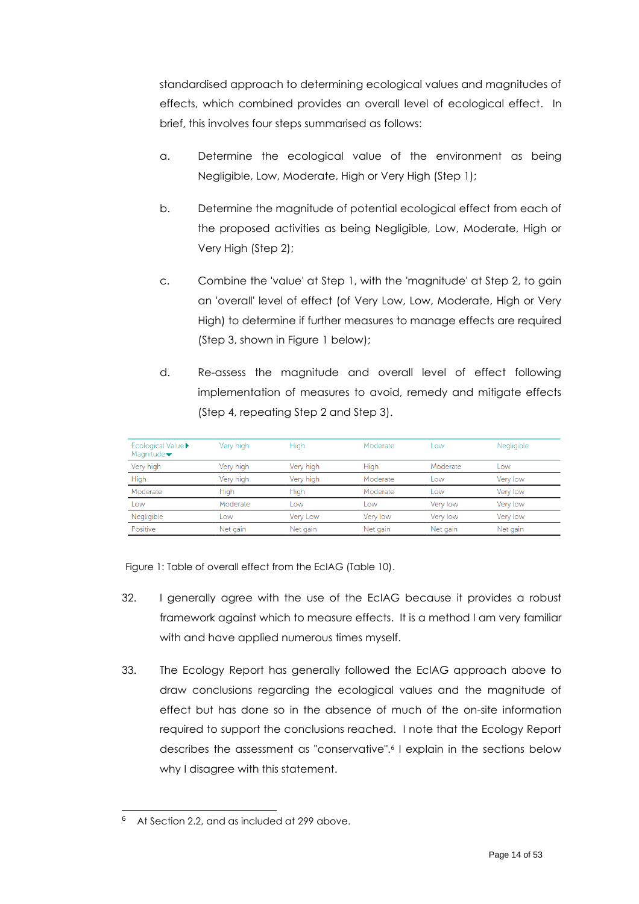standardised approach to determining ecological values and magnitudes of effects, which combined provides an overall level of ecological effect. In brief, this involves four steps summarised as follows:

a. Determine the ecological value of the environment as being Negligible, Low, Moderate, High or Very High (Step 1);

b. Determine the magnitude of potential ecological effect from each of the proposed activities as being Negligible, Low, Moderate, High or Very High (Step 2);

c. Combine the 'value' at Step 1, with the 'magnitude' at Step 2, to gain an 'overall' level of effect (of Very Low, Low, Moderate, High or Very High) to determine if further measures to manage effects are required (Step 3, shown in Figure 1 below);

d. Re-assess the magnitude and overall level of effect following implementation of measures to avoid, remedy and mitigate effects (Step 4, repeating Step 2 and Step 3).

| Ecological Value ▶ Magnitude ▼ | Very high | High | Moderate | Low | Negligible |
|---|---|---|---|---|---|
| Very high | Very high | Very high | High | Moderate | Low |
| High | Very high | Very high | Moderate | Low | Very low |
| Moderate | High | High | Moderate | Low | Very low |
| Low | Moderate | Low | Low | Very low | Very low |
| Negligible | Low | Very Low | Very low | Very low | Very low |
| Positive | Net gain | Net gain | Net gain | Net gain | Net gain |

Figure 1: Table of overall effect from the EcIAG (Table 10).

32. I generally agree with the use of the EcIAG because it provides a robust framework against which to measure effects. It is a method I am very familiar with and have applied numerous times myself.

33. The Ecology Report has generally followed the EcIAG approach above to draw conclusions regarding the ecological values and the magnitude of effect but has done so in the absence of much of the on-site information required to support the conclusions reached. I note that the Ecology Report describes the assessment as "conservative".[6] I explain in the sections below why I disagree with this statement.

[6] At Section 2.2, and as included at 299 above.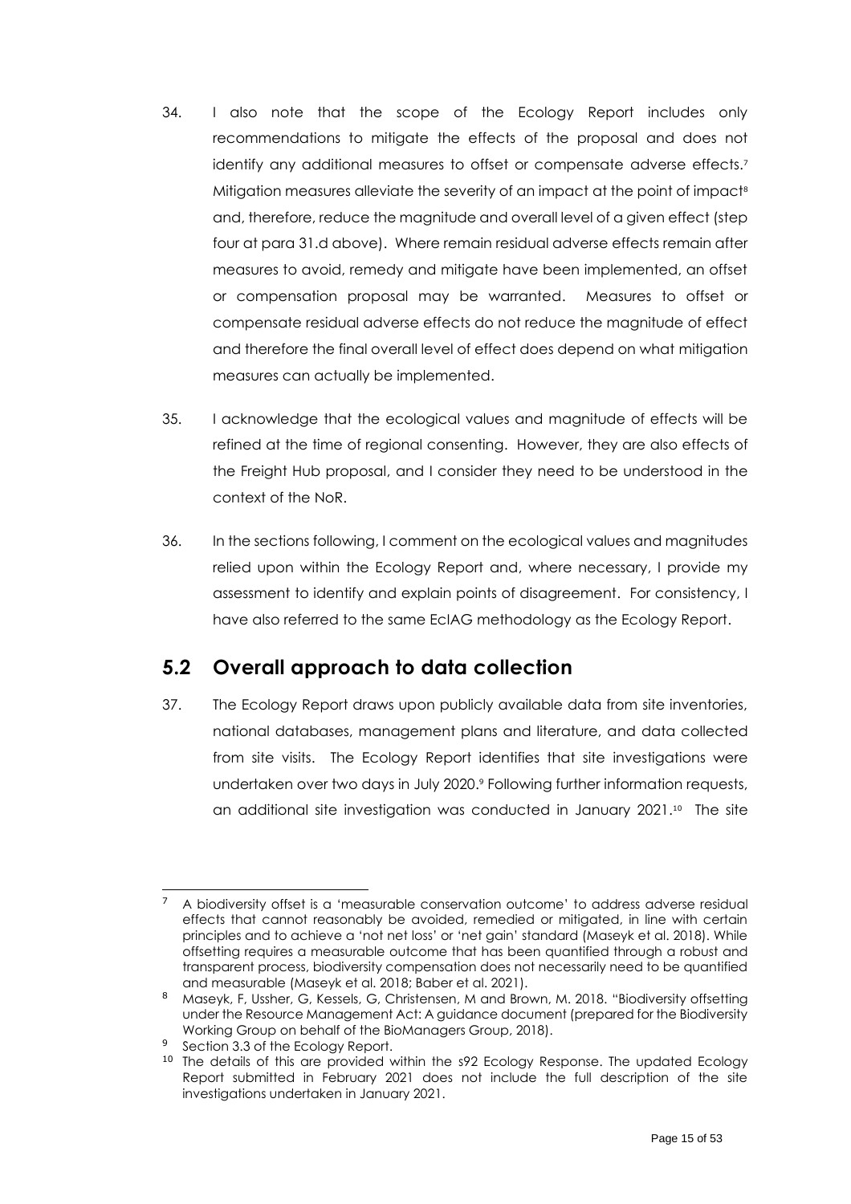34. I also note that the scope of the Ecology Report includes only recommendations to mitigate the effects of the proposal and does not identify any additional measures to offset or compensate adverse effects.[7] Mitigation measures alleviate the severity of an impact at the point of impact[8] and, therefore, reduce the magnitude and overall level of a given effect (step four at para 31.d above). Where remain residual adverse effects remain after measures to avoid, remedy and mitigate have been implemented, an offset or compensation proposal may be warranted. Measures to offset or compensate residual adverse effects do not reduce the magnitude of effect and therefore the final overall level of effect does depend on what mitigation measures can actually be implemented.

35. I acknowledge that the ecological values and magnitude of effects will be refined at the time of regional consenting. However, they are also effects of the Freight Hub proposal, and I consider they need to be understood in the context of the NoR.

36. In the sections following, I comment on the ecological values and magnitudes relied upon within the Ecology Report and, where necessary, I provide my assessment to identify and explain points of disagreement. For consistency, I have also referred to the same EcIAG methodology as the Ecology Report.

## 5.2 Overall approach to data collection

37. The Ecology Report draws upon publicly available data from site inventories, national databases, management plans and literature, and data collected from site visits. The Ecology Report identifies that site investigations were undertaken over two days in July 2020.[9] Following further information requests, an additional site investigation was conducted in January 2021.[10] The site

---

[7] A biodiversity offset is a 'measurable conservation outcome' to address adverse residual effects that cannot reasonably be avoided, remedied or mitigated, in line with certain principles and to achieve a 'not net loss' or 'net gain' standard (Maseyk et al. 2018). While offsetting requires a measurable outcome that has been quantified through a robust and transparent process, biodiversity compensation does not necessarily need to be quantified and measurable (Maseyk et al. 2018; Baber et al. 2021).

[8] Maseyk, F, Ussher, G, Kessels, G, Christensen, M and Brown, M. 2018. "Biodiversity offsetting under the Resource Management Act: A guidance document (prepared for the Biodiversity Working Group on behalf of the BioManagers Group, 2018).

[9] Section 3.3 of the Ecology Report.

[10] The details of this are provided within the s92 Ecology Response. The updated Ecology Report submitted in February 2021 does not include the full description of the site investigations undertaken in January 2021.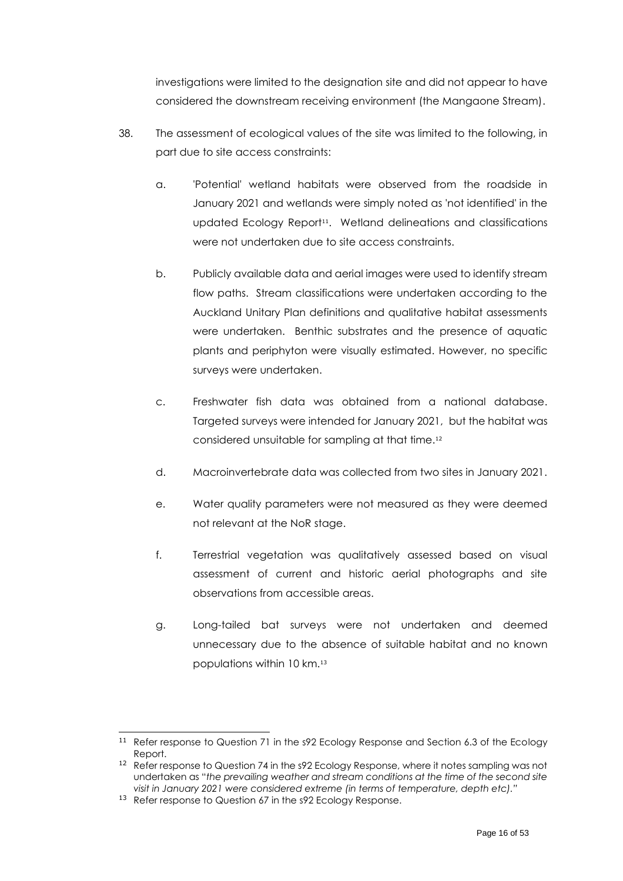investigations were limited to the designation site and did not appear to have considered the downstream receiving environment (the Mangaone Stream).

38. The assessment of ecological values of the site was limited to the following, in part due to site access constraints:

    a. 'Potential' wetland habitats were observed from the roadside in January 2021 and wetlands were simply noted as 'not identified' in the updated Ecology Report[11]. Wetland delineations and classifications were not undertaken due to site access constraints.

    b. Publicly available data and aerial images were used to identify stream flow paths. Stream classifications were undertaken according to the Auckland Unitary Plan definitions and qualitative habitat assessments were undertaken. Benthic substrates and the presence of aquatic plants and periphyton were visually estimated. However, no specific surveys were undertaken.

    c. Freshwater fish data was obtained from a national database. Targeted surveys were intended for January 2021, but the habitat was considered unsuitable for sampling at that time.[12]

    d. Macroinvertebrate data was collected from two sites in January 2021.

    e. Water quality parameters were not measured as they were deemed not relevant at the NoR stage.

    f. Terrestrial vegetation was qualitatively assessed based on visual assessment of current and historic aerial photographs and site observations from accessible areas.

    g. Long-tailed bat surveys were not undertaken and deemed unnecessary due to the absence of suitable habitat and no known populations within 10 km.[13]

---

[11] Refer response to Question 71 in the s92 Ecology Response and Section 6.3 of the Ecology Report.

[12] Refer response to Question 74 in the s92 Ecology Response, where it notes sampling was not undertaken as "*the prevailing weather and stream conditions at the time of the second site visit in January 2021 were considered extreme (in terms of temperature, depth etc).*"

[13] Refer response to Question 67 in the s92 Ecology Response.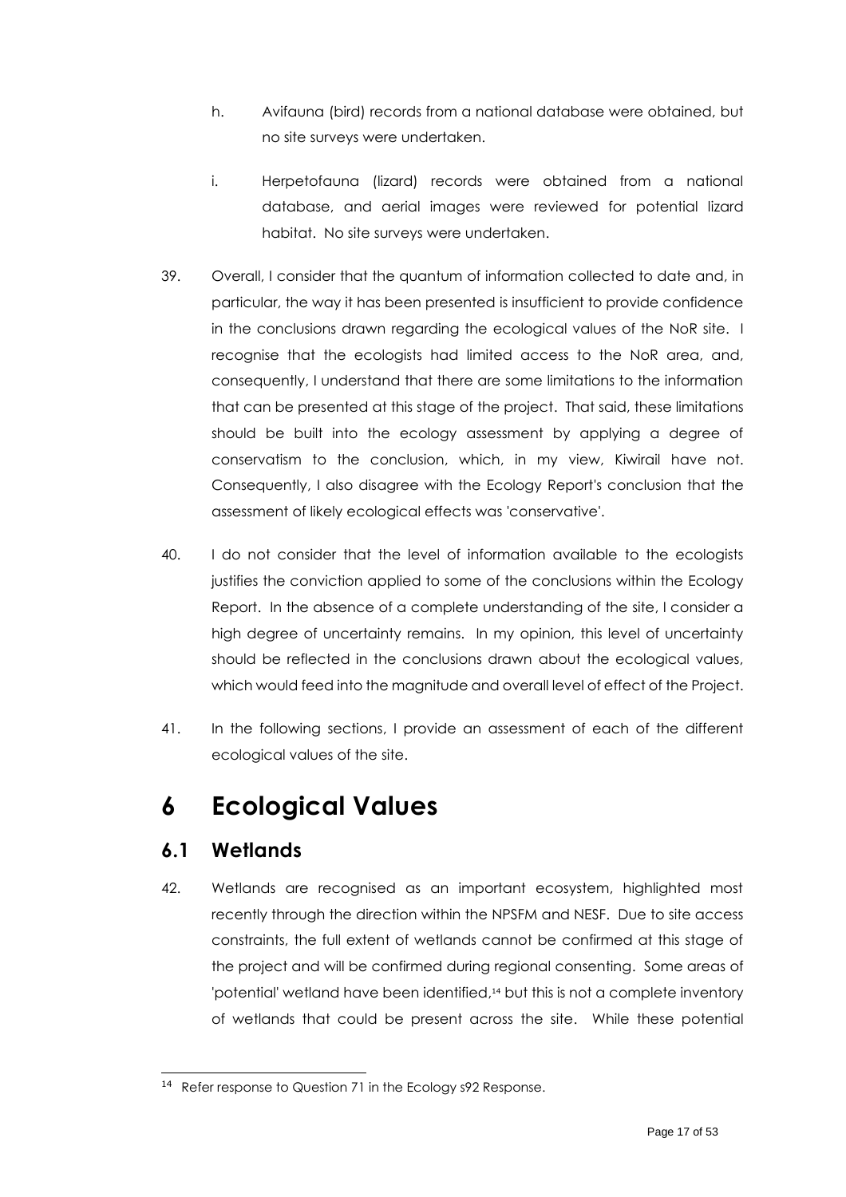h. Avifauna (bird) records from a national database were obtained, but no site surveys were undertaken.

i. Herpetofauna (lizard) records were obtained from a national database, and aerial images were reviewed for potential lizard habitat. No site surveys were undertaken.

39. Overall, I consider that the quantum of information collected to date and, in particular, the way it has been presented is insufficient to provide confidence in the conclusions drawn regarding the ecological values of the NoR site. I recognise that the ecologists had limited access to the NoR area, and, consequently, I understand that there are some limitations to the information that can be presented at this stage of the project. That said, these limitations should be built into the ecology assessment by applying a degree of conservatism to the conclusion, which, in my view, Kiwirail have not. Consequently, I also disagree with the Ecology Report's conclusion that the assessment of likely ecological effects was 'conservative'.

40. I do not consider that the level of information available to the ecologists justifies the conviction applied to some of the conclusions within the Ecology Report. In the absence of a complete understanding of the site, I consider a high degree of uncertainty remains. In my opinion, this level of uncertainty should be reflected in the conclusions drawn about the ecological values, which would feed into the magnitude and overall level of effect of the Project.

41. In the following sections, I provide an assessment of each of the different ecological values of the site.

# 6 Ecological Values

## 6.1 Wetlands

42. Wetlands are recognised as an important ecosystem, highlighted most recently through the direction within the NPSFM and NESF. Due to site access constraints, the full extent of wetlands cannot be confirmed at this stage of the project and will be confirmed during regional consenting. Some areas of 'potential' wetland have been identified,[14] but this is not a complete inventory of wetlands that could be present across the site. While these potential

[14] Refer response to Question 71 in the Ecology s92 Response.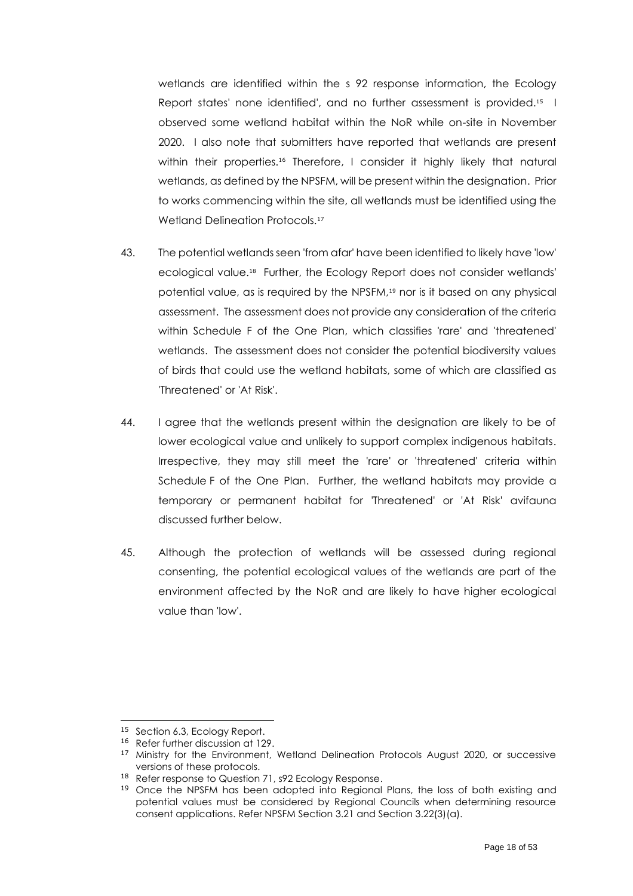wetlands are identified within the s 92 response information, the Ecology Report states' none identified', and no further assessment is provided.[15] I observed some wetland habitat within the NoR while on-site in November 2020. I also note that submitters have reported that wetlands are present within their properties.[16] Therefore, I consider it highly likely that natural wetlands, as defined by the NPSFM, will be present within the designation. Prior to works commencing within the site, all wetlands must be identified using the Wetland Delineation Protocols.[17]

43. The potential wetlands seen 'from afar' have been identified to likely have 'low' ecological value.[18] Further, the Ecology Report does not consider wetlands' potential value, as is required by the NPSFM,[19] nor is it based on any physical assessment. The assessment does not provide any consideration of the criteria within Schedule F of the One Plan, which classifies 'rare' and 'threatened' wetlands. The assessment does not consider the potential biodiversity values of birds that could use the wetland habitats, some of which are classified as 'Threatened' or 'At Risk'.

44. I agree that the wetlands present within the designation are likely to be of lower ecological value and unlikely to support complex indigenous habitats. Irrespective, they may still meet the 'rare' or 'threatened' criteria within Schedule F of the One Plan. Further, the wetland habitats may provide a temporary or permanent habitat for 'Threatened' or 'At Risk' avifauna discussed further below.

45. Although the protection of wetlands will be assessed during regional consenting, the potential ecological values of the wetlands are part of the environment affected by the NoR and are likely to have higher ecological value than 'low'.

---

[15] Section 6.3, Ecology Report.

[16] Refer further discussion at 129.

[17] Ministry for the Environment, Wetland Delineation Protocols August 2020, or successive versions of these protocols.

[18] Refer response to Question 71, s92 Ecology Response.

[19] Once the NPSFM has been adopted into Regional Plans, the loss of both existing and potential values must be considered by Regional Councils when determining resource consent applications. Refer NPSFM Section 3.21 and Section 3.22(3)(a).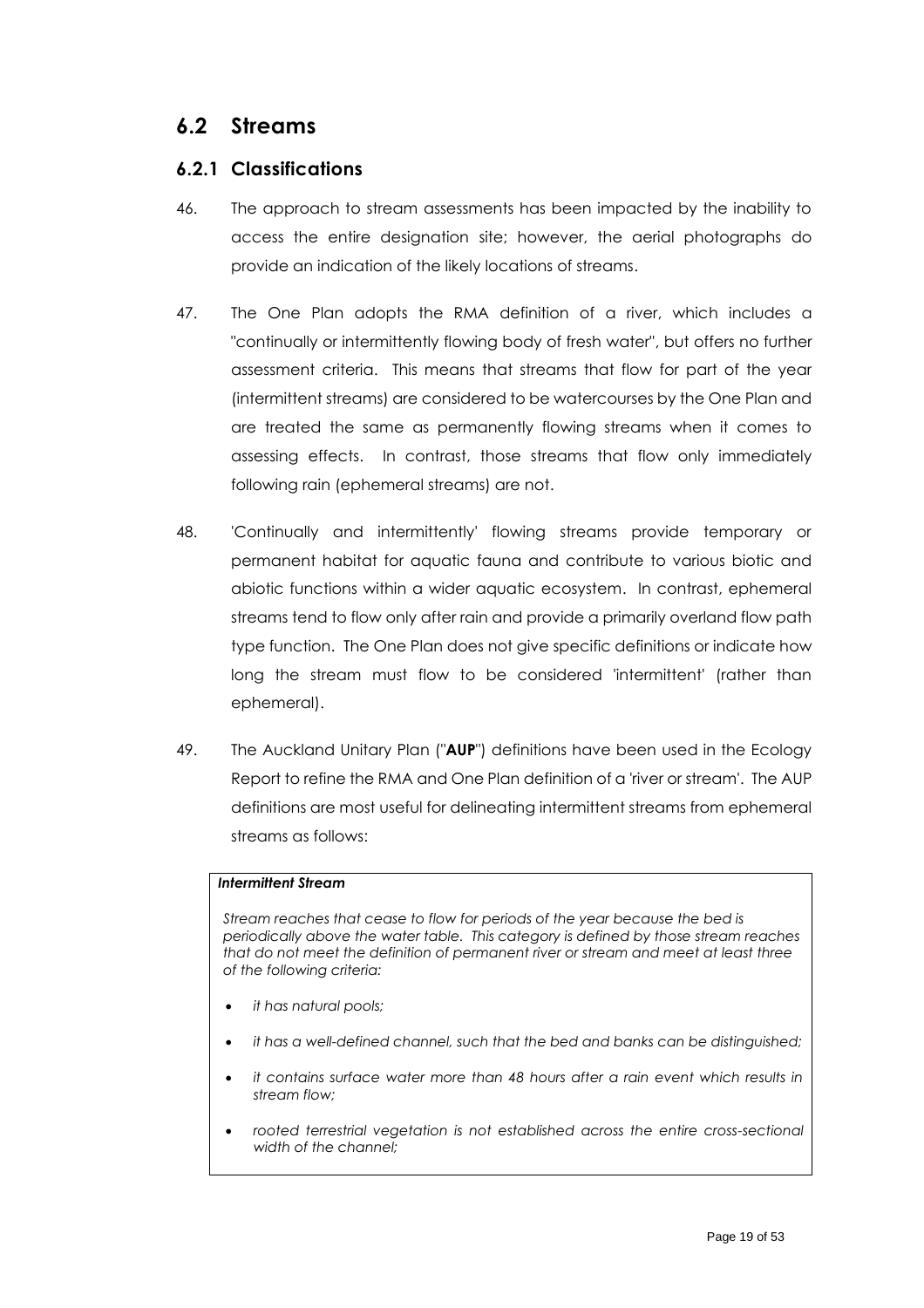## 6.2 Streams

### 6.2.1 Classifications

46. The approach to stream assessments has been impacted by the inability to access the entire designation site; however, the aerial photographs do provide an indication of the likely locations of streams.

47. The One Plan adopts the RMA definition of a river, which includes a "continually or intermittently flowing body of fresh water", but offers no further assessment criteria. This means that streams that flow for part of the year (intermittent streams) are considered to be watercourses by the One Plan and are treated the same as permanently flowing streams when it comes to assessing effects. In contrast, those streams that flow only immediately following rain (ephemeral streams) are not.

48. 'Continually and intermittently' flowing streams provide temporary or permanent habitat for aquatic fauna and contribute to various biotic and abiotic functions within a wider aquatic ecosystem. In contrast, ephemeral streams tend to flow only after rain and provide a primarily overland flow path type function. The One Plan does not give specific definitions or indicate how long the stream must flow to be considered 'intermittent' (rather than ephemeral).

49. The Auckland Unitary Plan ("**AUP**") definitions have been used in the Ecology Report to refine the RMA and One Plan definition of a 'river or stream'. The AUP definitions are most useful for delineating intermittent streams from ephemeral streams as follows:

> ***Intermittent Stream***
>
> *Stream reaches that cease to flow for periods of the year because the bed is periodically above the water table. This category is defined by those stream reaches that do not meet the definition of permanent river or stream and meet at least three of the following criteria:*
>
> - *it has natural pools;*
> - *it has a well-defined channel, such that the bed and banks can be distinguished;*
> - *it contains surface water more than 48 hours after a rain event which results in stream flow;*
> - *rooted terrestrial vegetation is not established across the entire cross-sectional width of the channel;*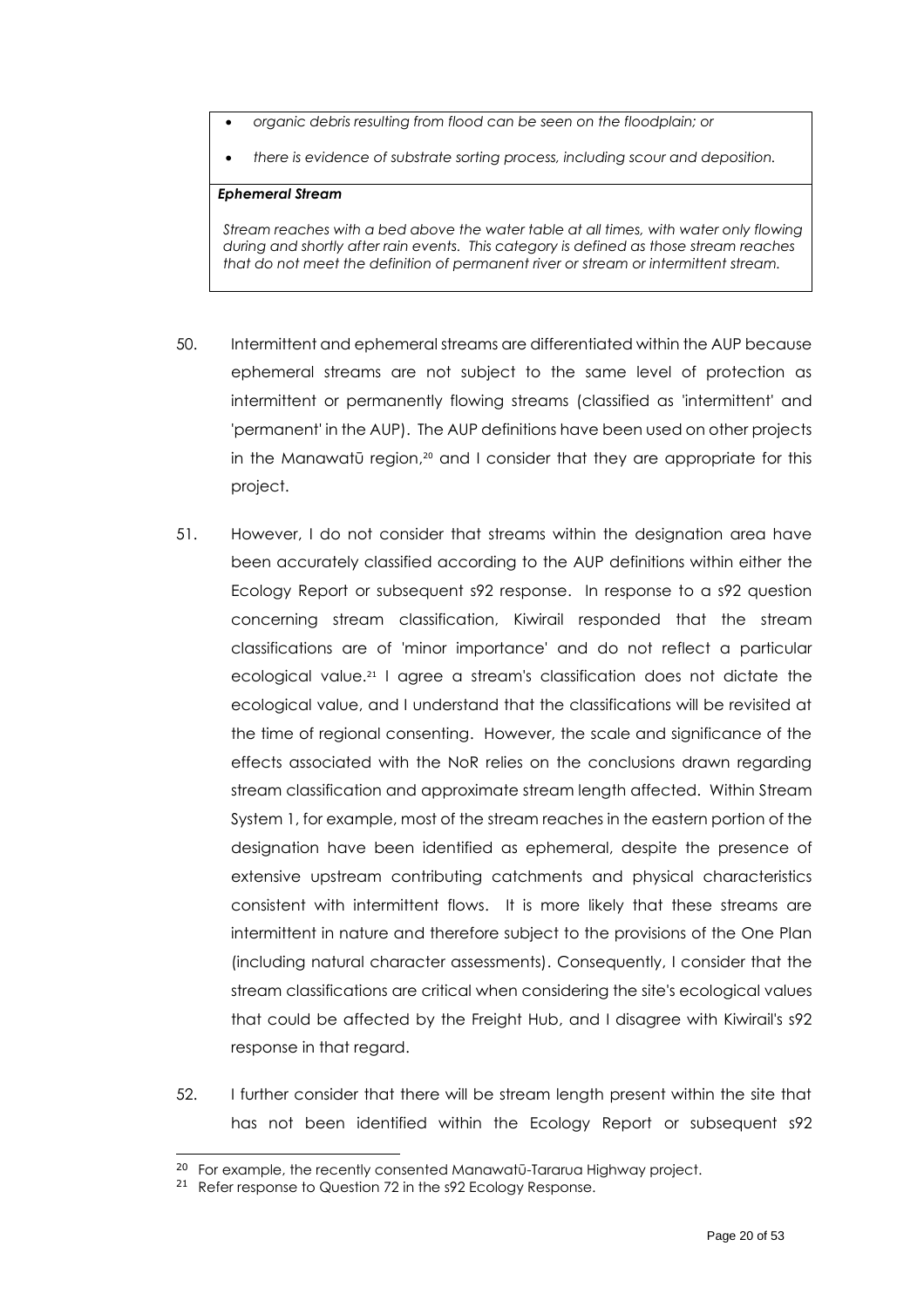- *organic debris resulting from flood can be seen on the floodplain; or*
- *there is evidence of substrate sorting process, including scour and deposition.*

***Ephemeral Stream***

*Stream reaches with a bed above the water table at all times, with water only flowing during and shortly after rain events. This category is defined as those stream reaches that do not meet the definition of permanent river or stream or intermittent stream.*

50. Intermittent and ephemeral streams are differentiated within the AUP because ephemeral streams are not subject to the same level of protection as intermittent or permanently flowing streams (classified as 'intermittent' and 'permanent' in the AUP). The AUP definitions have been used on other projects in the Manawatū region,[20] and I consider that they are appropriate for this project.

51. However, I do not consider that streams within the designation area have been accurately classified according to the AUP definitions within either the Ecology Report or subsequent s92 response. In response to a s92 question concerning stream classification, Kiwirail responded that the stream classifications are of 'minor importance' and do not reflect a particular ecological value.[21] I agree a stream's classification does not dictate the ecological value, and I understand that the classifications will be revisited at the time of regional consenting. However, the scale and significance of the effects associated with the NoR relies on the conclusions drawn regarding stream classification and approximate stream length affected. Within Stream System 1, for example, most of the stream reaches in the eastern portion of the designation have been identified as ephemeral, despite the presence of extensive upstream contributing catchments and physical characteristics consistent with intermittent flows. It is more likely that these streams are intermittent in nature and therefore subject to the provisions of the One Plan (including natural character assessments). Consequently, I consider that the stream classifications are critical when considering the site's ecological values that could be affected by the Freight Hub, and I disagree with Kiwirail's s92 response in that regard.

52. I further consider that there will be stream length present within the site that has not been identified within the Ecology Report or subsequent s92

---

[20] For example, the recently consented Manawatū-Tararua Highway project.

[21] Refer response to Question 72 in the s92 Ecology Response.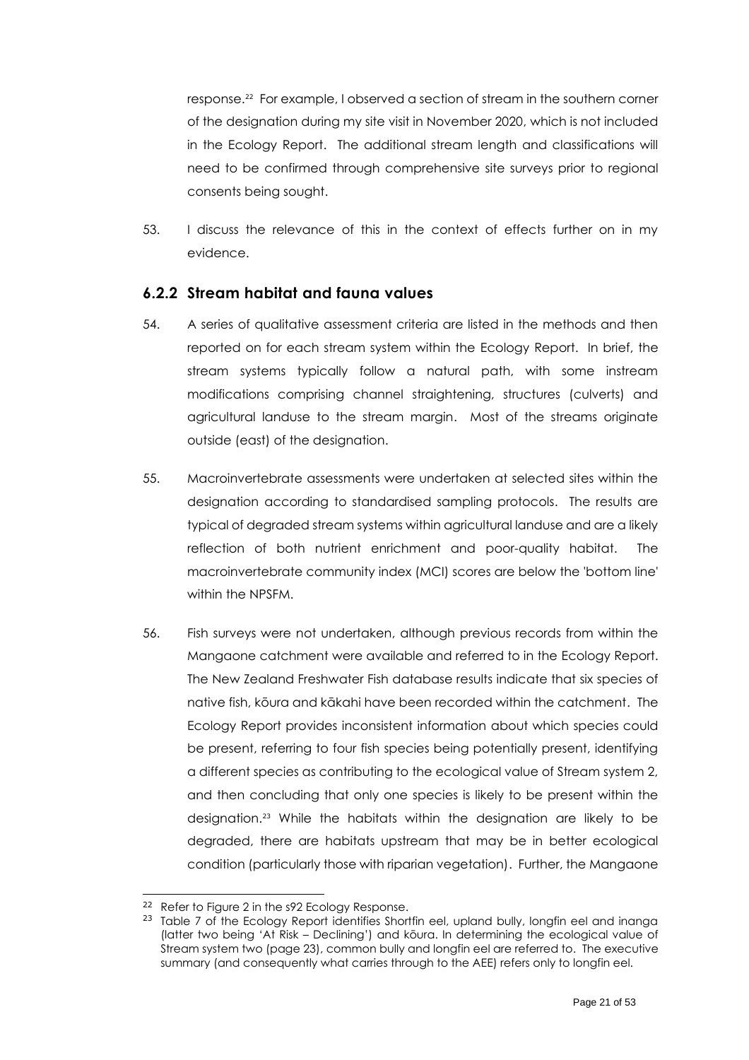response.[22] For example, I observed a section of stream in the southern corner of the designation during my site visit in November 2020, which is not included in the Ecology Report. The additional stream length and classifications will need to be confirmed through comprehensive site surveys prior to regional consents being sought.

53. I discuss the relevance of this in the context of effects further on in my evidence.

### 6.2.2 Stream habitat and fauna values

54. A series of qualitative assessment criteria are listed in the methods and then reported on for each stream system within the Ecology Report. In brief, the stream systems typically follow a natural path, with some instream modifications comprising channel straightening, structures (culverts) and agricultural landuse to the stream margin. Most of the streams originate outside (east) of the designation.

55. Macroinvertebrate assessments were undertaken at selected sites within the designation according to standardised sampling protocols. The results are typical of degraded stream systems within agricultural landuse and are a likely reflection of both nutrient enrichment and poor-quality habitat. The macroinvertebrate community index (MCI) scores are below the 'bottom line' within the NPSFM.

56. Fish surveys were not undertaken, although previous records from within the Mangaone catchment were available and referred to in the Ecology Report. The New Zealand Freshwater Fish database results indicate that six species of native fish, kōura and kākahi have been recorded within the catchment. The Ecology Report provides inconsistent information about which species could be present, referring to four fish species being potentially present, identifying a different species as contributing to the ecological value of Stream system 2, and then concluding that only one species is likely to be present within the designation.[23] While the habitats within the designation are likely to be degraded, there are habitats upstream that may be in better ecological condition (particularly those with riparian vegetation). Further, the Mangaone

---

[22] Refer to Figure 2 in the s92 Ecology Response.

[23] Table 7 of the Ecology Report identifies Shortfin eel, upland bully, longfin eel and inanga (latter two being 'At Risk – Declining') and kōura. In determining the ecological value of Stream system two (page 23), common bully and longfin eel are referred to. The executive summary (and consequently what carries through to the AEE) refers only to longfin eel.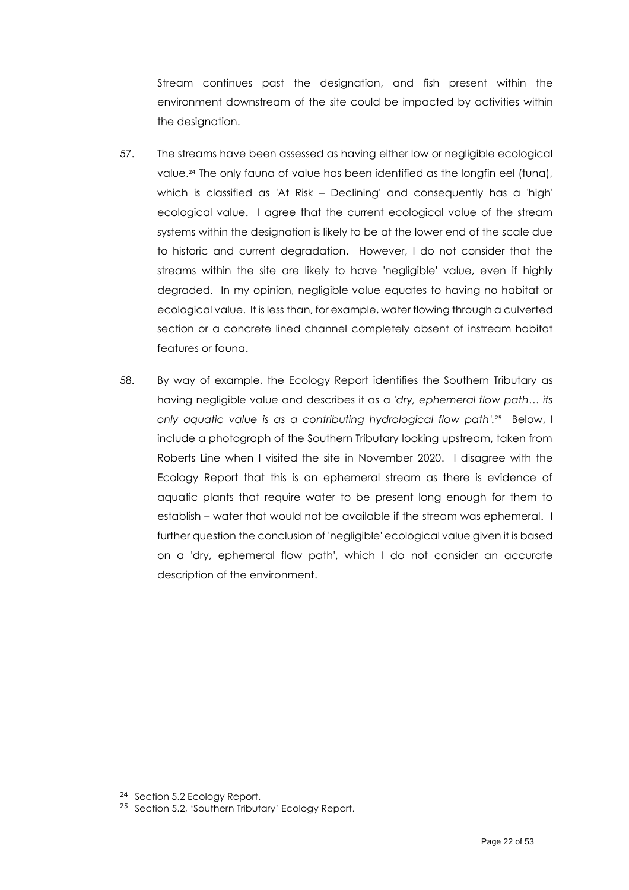Stream continues past the designation, and fish present within the environment downstream of the site could be impacted by activities within the designation.

57. The streams have been assessed as having either low or negligible ecological value.[24] The only fauna of value has been identified as the longfin eel (tuna), which is classified as 'At Risk – Declining' and consequently has a 'high' ecological value. I agree that the current ecological value of the stream systems within the designation is likely to be at the lower end of the scale due to historic and current degradation. However, I do not consider that the streams within the site are likely to have 'negligible' value, even if highly degraded. In my opinion, negligible value equates to having no habitat or ecological value. It is less than, for example, water flowing through a culverted section or a concrete lined channel completely absent of instream habitat features or fauna.

58. By way of example, the Ecology Report identifies the Southern Tributary as having negligible value and describes it as a '*dry, ephemeral flow path… its only aquatic value is as a contributing hydrological flow path*'.[25] Below, I include a photograph of the Southern Tributary looking upstream, taken from Roberts Line when I visited the site in November 2020. I disagree with the Ecology Report that this is an ephemeral stream as there is evidence of aquatic plants that require water to be present long enough for them to establish – water that would not be available if the stream was ephemeral. I further question the conclusion of 'negligible' ecological value given it is based on a 'dry, ephemeral flow path', which I do not consider an accurate description of the environment.

---

[24] Section 5.2 Ecology Report.

[25] Section 5.2, 'Southern Tributary' Ecology Report.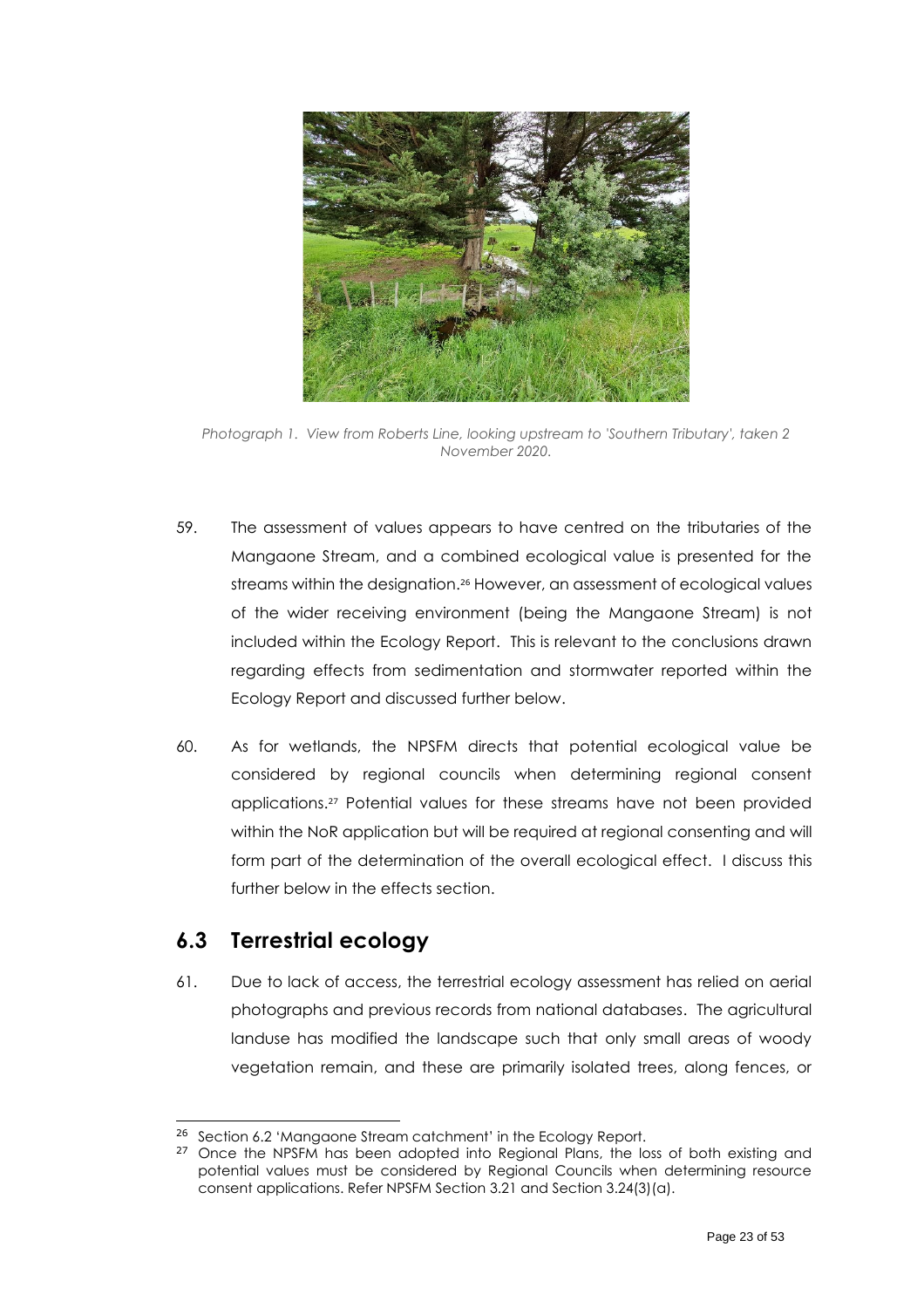*Photograph 1. View from Roberts Line, looking upstream to 'Southern Tributary', taken 2 November 2020.*

59. The assessment of values appears to have centred on the tributaries of the Mangaone Stream, and a combined ecological value is presented for the streams within the designation.[26] However, an assessment of ecological values of the wider receiving environment (being the Mangaone Stream) is not included within the Ecology Report. This is relevant to the conclusions drawn regarding effects from sedimentation and stormwater reported within the Ecology Report and discussed further below.

60. As for wetlands, the NPSFM directs that potential ecological value be considered by regional councils when determining regional consent applications.[27] Potential values for these streams have not been provided within the NoR application but will be required at regional consenting and will form part of the determination of the overall ecological effect. I discuss this further below in the effects section.

## 6.3 Terrestrial ecology

61. Due to lack of access, the terrestrial ecology assessment has relied on aerial photographs and previous records from national databases. The agricultural landuse has modified the landscape such that only small areas of woody vegetation remain, and these are primarily isolated trees, along fences, or

---

[26] Section 6.2 'Mangaone Stream catchment' in the Ecology Report.

[27] Once the NPSFM has been adopted into Regional Plans, the loss of both existing and potential values must be considered by Regional Councils when determining resource consent applications. Refer NPSFM Section 3.21 and Section 3.24(3)(a).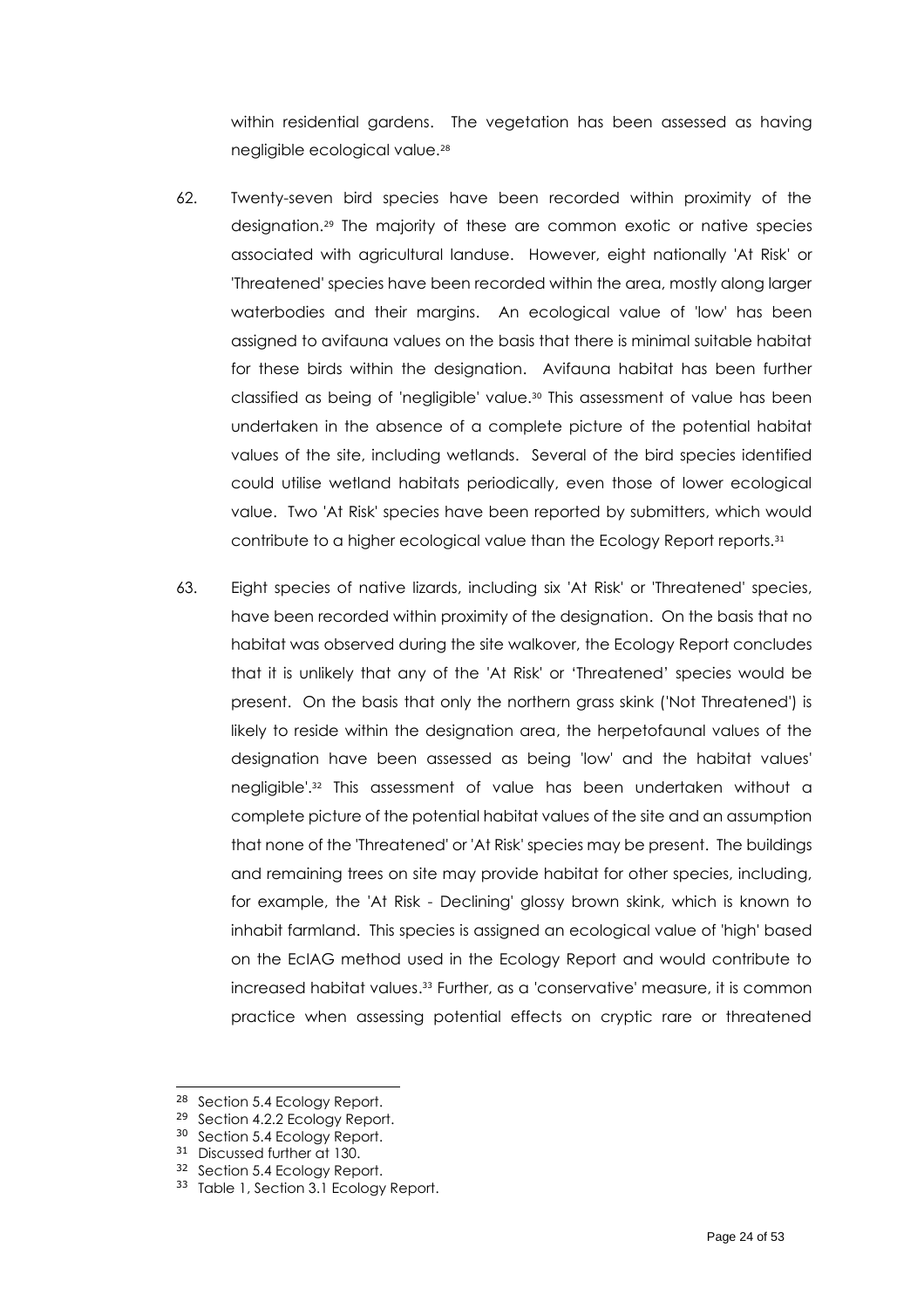within residential gardens. The vegetation has been assessed as having negligible ecological value.[28]

62. Twenty-seven bird species have been recorded within proximity of the designation.[29] The majority of these are common exotic or native species associated with agricultural landuse. However, eight nationally 'At Risk' or 'Threatened' species have been recorded within the area, mostly along larger waterbodies and their margins. An ecological value of 'low' has been assigned to avifauna values on the basis that there is minimal suitable habitat for these birds within the designation. Avifauna habitat has been further classified as being of 'negligible' value.[30] This assessment of value has been undertaken in the absence of a complete picture of the potential habitat values of the site, including wetlands. Several of the bird species identified could utilise wetland habitats periodically, even those of lower ecological value. Two 'At Risk' species have been reported by submitters, which would contribute to a higher ecological value than the Ecology Report reports.[31]

63. Eight species of native lizards, including six 'At Risk' or 'Threatened' species, have been recorded within proximity of the designation. On the basis that no habitat was observed during the site walkover, the Ecology Report concludes that it is unlikely that any of the 'At Risk' or 'Threatened' species would be present. On the basis that only the northern grass skink ('Not Threatened') is likely to reside within the designation area, the herpetofaunal values of the designation have been assessed as being 'low' and the habitat values' negligible'.[32] This assessment of value has been undertaken without a complete picture of the potential habitat values of the site and an assumption that none of the 'Threatened' or 'At Risk' species may be present. The buildings and remaining trees on site may provide habitat for other species, including, for example, the 'At Risk - Declining' glossy brown skink, which is known to inhabit farmland. This species is assigned an ecological value of 'high' based on the EcIAG method used in the Ecology Report and would contribute to increased habitat values.[33] Further, as a 'conservative' measure, it is common practice when assessing potential effects on cryptic rare or threatened

---

[28] Section 5.4 Ecology Report.

[29] Section 4.2.2 Ecology Report.

[30] Section 5.4 Ecology Report.

[31] Discussed further at 130.

[32] Section 5.4 Ecology Report.

[33] Table 1, Section 3.1 Ecology Report.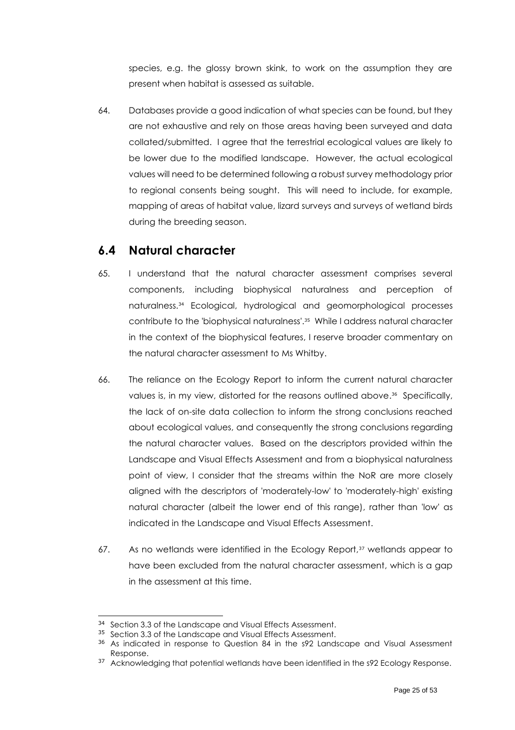species, e.g. the glossy brown skink, to work on the assumption they are present when habitat is assessed as suitable.

64. Databases provide a good indication of what species can be found, but they are not exhaustive and rely on those areas having been surveyed and data collated/submitted. I agree that the terrestrial ecological values are likely to be lower due to the modified landscape. However, the actual ecological values will need to be determined following a robust survey methodology prior to regional consents being sought. This will need to include, for example, mapping of areas of habitat value, lizard surveys and surveys of wetland birds during the breeding season.

## 6.4 Natural character

65. I understand that the natural character assessment comprises several components, including biophysical naturalness and perception of naturalness.[34] Ecological, hydrological and geomorphological processes contribute to the 'biophysical naturalness'.[35] While I address natural character in the context of the biophysical features, I reserve broader commentary on the natural character assessment to Ms Whitby.

66. The reliance on the Ecology Report to inform the current natural character values is, in my view, distorted for the reasons outlined above.[36] Specifically, the lack of on-site data collection to inform the strong conclusions reached about ecological values, and consequently the strong conclusions regarding the natural character values. Based on the descriptors provided within the Landscape and Visual Effects Assessment and from a biophysical naturalness point of view, I consider that the streams within the NoR are more closely aligned with the descriptors of 'moderately-low' to 'moderately-high' existing natural character (albeit the lower end of this range), rather than 'low' as indicated in the Landscape and Visual Effects Assessment.

67. As no wetlands were identified in the Ecology Report,[37] wetlands appear to have been excluded from the natural character assessment, which is a gap in the assessment at this time.

---

[34] Section 3.3 of the Landscape and Visual Effects Assessment.

[35] Section 3.3 of the Landscape and Visual Effects Assessment.

[36] As indicated in response to Question 84 in the s92 Landscape and Visual Assessment Response.

[37] Acknowledging that potential wetlands have been identified in the s92 Ecology Response.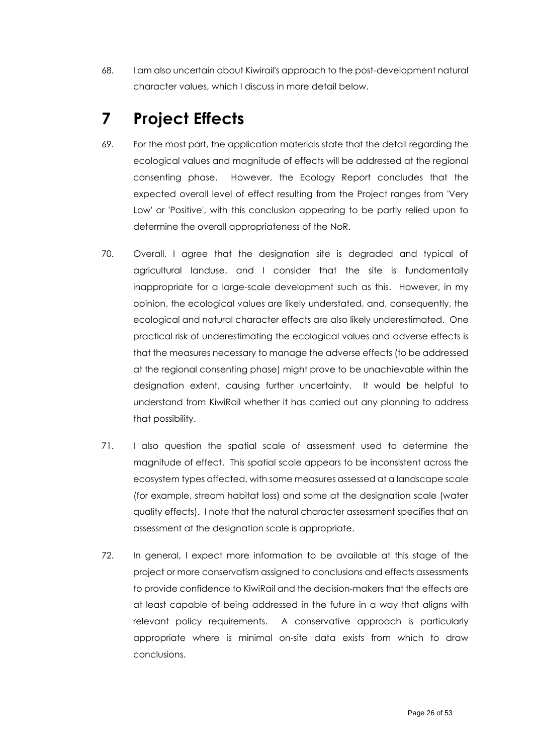68. I am also uncertain about Kiwirail's approach to the post-development natural character values, which I discuss in more detail below.

# 7 Project Effects

69. For the most part, the application materials state that the detail regarding the ecological values and magnitude of effects will be addressed at the regional consenting phase. However, the Ecology Report concludes that the expected overall level of effect resulting from the Project ranges from 'Very Low' or 'Positive', with this conclusion appearing to be partly relied upon to determine the overall appropriateness of the NoR.

70. Overall, I agree that the designation site is degraded and typical of agricultural landuse, and I consider that the site is fundamentally inappropriate for a large-scale development such as this. However, in my opinion, the ecological values are likely understated, and, consequently, the ecological and natural character effects are also likely underestimated. One practical risk of underestimating the ecological values and adverse effects is that the measures necessary to manage the adverse effects (to be addressed at the regional consenting phase) might prove to be unachievable within the designation extent, causing further uncertainty. It would be helpful to understand from KiwiRail whether it has carried out any planning to address that possibility.

71. I also question the spatial scale of assessment used to determine the magnitude of effect. This spatial scale appears to be inconsistent across the ecosystem types affected, with some measures assessed at a landscape scale (for example, stream habitat loss) and some at the designation scale (water quality effects). I note that the natural character assessment specifies that an assessment at the designation scale is appropriate.

72. In general, I expect more information to be available at this stage of the project or more conservatism assigned to conclusions and effects assessments to provide confidence to KiwiRail and the decision-makers that the effects are at least capable of being addressed in the future in a way that aligns with relevant policy requirements. A conservative approach is particularly appropriate where is minimal on-site data exists from which to draw conclusions.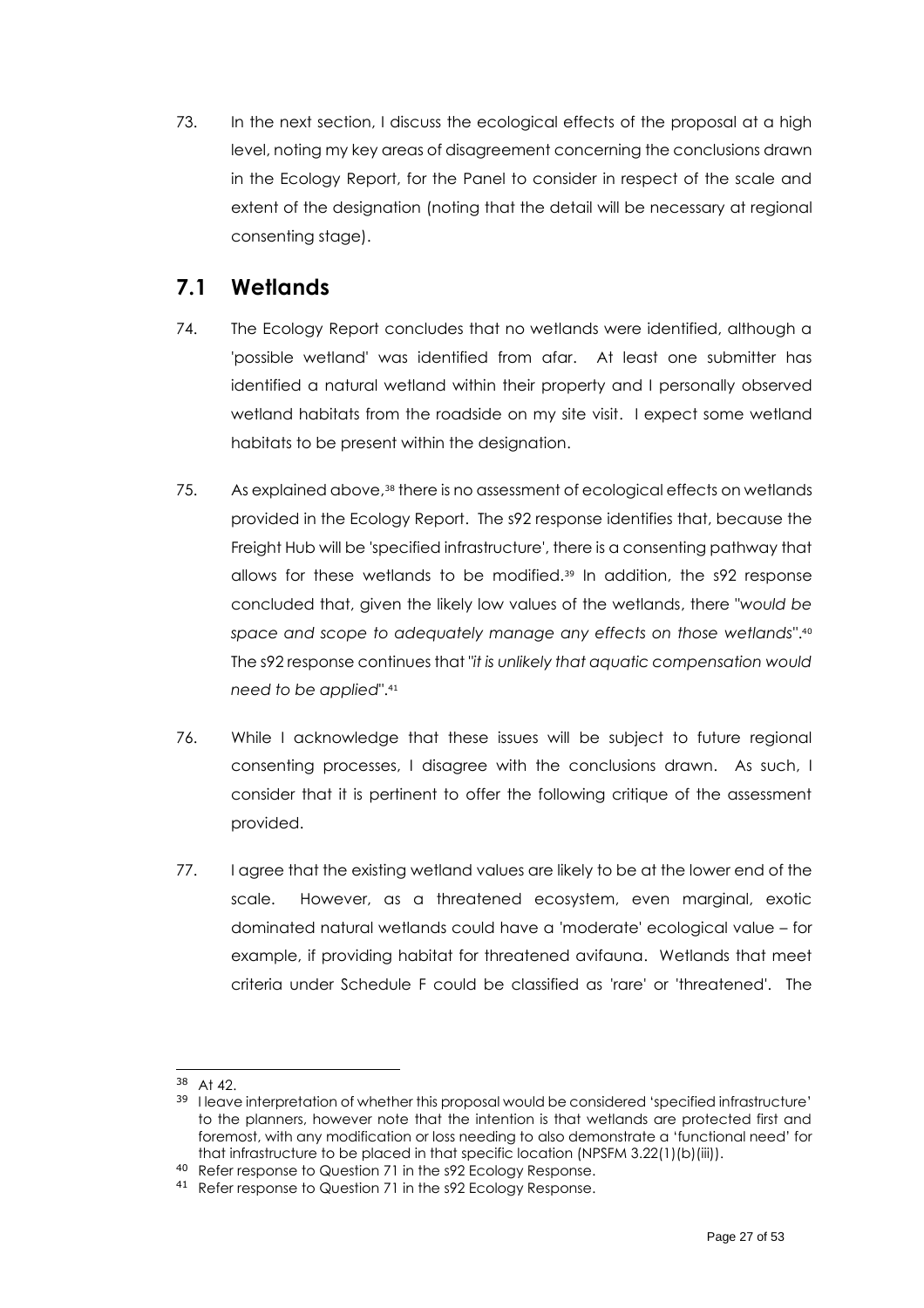73. In the next section, I discuss the ecological effects of the proposal at a high level, noting my key areas of disagreement concerning the conclusions drawn in the Ecology Report, for the Panel to consider in respect of the scale and extent of the designation (noting that the detail will be necessary at regional consenting stage).

## 7.1 Wetlands

74. The Ecology Report concludes that no wetlands were identified, although a 'possible wetland' was identified from afar. At least one submitter has identified a natural wetland within their property and I personally observed wetland habitats from the roadside on my site visit. I expect some wetland habitats to be present within the designation.

75. As explained above,[38] there is no assessment of ecological effects on wetlands provided in the Ecology Report. The s92 response identifies that, because the Freight Hub will be 'specified infrastructure', there is a consenting pathway that allows for these wetlands to be modified.[39] In addition, the s92 response concluded that, given the likely low values of the wetlands, there "*would be space and scope to adequately manage any effects on those wetlands*".[40] The s92 response continues that "*it is unlikely that aquatic compensation would need to be applied*".[41]

76. While I acknowledge that these issues will be subject to future regional consenting processes, I disagree with the conclusions drawn. As such, I consider that it is pertinent to offer the following critique of the assessment provided.

77. I agree that the existing wetland values are likely to be at the lower end of the scale. However, as a threatened ecosystem, even marginal, exotic dominated natural wetlands could have a 'moderate' ecological value – for example, if providing habitat for threatened avifauna. Wetlands that meet criteria under Schedule F could be classified as 'rare' or 'threatened'. The

---

[38] At 42.

[39] I leave interpretation of whether this proposal would be considered 'specified infrastructure' to the planners, however note that the intention is that wetlands are protected first and foremost, with any modification or loss needing to also demonstrate a 'functional need' for that infrastructure to be placed in that specific location (NPSFM 3.22(1)(b)(iii)).

[40] Refer response to Question 71 in the s92 Ecology Response.

[41] Refer response to Question 71 in the s92 Ecology Response.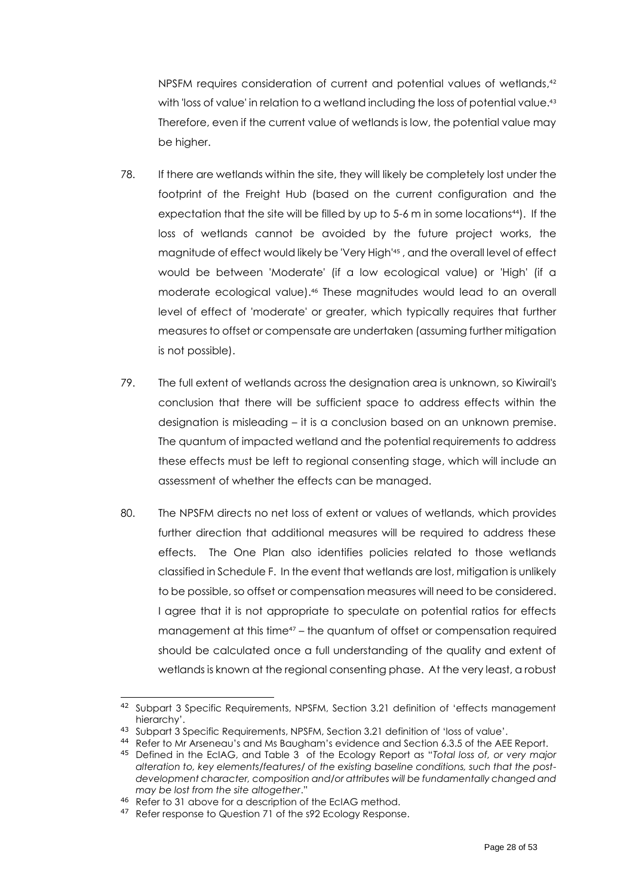NPSFM requires consideration of current and potential values of wetlands,[42] with 'loss of value' in relation to a wetland including the loss of potential value.[43] Therefore, even if the current value of wetlands is low, the potential value may be higher.

78. If there are wetlands within the site, they will likely be completely lost under the footprint of the Freight Hub (based on the current configuration and the expectation that the site will be filled by up to 5-6 m in some locations[44]). If the loss of wetlands cannot be avoided by the future project works, the magnitude of effect would likely be 'Very High'[45] , and the overall level of effect would be between 'Moderate' (if a low ecological value) or 'High' (if a moderate ecological value).[46] These magnitudes would lead to an overall level of effect of 'moderate' or greater, which typically requires that further measures to offset or compensate are undertaken (assuming further mitigation is not possible).

79. The full extent of wetlands across the designation area is unknown, so Kiwirail's conclusion that there will be sufficient space to address effects within the designation is misleading – it is a conclusion based on an unknown premise. The quantum of impacted wetland and the potential requirements to address these effects must be left to regional consenting stage, which will include an assessment of whether the effects can be managed.

80. The NPSFM directs no net loss of extent or values of wetlands, which provides further direction that additional measures will be required to address these effects. The One Plan also identifies policies related to those wetlands classified in Schedule F. In the event that wetlands are lost, mitigation is unlikely to be possible, so offset or compensation measures will need to be considered. I agree that it is not appropriate to speculate on potential ratios for effects management at this time[47] – the quantum of offset or compensation required should be calculated once a full understanding of the quality and extent of wetlands is known at the regional consenting phase. At the very least, a robust

---

[42] Subpart 3 Specific Requirements, NPSFM, Section 3.21 definition of 'effects management hierarchy'.

[43] Subpart 3 Specific Requirements, NPSFM, Section 3.21 definition of 'loss of value'.

[44] Refer to Mr Arseneau's and Ms Baugham's evidence and Section 6.3.5 of the AEE Report.

[45] Defined in the EcIAG, and Table 3 of the Ecology Report as "*Total loss of, or very major alteration to, key elements/features/ of the existing baseline conditions, such that the post-development character, composition and/or attributes will be fundamentally changed and may be lost from the site altogether*."

[46] Refer to 31 above for a description of the EcIAG method.

[47] Refer response to Question 71 of the s92 Ecology Response.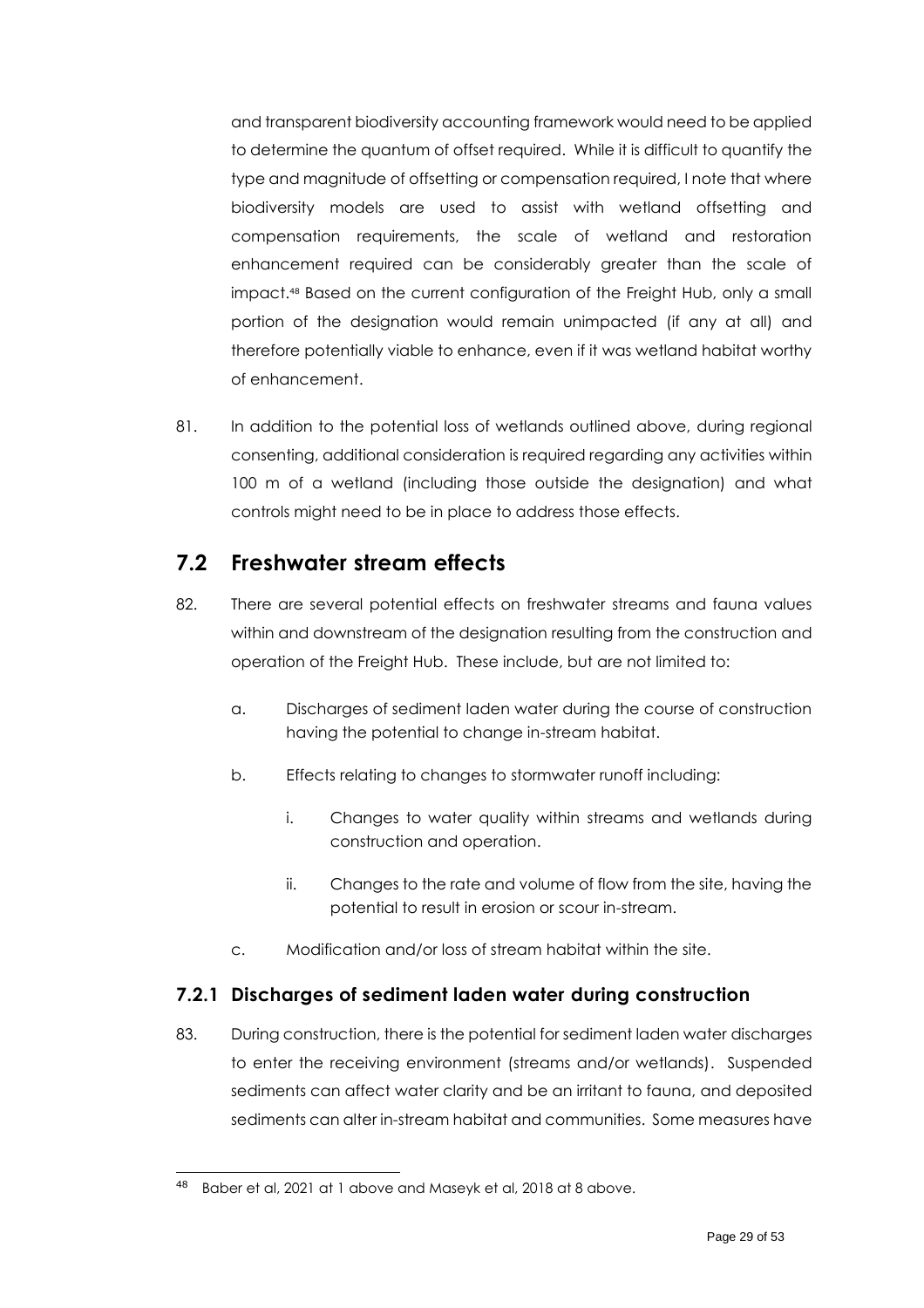and transparent biodiversity accounting framework would need to be applied to determine the quantum of offset required. While it is difficult to quantify the type and magnitude of offsetting or compensation required, I note that where biodiversity models are used to assist with wetland offsetting and compensation requirements, the scale of wetland and restoration enhancement required can be considerably greater than the scale of impact.[48] Based on the current configuration of the Freight Hub, only a small portion of the designation would remain unimpacted (if any at all) and therefore potentially viable to enhance, even if it was wetland habitat worthy of enhancement.

81. In addition to the potential loss of wetlands outlined above, during regional consenting, additional consideration is required regarding any activities within 100 m of a wetland (including those outside the designation) and what controls might need to be in place to address those effects.

## 7.2 Freshwater stream effects

82. There are several potential effects on freshwater streams and fauna values within and downstream of the designation resulting from the construction and operation of the Freight Hub. These include, but are not limited to:

   a. Discharges of sediment laden water during the course of construction having the potential to change in-stream habitat.

   b. Effects relating to changes to stormwater runoff including:

      i. Changes to water quality within streams and wetlands during construction and operation.

      ii. Changes to the rate and volume of flow from the site, having the potential to result in erosion or scour in-stream.

   c. Modification and/or loss of stream habitat within the site.

### 7.2.1 Discharges of sediment laden water during construction

83. During construction, there is the potential for sediment laden water discharges to enter the receiving environment (streams and/or wetlands). Suspended sediments can affect water clarity and be an irritant to fauna, and deposited sediments can alter in-stream habitat and communities. Some measures have

---

[48] Baber et al, 2021 at 1 above and Maseyk et al, 2018 at 8 above.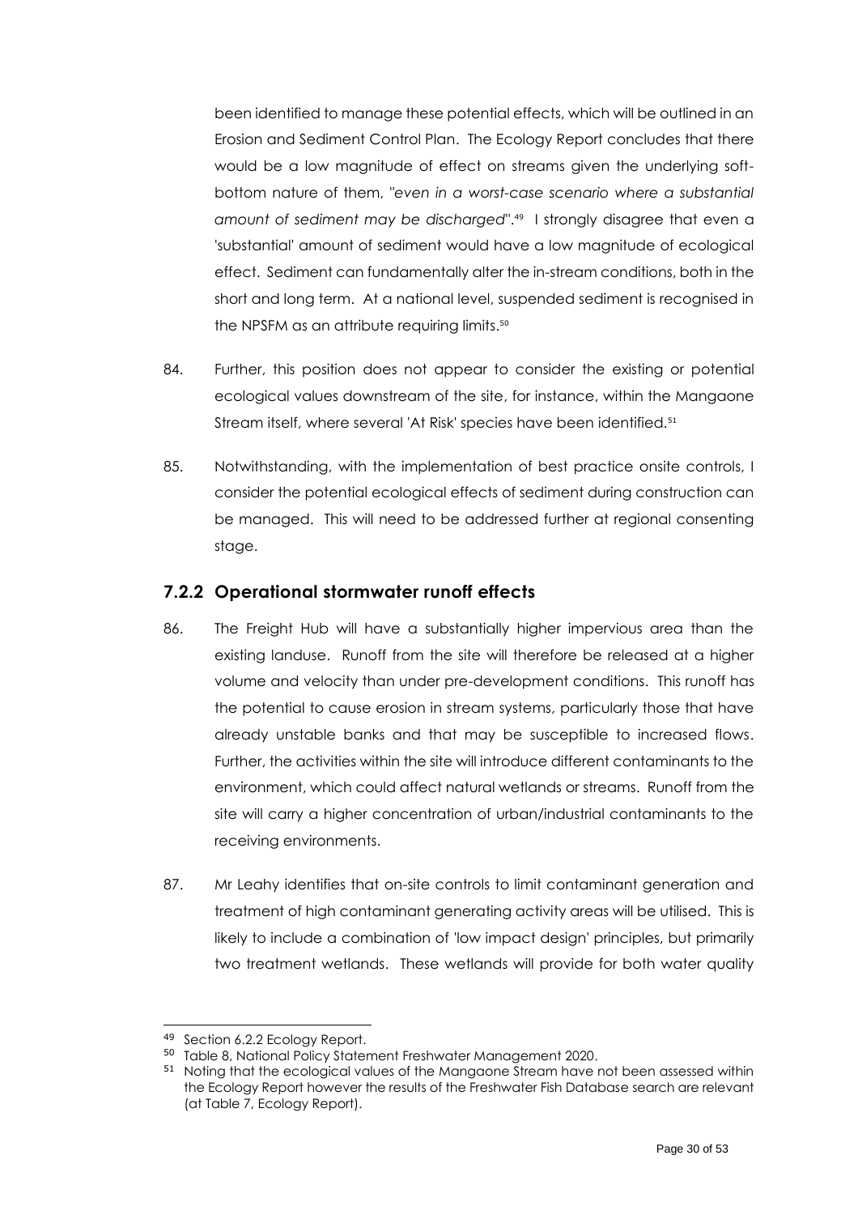been identified to manage these potential effects, which will be outlined in an Erosion and Sediment Control Plan. The Ecology Report concludes that there would be a low magnitude of effect on streams given the underlying soft-bottom nature of them, "*even in a worst-case scenario where a substantial amount of sediment may be discharged*".[49] I strongly disagree that even a 'substantial' amount of sediment would have a low magnitude of ecological effect. Sediment can fundamentally alter the in-stream conditions, both in the short and long term. At a national level, suspended sediment is recognised in the NPSFM as an attribute requiring limits.[50]

84. Further, this position does not appear to consider the existing or potential ecological values downstream of the site, for instance, within the Mangaone Stream itself, where several 'At Risk' species have been identified.[51]

85. Notwithstanding, with the implementation of best practice onsite controls, I consider the potential ecological effects of sediment during construction can be managed. This will need to be addressed further at regional consenting stage.

### 7.2.2 Operational stormwater runoff effects

86. The Freight Hub will have a substantially higher impervious area than the existing landuse. Runoff from the site will therefore be released at a higher volume and velocity than under pre-development conditions. This runoff has the potential to cause erosion in stream systems, particularly those that have already unstable banks and that may be susceptible to increased flows. Further, the activities within the site will introduce different contaminants to the environment, which could affect natural wetlands or streams. Runoff from the site will carry a higher concentration of urban/industrial contaminants to the receiving environments.

87. Mr Leahy identifies that on-site controls to limit contaminant generation and treatment of high contaminant generating activity areas will be utilised. This is likely to include a combination of 'low impact design' principles, but primarily two treatment wetlands. These wetlands will provide for both water quality

---

[49] Section 6.2.2 Ecology Report.

[50] Table 8, National Policy Statement Freshwater Management 2020.

[51] Noting that the ecological values of the Mangaone Stream have not been assessed within the Ecology Report however the results of the Freshwater Fish Database search are relevant (at Table 7, Ecology Report).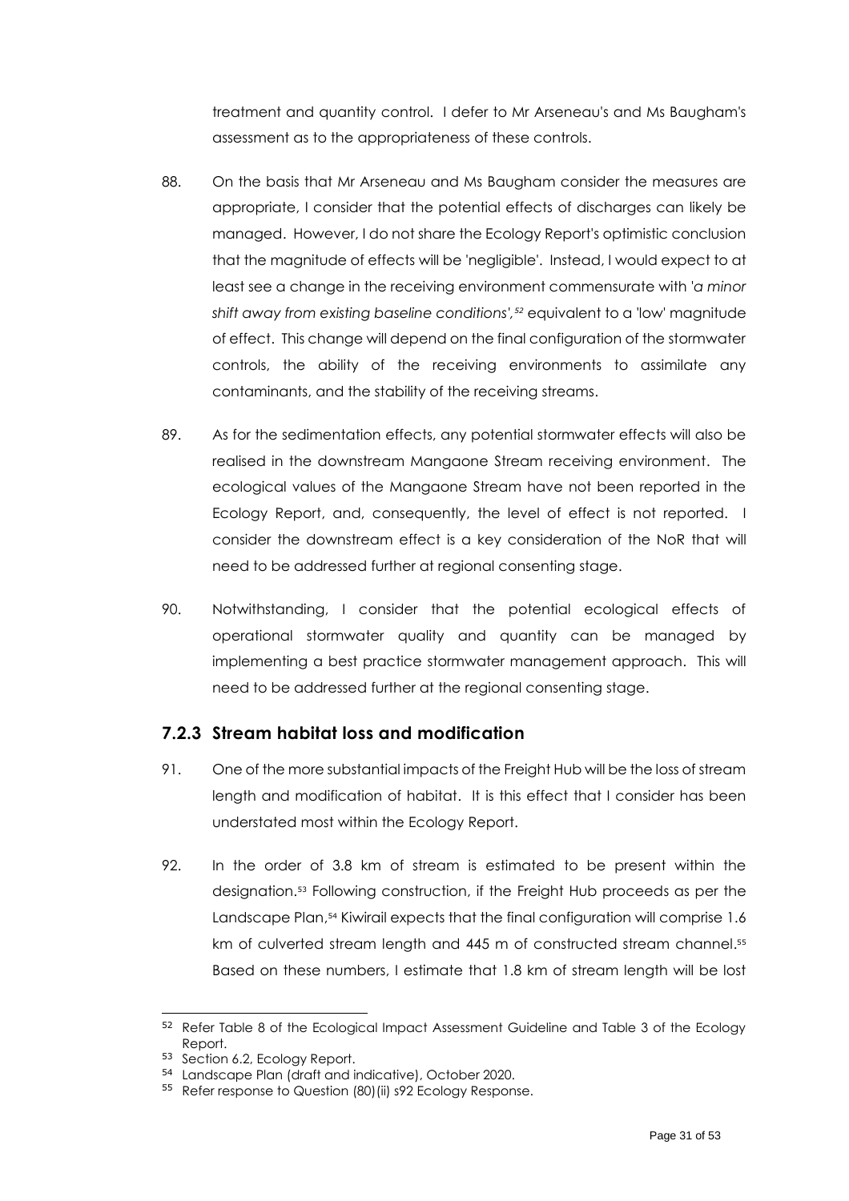treatment and quantity control. I defer to Mr Arseneau's and Ms Baugham's assessment as to the appropriateness of these controls.

88. On the basis that Mr Arseneau and Ms Baugham consider the measures are appropriate, I consider that the potential effects of discharges can likely be managed. However, I do not share the Ecology Report's optimistic conclusion that the magnitude of effects will be 'negligible'. Instead, I would expect to at least see a change in the receiving environment commensurate with '*a minor shift away from existing baseline conditions*',[52] equivalent to a 'low' magnitude of effect. This change will depend on the final configuration of the stormwater controls, the ability of the receiving environments to assimilate any contaminants, and the stability of the receiving streams.

89. As for the sedimentation effects, any potential stormwater effects will also be realised in the downstream Mangaone Stream receiving environment. The ecological values of the Mangaone Stream have not been reported in the Ecology Report, and, consequently, the level of effect is not reported. I consider the downstream effect is a key consideration of the NoR that will need to be addressed further at regional consenting stage.

90. Notwithstanding, I consider that the potential ecological effects of operational stormwater quality and quantity can be managed by implementing a best practice stormwater management approach. This will need to be addressed further at the regional consenting stage.

### 7.2.3 Stream habitat loss and modification

91. One of the more substantial impacts of the Freight Hub will be the loss of stream length and modification of habitat. It is this effect that I consider has been understated most within the Ecology Report.

92. In the order of 3.8 km of stream is estimated to be present within the designation.[53] Following construction, if the Freight Hub proceeds as per the Landscape Plan,[54] Kiwirail expects that the final configuration will comprise 1.6 km of culverted stream length and 445 m of constructed stream channel.[55] Based on these numbers, I estimate that 1.8 km of stream length will be lost

---

[52] Refer Table 8 of the Ecological Impact Assessment Guideline and Table 3 of the Ecology Report.

[53] Section 6.2, Ecology Report.

[54] Landscape Plan (draft and indicative), October 2020.

[55] Refer response to Question (80)(ii) s92 Ecology Response.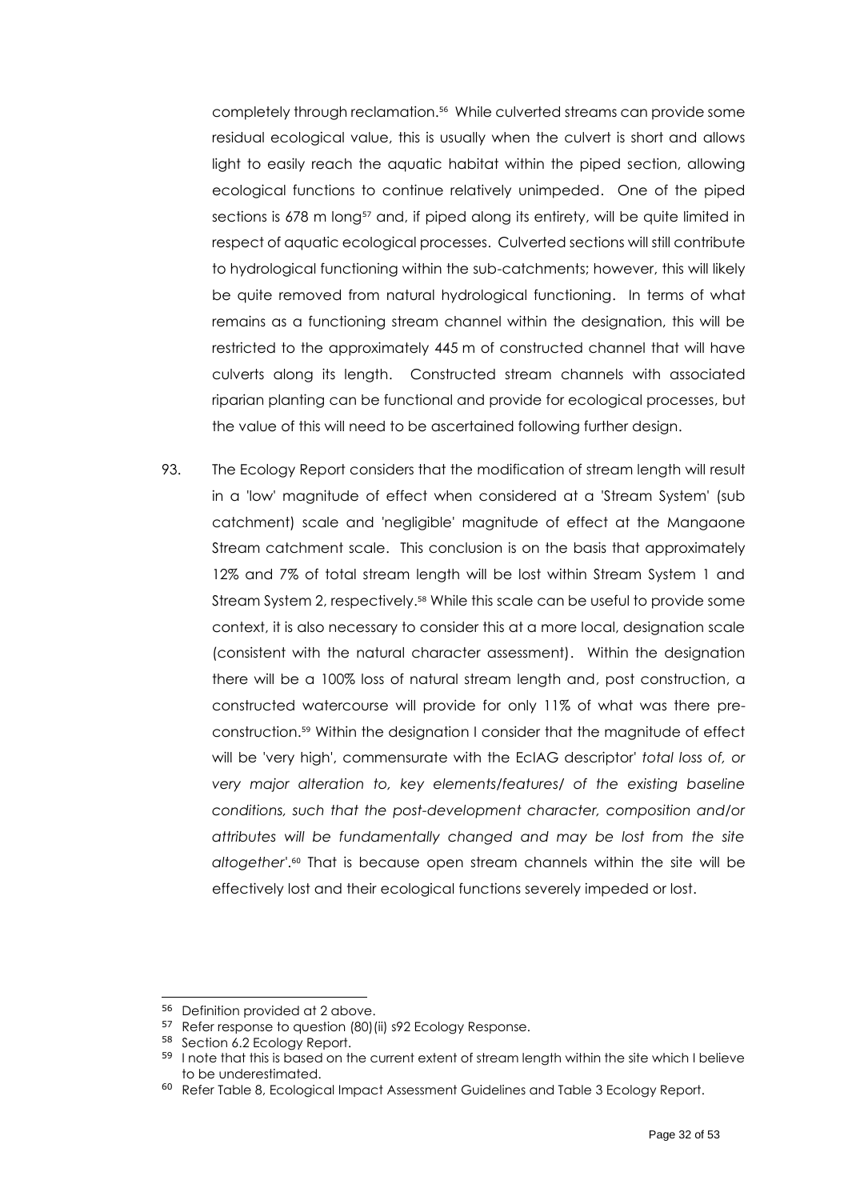completely through reclamation.[56] While culverted streams can provide some residual ecological value, this is usually when the culvert is short and allows light to easily reach the aquatic habitat within the piped section, allowing ecological functions to continue relatively unimpeded. One of the piped sections is 678 m long[57] and, if piped along its entirety, will be quite limited in respect of aquatic ecological processes. Culverted sections will still contribute to hydrological functioning within the sub-catchments; however, this will likely be quite removed from natural hydrological functioning. In terms of what remains as a functioning stream channel within the designation, this will be restricted to the approximately 445 m of constructed channel that will have culverts along its length. Constructed stream channels with associated riparian planting can be functional and provide for ecological processes, but the value of this will need to be ascertained following further design.

93. The Ecology Report considers that the modification of stream length will result in a 'low' magnitude of effect when considered at a 'Stream System' (sub catchment) scale and 'negligible' magnitude of effect at the Mangaone Stream catchment scale. This conclusion is on the basis that approximately 12% and 7% of total stream length will be lost within Stream System 1 and Stream System 2, respectively.[58] While this scale can be useful to provide some context, it is also necessary to consider this at a more local, designation scale (consistent with the natural character assessment). Within the designation there will be a 100% loss of natural stream length and, post construction, a constructed watercourse will provide for only 11% of what was there pre-construction.[59] Within the designation I consider that the magnitude of effect will be 'very high', commensurate with the EcIAG descriptor' *total loss of, or very major alteration to, key elements/features/ of the existing baseline conditions, such that the post-development character, composition and/or attributes will be fundamentally changed and may be lost from the site altogether*'.[60] That is because open stream channels within the site will be effectively lost and their ecological functions severely impeded or lost.

---

[56] Definition provided at 2 above.

[57] Refer response to question (80)(ii) s92 Ecology Response.

[58] Section 6.2 Ecology Report.

[59] I note that this is based on the current extent of stream length within the site which I believe to be underestimated.

[60] Refer Table 8, Ecological Impact Assessment Guidelines and Table 3 Ecology Report.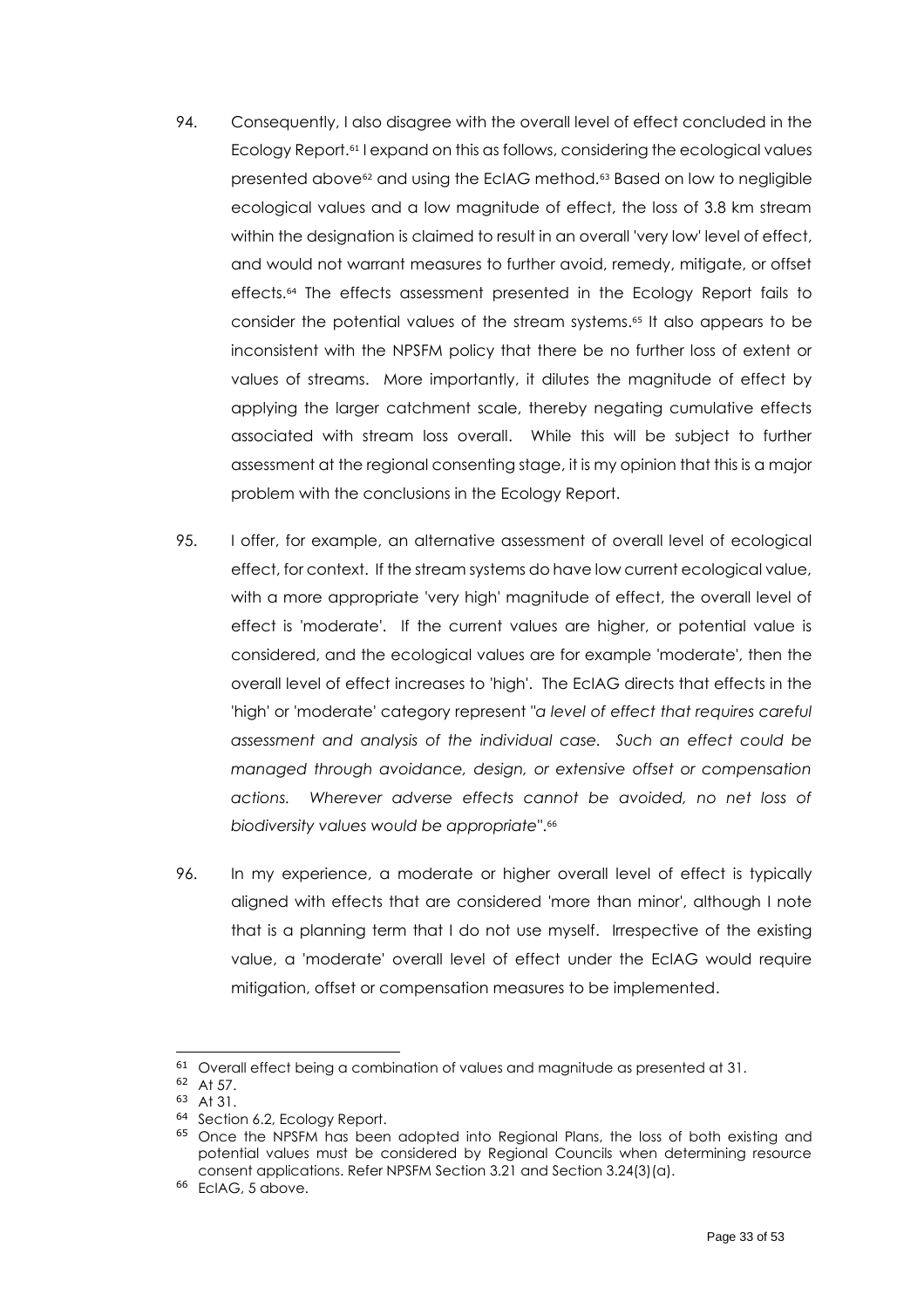94. Consequently, I also disagree with the overall level of effect concluded in the Ecology Report.[61] I expand on this as follows, considering the ecological values presented above[62] and using the EcIAG method.[63] Based on low to negligible ecological values and a low magnitude of effect, the loss of 3.8 km stream within the designation is claimed to result in an overall 'very low' level of effect, and would not warrant measures to further avoid, remedy, mitigate, or offset effects.[64] The effects assessment presented in the Ecology Report fails to consider the potential values of the stream systems.[65] It also appears to be inconsistent with the NPSFM policy that there be no further loss of extent or values of streams. More importantly, it dilutes the magnitude of effect by applying the larger catchment scale, thereby negating cumulative effects associated with stream loss overall. While this will be subject to further assessment at the regional consenting stage, it is my opinion that this is a major problem with the conclusions in the Ecology Report.

95. I offer, for example, an alternative assessment of overall level of ecological effect, for context. If the stream systems do have low current ecological value, with a more appropriate 'very high' magnitude of effect, the overall level of effect is 'moderate'. If the current values are higher, or potential value is considered, and the ecological values are for example 'moderate', then the overall level of effect increases to 'high'. The EcIAG directs that effects in the 'high' or 'moderate' category represent "*a level of effect that requires careful assessment and analysis of the individual case. Such an effect could be managed through avoidance, design, or extensive offset or compensation actions. Wherever adverse effects cannot be avoided, no net loss of biodiversity values would be appropriate*".[66]

96. In my experience, a moderate or higher overall level of effect is typically aligned with effects that are considered 'more than minor', although I note that is a planning term that I do not use myself. Irrespective of the existing value, a 'moderate' overall level of effect under the EcIAG would require mitigation, offset or compensation measures to be implemented.

---

[61] Overall effect being a combination of values and magnitude as presented at 31.

[62] At 57.

[63] At 31.

[64] Section 6.2, Ecology Report.

[65] Once the NPSFM has been adopted into Regional Plans, the loss of both existing and potential values must be considered by Regional Councils when determining resource consent applications. Refer NPSFM Section 3.21 and Section 3.24(3)(a).

[66] EcIAG, 5 above.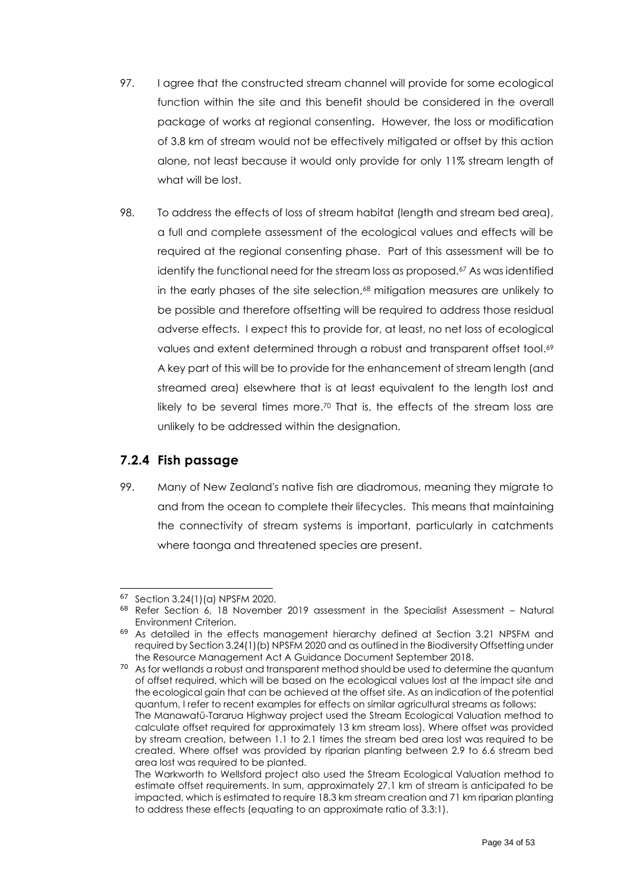97. I agree that the constructed stream channel will provide for some ecological function within the site and this benefit should be considered in the overall package of works at regional consenting. However, the loss or modification of 3.8 km of stream would not be effectively mitigated or offset by this action alone, not least because it would only provide for only 11% stream length of what will be lost.

98. To address the effects of loss of stream habitat (length and stream bed area), a full and complete assessment of the ecological values and effects will be required at the regional consenting phase. Part of this assessment will be to identify the functional need for the stream loss as proposed.[67] As was identified in the early phases of the site selection,[68] mitigation measures are unlikely to be possible and therefore offsetting will be required to address those residual adverse effects. I expect this to provide for, at least, no net loss of ecological values and extent determined through a robust and transparent offset tool.[69] A key part of this will be to provide for the enhancement of stream length (and streamed area) elsewhere that is at least equivalent to the length lost and likely to be several times more.[70] That is, the effects of the stream loss are unlikely to be addressed within the designation.

### 7.2.4 Fish passage

99. Many of New Zealand's native fish are diadromous, meaning they migrate to and from the ocean to complete their lifecycles. This means that maintaining the connectivity of stream systems is important, particularly in catchments where taonga and threatened species are present.

---

[67] Section 3.24(1)(a) NPSFM 2020.

[68] Refer Section 6, 18 November 2019 assessment in the Specialist Assessment – Natural Environment Criterion.

[69] As detailed in the effects management hierarchy defined at Section 3.21 NPSFM and required by Section 3.24(1)(b) NPSFM 2020 and as outlined in the Biodiversity Offsetting under the Resource Management Act A Guidance Document September 2018.

[70] As for wetlands a robust and transparent method should be used to determine the quantum of offset required, which will be based on the ecological values lost at the impact site and the ecological gain that can be achieved at the offset site. As an indication of the potential quantum, I refer to recent examples for effects on similar agricultural streams as follows:
The Manawatū-Tararua Highway project used the Stream Ecological Valuation method to calculate offset required for approximately 13 km stream loss). Where offset was provided by stream creation, between 1.1 to 2.1 times the stream bed area lost was required to be created. Where offset was provided by riparian planting between 2.9 to 6.6 stream bed area lost was required to be planted.
The Warkworth to Wellsford project also used the Stream Ecological Valuation method to estimate offset requirements. In sum, approximately 27.1 km of stream is anticipated to be impacted, which is estimated to require 18.3 km stream creation and 71 km riparian planting to address these effects (equating to an approximate ratio of 3.3:1).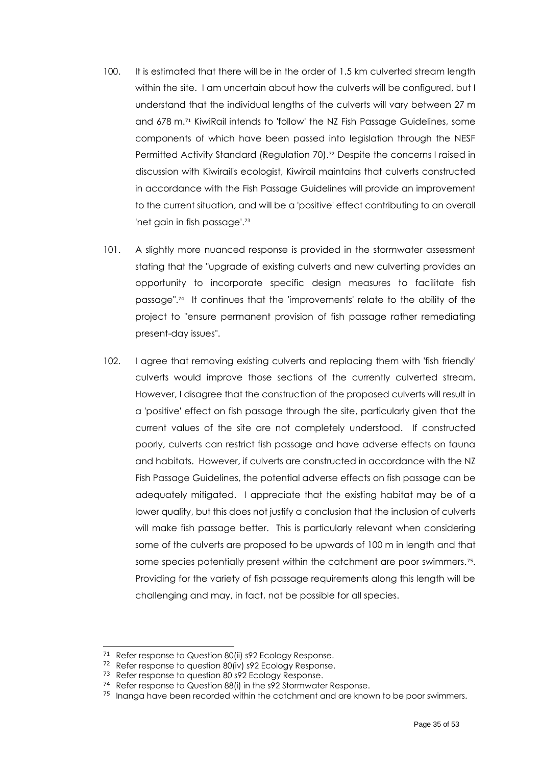100. It is estimated that there will be in the order of 1.5 km culverted stream length within the site. I am uncertain about how the culverts will be configured, but I understand that the individual lengths of the culverts will vary between 27 m and 678 m.[71] KiwiRail intends to 'follow' the NZ Fish Passage Guidelines, some components of which have been passed into legislation through the NESF Permitted Activity Standard (Regulation 70).[72] Despite the concerns I raised in discussion with Kiwirail's ecologist, Kiwirail maintains that culverts constructed in accordance with the Fish Passage Guidelines will provide an improvement to the current situation, and will be a 'positive' effect contributing to an overall 'net gain in fish passage'.[73]

101. A slightly more nuanced response is provided in the stormwater assessment stating that the "upgrade of existing culverts and new culverting provides an opportunity to incorporate specific design measures to facilitate fish passage".[74] It continues that the 'improvements' relate to the ability of the project to "ensure permanent provision of fish passage rather remediating present-day issues".

102. I agree that removing existing culverts and replacing them with 'fish friendly' culverts would improve those sections of the currently culverted stream. However, I disagree that the construction of the proposed culverts will result in a 'positive' effect on fish passage through the site, particularly given that the current values of the site are not completely understood. If constructed poorly, culverts can restrict fish passage and have adverse effects on fauna and habitats. However, if culverts are constructed in accordance with the NZ Fish Passage Guidelines, the potential adverse effects on fish passage can be adequately mitigated. I appreciate that the existing habitat may be of a lower quality, but this does not justify a conclusion that the inclusion of culverts will make fish passage better. This is particularly relevant when considering some of the culverts are proposed to be upwards of 100 m in length and that some species potentially present within the catchment are poor swimmers.[75]. Providing for the variety of fish passage requirements along this length will be challenging and may, in fact, not be possible for all species.

---

[71] Refer response to Question 80(ii) s92 Ecology Response.

[72] Refer response to question 80(iv) s92 Ecology Response.

[73] Refer response to question 80 s92 Ecology Response.

[74] Refer response to Question 88(i) in the s92 Stormwater Response.

[75] Inanga have been recorded within the catchment and are known to be poor swimmers.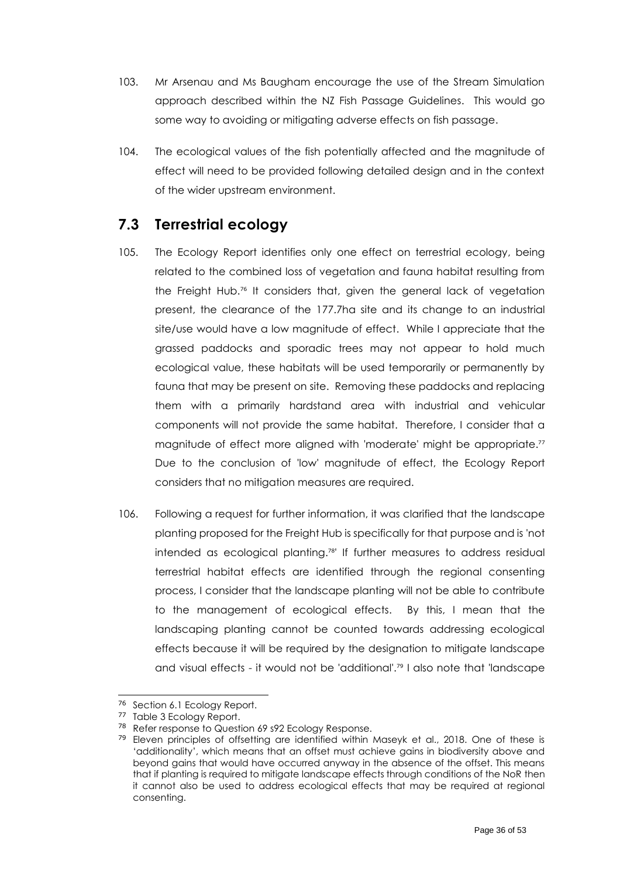103. Mr Arsenau and Ms Baugham encourage the use of the Stream Simulation approach described within the NZ Fish Passage Guidelines. This would go some way to avoiding or mitigating adverse effects on fish passage.

104. The ecological values of the fish potentially affected and the magnitude of effect will need to be provided following detailed design and in the context of the wider upstream environment.

## 7.3 Terrestrial ecology

105. The Ecology Report identifies only one effect on terrestrial ecology, being related to the combined loss of vegetation and fauna habitat resulting from the Freight Hub.[76] It considers that, given the general lack of vegetation present, the clearance of the 177.7ha site and its change to an industrial site/use would have a low magnitude of effect. While I appreciate that the grassed paddocks and sporadic trees may not appear to hold much ecological value, these habitats will be used temporarily or permanently by fauna that may be present on site. Removing these paddocks and replacing them with a primarily hardstand area with industrial and vehicular components will not provide the same habitat. Therefore, I consider that a magnitude of effect more aligned with 'moderate' might be appropriate.[77] Due to the conclusion of 'low' magnitude of effect, the Ecology Report considers that no mitigation measures are required.

106. Following a request for further information, it was clarified that the landscape planting proposed for the Freight Hub is specifically for that purpose and is 'not intended as ecological planting.[78]' If further measures to address residual terrestrial habitat effects are identified through the regional consenting process, I consider that the landscape planting will not be able to contribute to the management of ecological effects. By this, I mean that the landscaping planting cannot be counted towards addressing ecological effects because it will be required by the designation to mitigate landscape and visual effects - it would not be 'additional'.[79] I also note that 'landscape

---

[76] Section 6.1 Ecology Report.

[77] Table 3 Ecology Report.

[78] Refer response to Question 69 s92 Ecology Response.

[79] Eleven principles of offsetting are identified within Maseyk et al., 2018. One of these is 'additionality', which means that an offset must achieve gains in biodiversity above and beyond gains that would have occurred anyway in the absence of the offset. This means that if planting is required to mitigate landscape effects through conditions of the NoR then it cannot also be used to address ecological effects that may be required at regional consenting.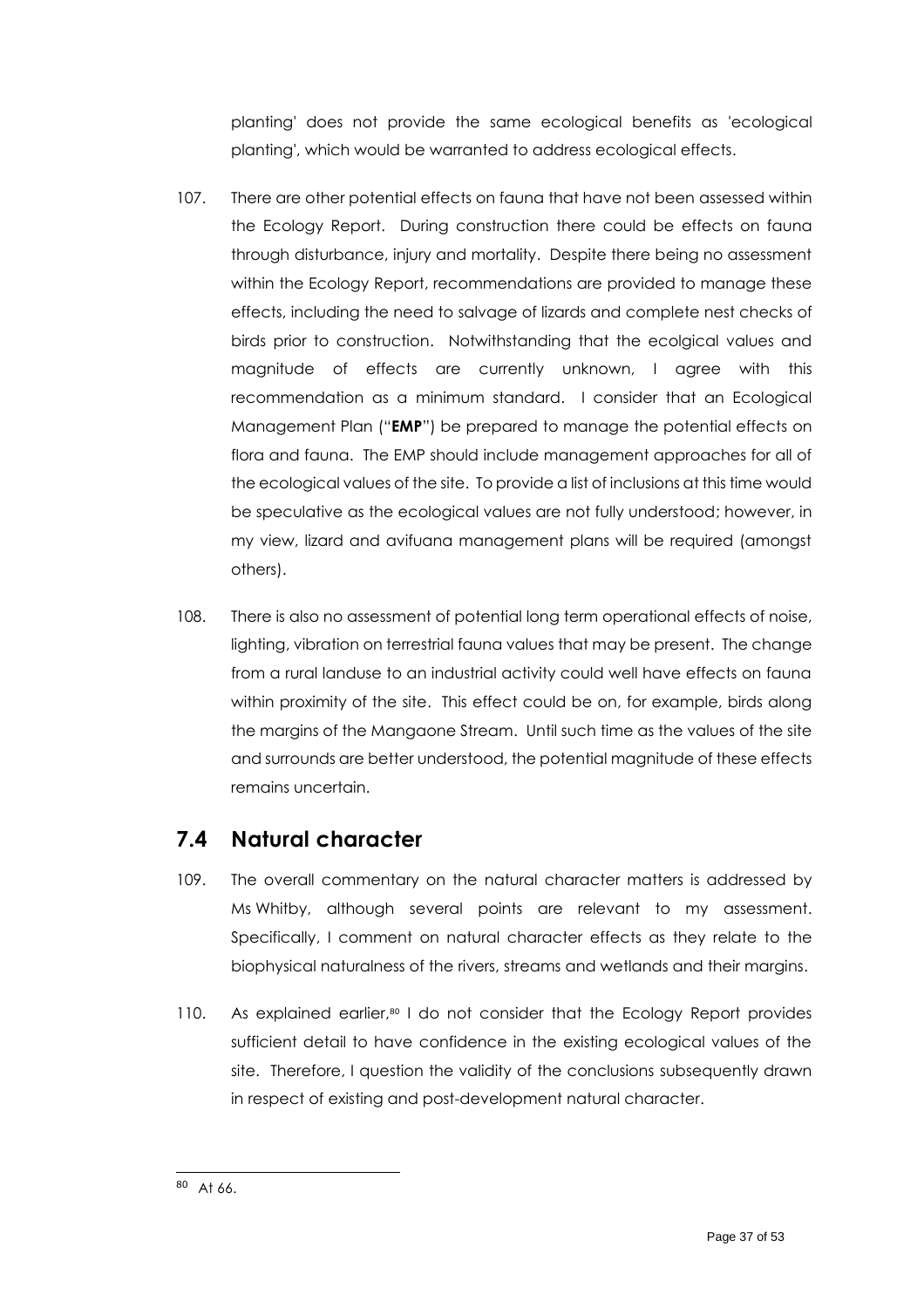planting' does not provide the same ecological benefits as 'ecological planting', which would be warranted to address ecological effects.

107. There are other potential effects on fauna that have not been assessed within the Ecology Report. During construction there could be effects on fauna through disturbance, injury and mortality. Despite there being no assessment within the Ecology Report, recommendations are provided to manage these effects, including the need to salvage of lizards and complete nest checks of birds prior to construction. Notwithstanding that the ecolgical values and magnitude of effects are currently unknown, I agree with this recommendation as a minimum standard. I consider that an Ecological Management Plan ("**EMP**") be prepared to manage the potential effects on flora and fauna. The EMP should include management approaches for all of the ecological values of the site. To provide a list of inclusions at this time would be speculative as the ecological values are not fully understood; however, in my view, lizard and avifuana management plans will be required (amongst others).

108. There is also no assessment of potential long term operational effects of noise, lighting, vibration on terrestrial fauna values that may be present. The change from a rural landuse to an industrial activity could well have effects on fauna within proximity of the site. This effect could be on, for example, birds along the margins of the Mangaone Stream. Until such time as the values of the site and surrounds are better understood, the potential magnitude of these effects remains uncertain.

## 7.4 Natural character

109. The overall commentary on the natural character matters is addressed by Ms Whitby, although several points are relevant to my assessment. Specifically, I comment on natural character effects as they relate to the biophysical naturalness of the rivers, streams and wetlands and their margins.

110. As explained earlier,[80] I do not consider that the Ecology Report provides sufficient detail to have confidence in the existing ecological values of the site. Therefore, I question the validity of the conclusions subsequently drawn in respect of existing and post-development natural character.

[80] At 66.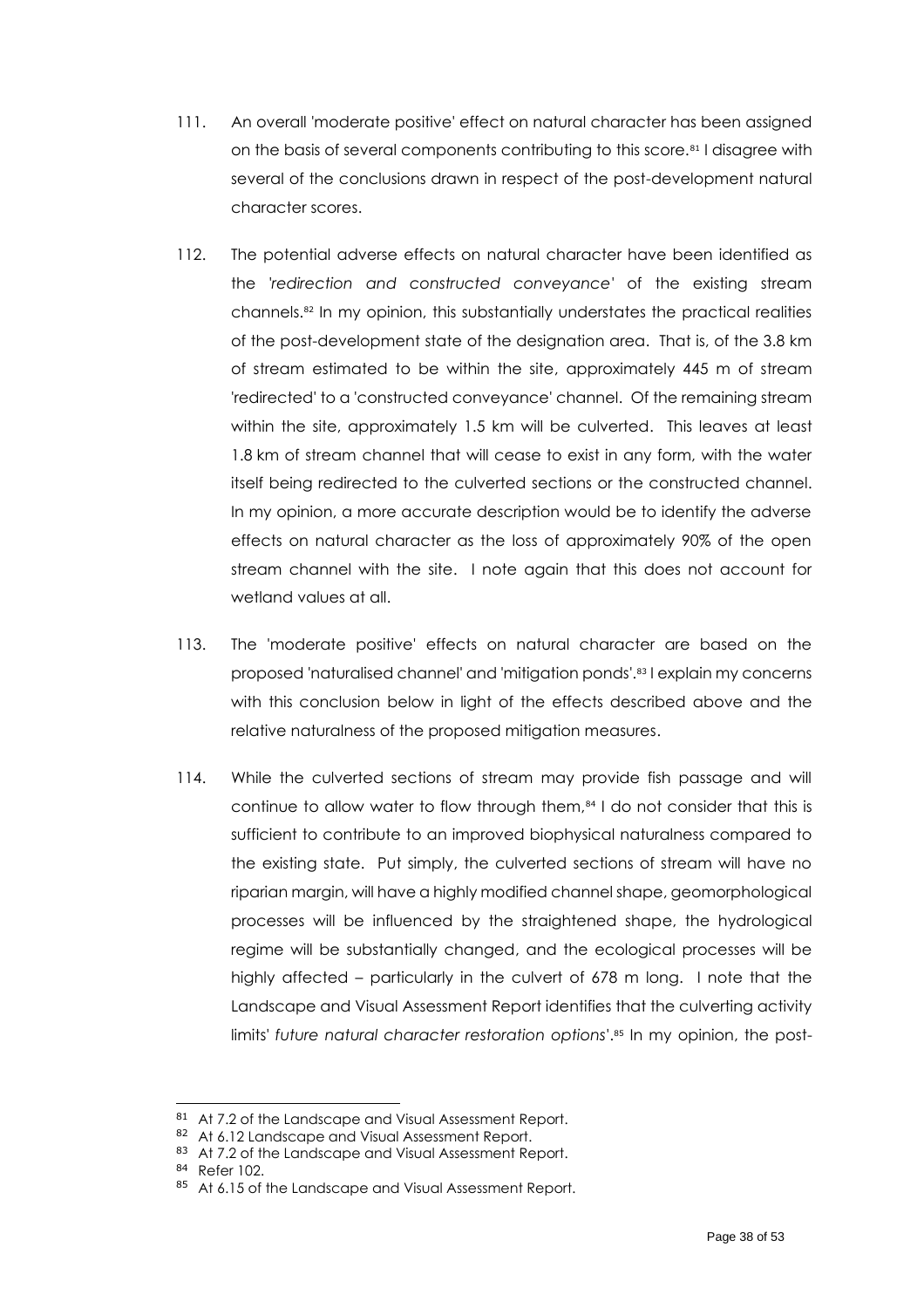111. An overall 'moderate positive' effect on natural character has been assigned on the basis of several components contributing to this score.[81] I disagree with several of the conclusions drawn in respect of the post-development natural character scores.

112. The potential adverse effects on natural character have been identified as the *'redirection and constructed conveyance'* of the existing stream channels.[82] In my opinion, this substantially understates the practical realities of the post-development state of the designation area. That is, of the 3.8 km of stream estimated to be within the site, approximately 445 m of stream 'redirected' to a 'constructed conveyance' channel. Of the remaining stream within the site, approximately 1.5 km will be culverted. This leaves at least 1.8 km of stream channel that will cease to exist in any form, with the water itself being redirected to the culverted sections or the constructed channel. In my opinion, a more accurate description would be to identify the adverse effects on natural character as the loss of approximately 90% of the open stream channel with the site. I note again that this does not account for wetland values at all.

113. The 'moderate positive' effects on natural character are based on the proposed 'naturalised channel' and 'mitigation ponds'.[83] I explain my concerns with this conclusion below in light of the effects described above and the relative naturalness of the proposed mitigation measures.

114. While the culverted sections of stream may provide fish passage and will continue to allow water to flow through them,[84] I do not consider that this is sufficient to contribute to an improved biophysical naturalness compared to the existing state. Put simply, the culverted sections of stream will have no riparian margin, will have a highly modified channel shape, geomorphological processes will be influenced by the straightened shape, the hydrological regime will be substantially changed, and the ecological processes will be highly affected – particularly in the culvert of 678 m long. I note that the Landscape and Visual Assessment Report identifies that the culverting activity limits' *future natural character restoration options'*.[85] In my opinion, the post-

---

[81] At 7.2 of the Landscape and Visual Assessment Report.

[82] At 6.12 Landscape and Visual Assessment Report.

[83] At 7.2 of the Landscape and Visual Assessment Report.

[84] Refer 102.

[85] At 6.15 of the Landscape and Visual Assessment Report.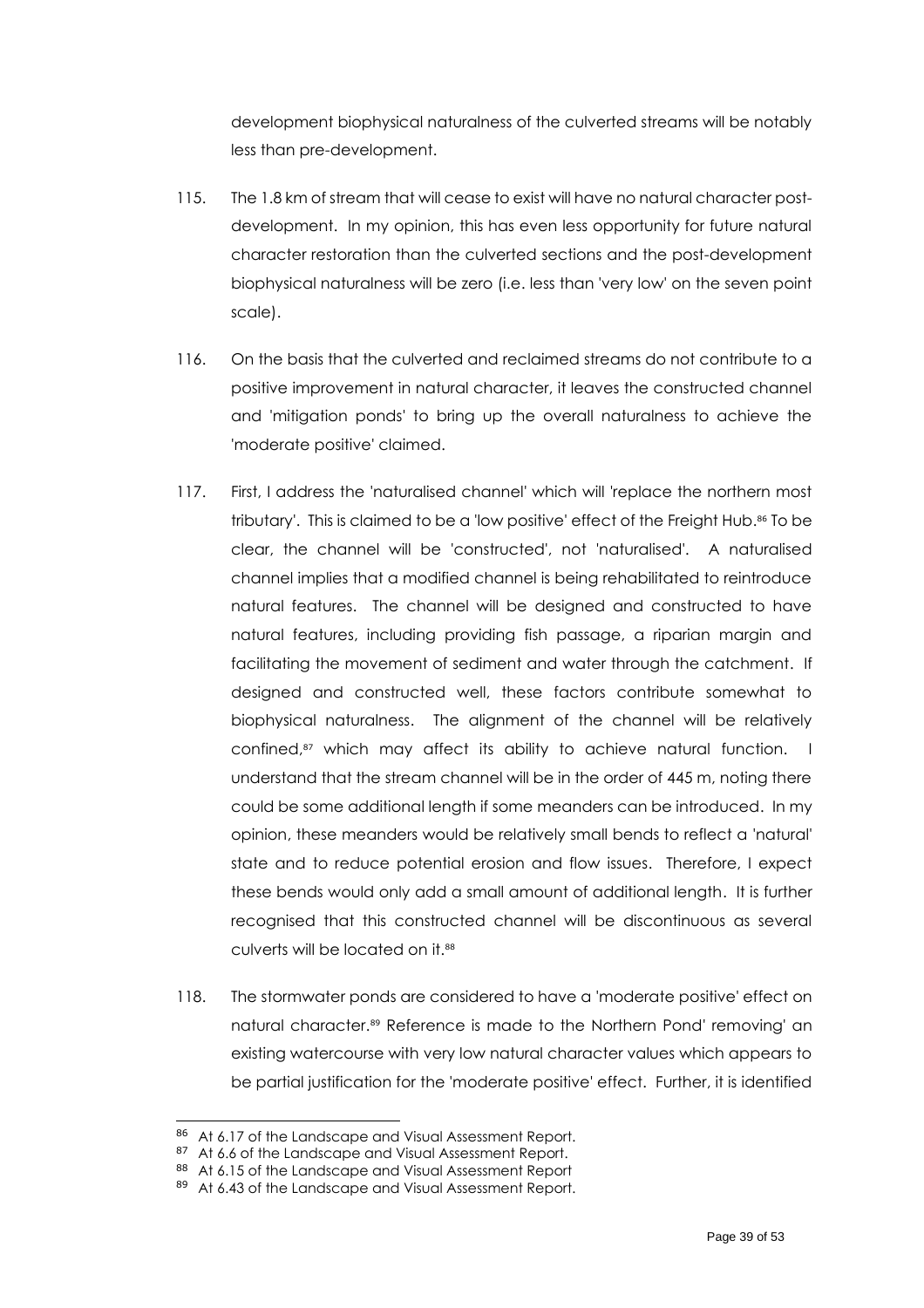development biophysical naturalness of the culverted streams will be notably less than pre-development.

115. The 1.8 km of stream that will cease to exist will have no natural character post-development. In my opinion, this has even less opportunity for future natural character restoration than the culverted sections and the post-development biophysical naturalness will be zero (i.e. less than 'very low' on the seven point scale).

116. On the basis that the culverted and reclaimed streams do not contribute to a positive improvement in natural character, it leaves the constructed channel and 'mitigation ponds' to bring up the overall naturalness to achieve the 'moderate positive' claimed.

117. First, I address the 'naturalised channel' which will 'replace the northern most tributary'. This is claimed to be a 'low positive' effect of the Freight Hub.[86] To be clear, the channel will be 'constructed', not 'naturalised'. A naturalised channel implies that a modified channel is being rehabilitated to reintroduce natural features. The channel will be designed and constructed to have natural features, including providing fish passage, a riparian margin and facilitating the movement of sediment and water through the catchment. If designed and constructed well, these factors contribute somewhat to biophysical naturalness. The alignment of the channel will be relatively confined,[87] which may affect its ability to achieve natural function. I understand that the stream channel will be in the order of 445 m, noting there could be some additional length if some meanders can be introduced. In my opinion, these meanders would be relatively small bends to reflect a 'natural' state and to reduce potential erosion and flow issues. Therefore, I expect these bends would only add a small amount of additional length. It is further recognised that this constructed channel will be discontinuous as several culverts will be located on it.[88]

118. The stormwater ponds are considered to have a 'moderate positive' effect on natural character.[89] Reference is made to the Northern Pond' removing' an existing watercourse with very low natural character values which appears to be partial justification for the 'moderate positive' effect. Further, it is identified

---

[86] At 6.17 of the Landscape and Visual Assessment Report.

[87] At 6.6 of the Landscape and Visual Assessment Report.

[88] At 6.15 of the Landscape and Visual Assessment Report

[89] At 6.43 of the Landscape and Visual Assessment Report.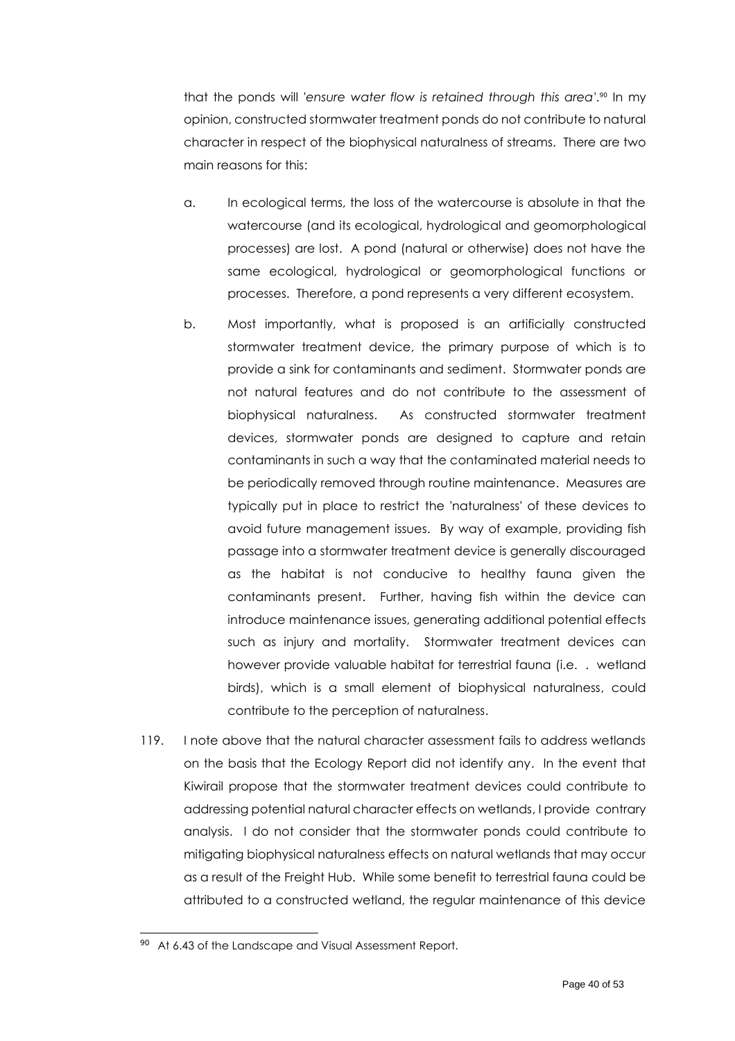that the ponds will '*ensure water flow is retained through this area*'.[90] In my opinion, constructed stormwater treatment ponds do not contribute to natural character in respect of the biophysical naturalness of streams. There are two main reasons for this:

a. In ecological terms, the loss of the watercourse is absolute in that the watercourse (and its ecological, hydrological and geomorphological processes) are lost. A pond (natural or otherwise) does not have the same ecological, hydrological or geomorphological functions or processes. Therefore, a pond represents a very different ecosystem.

b. Most importantly, what is proposed is an artificially constructed stormwater treatment device, the primary purpose of which is to provide a sink for contaminants and sediment. Stormwater ponds are not natural features and do not contribute to the assessment of biophysical naturalness. As constructed stormwater treatment devices, stormwater ponds are designed to capture and retain contaminants in such a way that the contaminated material needs to be periodically removed through routine maintenance. Measures are typically put in place to restrict the 'naturalness' of these devices to avoid future management issues. By way of example, providing fish passage into a stormwater treatment device is generally discouraged as the habitat is not conducive to healthy fauna given the contaminants present. Further, having fish within the device can introduce maintenance issues, generating additional potential effects such as injury and mortality. Stormwater treatment devices can however provide valuable habitat for terrestrial fauna (i.e. . wetland birds), which is a small element of biophysical naturalness, could contribute to the perception of naturalness.

119. I note above that the natural character assessment fails to address wetlands on the basis that the Ecology Report did not identify any. In the event that Kiwirail propose that the stormwater treatment devices could contribute to addressing potential natural character effects on wetlands, I provide contrary analysis. I do not consider that the stormwater ponds could contribute to mitigating biophysical naturalness effects on natural wetlands that may occur as a result of the Freight Hub. While some benefit to terrestrial fauna could be attributed to a constructed wetland, the regular maintenance of this device

---

[90] At 6.43 of the Landscape and Visual Assessment Report.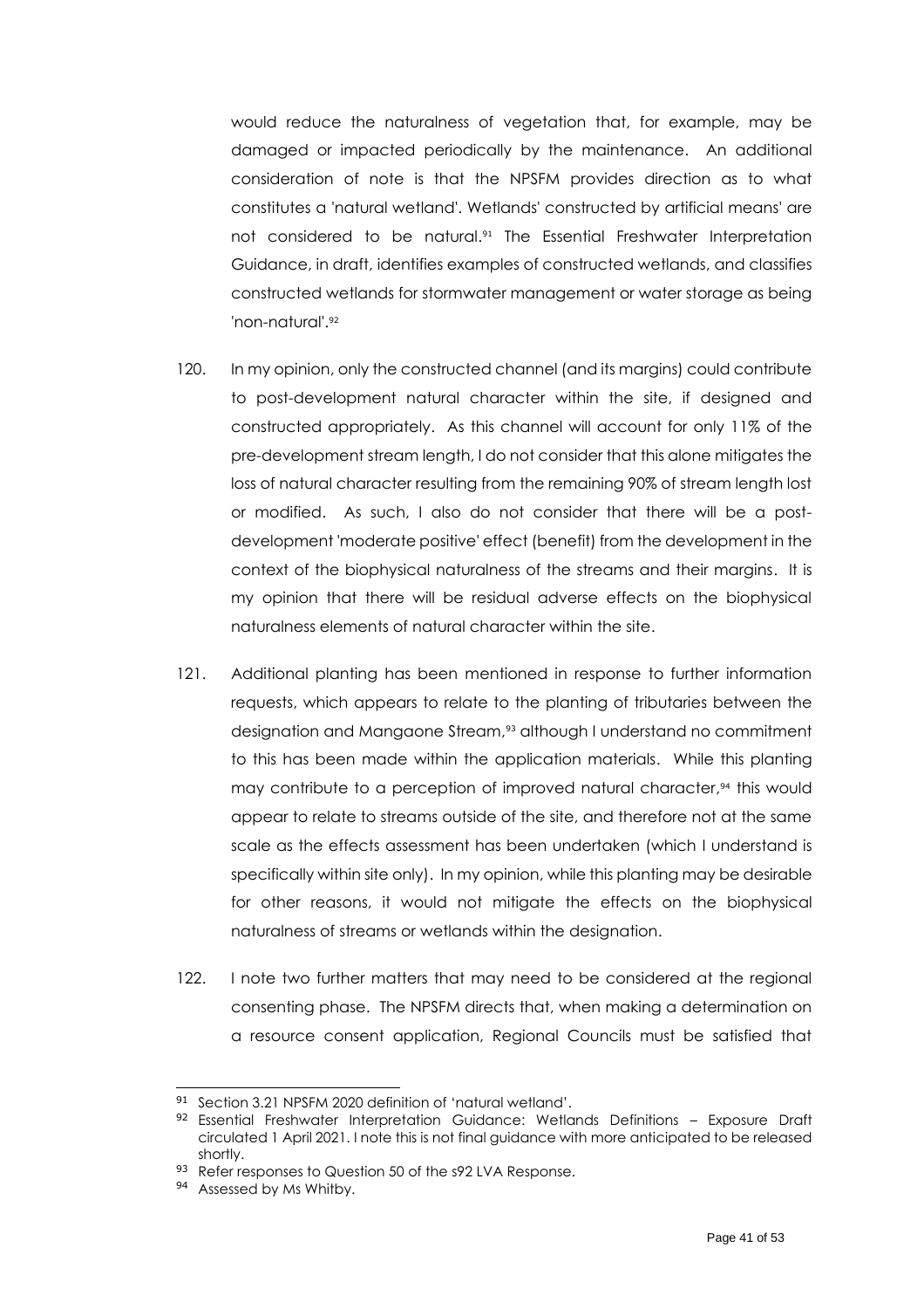would reduce the naturalness of vegetation that, for example, may be damaged or impacted periodically by the maintenance. An additional consideration of note is that the NPSFM provides direction as to what constitutes a 'natural wetland'. Wetlands' constructed by artificial means' are not considered to be natural.[91] The Essential Freshwater Interpretation Guidance, in draft, identifies examples of constructed wetlands, and classifies constructed wetlands for stormwater management or water storage as being 'non-natural'.[92]

120. In my opinion, only the constructed channel (and its margins) could contribute to post-development natural character within the site, if designed and constructed appropriately. As this channel will account for only 11% of the pre-development stream length, I do not consider that this alone mitigates the loss of natural character resulting from the remaining 90% of stream length lost or modified. As such, I also do not consider that there will be a post-development 'moderate positive' effect (benefit) from the development in the context of the biophysical naturalness of the streams and their margins. It is my opinion that there will be residual adverse effects on the biophysical naturalness elements of natural character within the site.

121. Additional planting has been mentioned in response to further information requests, which appears to relate to the planting of tributaries between the designation and Mangaone Stream,[93] although I understand no commitment to this has been made within the application materials. While this planting may contribute to a perception of improved natural character,[94] this would appear to relate to streams outside of the site, and therefore not at the same scale as the effects assessment has been undertaken (which I understand is specifically within site only). In my opinion, while this planting may be desirable for other reasons, it would not mitigate the effects on the biophysical naturalness of streams or wetlands within the designation.

122. I note two further matters that may need to be considered at the regional consenting phase. The NPSFM directs that, when making a determination on a resource consent application, Regional Councils must be satisfied that

---

[91] Section 3.21 NPSFM 2020 definition of 'natural wetland'.

[92] Essential Freshwater Interpretation Guidance: Wetlands Definitions – Exposure Draft circulated 1 April 2021. I note this is not final guidance with more anticipated to be released shortly.

[93] Refer responses to Question 50 of the s92 LVA Response.

[94] Assessed by Ms Whitby.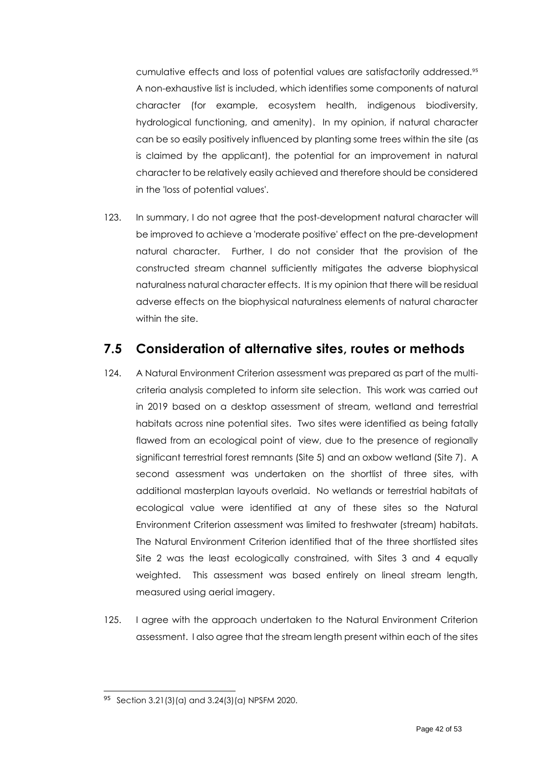cumulative effects and loss of potential values are satisfactorily addressed.[95] A non-exhaustive list is included, which identifies some components of natural character (for example, ecosystem health, indigenous biodiversity, hydrological functioning, and amenity). In my opinion, if natural character can be so easily positively influenced by planting some trees within the site (as is claimed by the applicant), the potential for an improvement in natural character to be relatively easily achieved and therefore should be considered in the 'loss of potential values'.

123. In summary, I do not agree that the post-development natural character will be improved to achieve a 'moderate positive' effect on the pre-development natural character. Further, I do not consider that the provision of the constructed stream channel sufficiently mitigates the adverse biophysical naturalness natural character effects. It is my opinion that there will be residual adverse effects on the biophysical naturalness elements of natural character within the site.

## 7.5 Consideration of alternative sites, routes or methods

124. A Natural Environment Criterion assessment was prepared as part of the multi-criteria analysis completed to inform site selection. This work was carried out in 2019 based on a desktop assessment of stream, wetland and terrestrial habitats across nine potential sites. Two sites were identified as being fatally flawed from an ecological point of view, due to the presence of regionally significant terrestrial forest remnants (Site 5) and an oxbow wetland (Site 7). A second assessment was undertaken on the shortlist of three sites, with additional masterplan layouts overlaid. No wetlands or terrestrial habitats of ecological value were identified at any of these sites so the Natural Environment Criterion assessment was limited to freshwater (stream) habitats. The Natural Environment Criterion identified that of the three shortlisted sites Site 2 was the least ecologically constrained, with Sites 3 and 4 equally weighted. This assessment was based entirely on lineal stream length, measured using aerial imagery.

125. I agree with the approach undertaken to the Natural Environment Criterion assessment. I also agree that the stream length present within each of the sites

---

[95] Section 3.21(3)(a) and 3.24(3)(a) NPSFM 2020.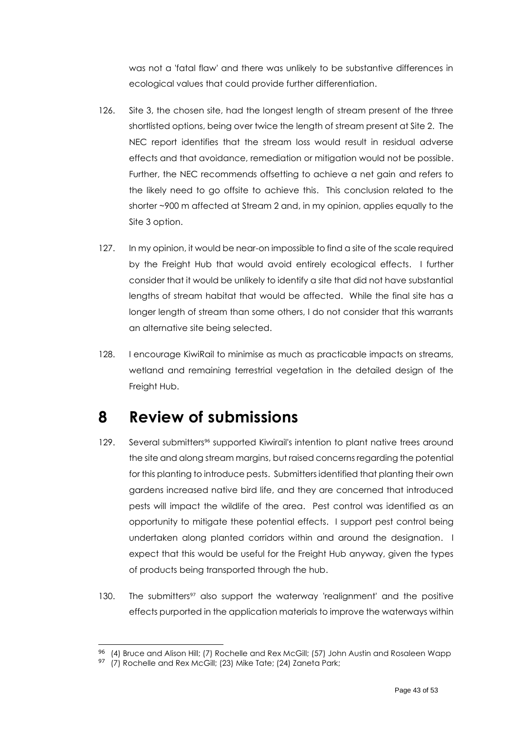was not a 'fatal flaw' and there was unlikely to be substantive differences in ecological values that could provide further differentiation.

126. Site 3, the chosen site, had the longest length of stream present of the three shortlisted options, being over twice the length of stream present at Site 2. The NEC report identifies that the stream loss would result in residual adverse effects and that avoidance, remediation or mitigation would not be possible. Further, the NEC recommends offsetting to achieve a net gain and refers to the likely need to go offsite to achieve this. This conclusion related to the shorter ~900 m affected at Stream 2 and, in my opinion, applies equally to the Site 3 option.

127. In my opinion, it would be near-on impossible to find a site of the scale required by the Freight Hub that would avoid entirely ecological effects. I further consider that it would be unlikely to identify a site that did not have substantial lengths of stream habitat that would be affected. While the final site has a longer length of stream than some others, I do not consider that this warrants an alternative site being selected.

128. I encourage KiwiRail to minimise as much as practicable impacts on streams, wetland and remaining terrestrial vegetation in the detailed design of the Freight Hub.

# 8 Review of submissions

129. Several submitters[96] supported Kiwirail's intention to plant native trees around the site and along stream margins, but raised concerns regarding the potential for this planting to introduce pests. Submitters identified that planting their own gardens increased native bird life, and they are concerned that introduced pests will impact the wildlife of the area. Pest control was identified as an opportunity to mitigate these potential effects. I support pest control being undertaken along planted corridors within and around the designation. I expect that this would be useful for the Freight Hub anyway, given the types of products being transported through the hub.

130. The submitters[97] also support the waterway 'realignment' and the positive effects purported in the application materials to improve the waterways within

---

[96] (4) Bruce and Alison Hill; (7) Rochelle and Rex McGill; (57) John Austin and Rosaleen Wapp

[97] (7) Rochelle and Rex McGill; (23) Mike Tate; (24) Zaneta Park;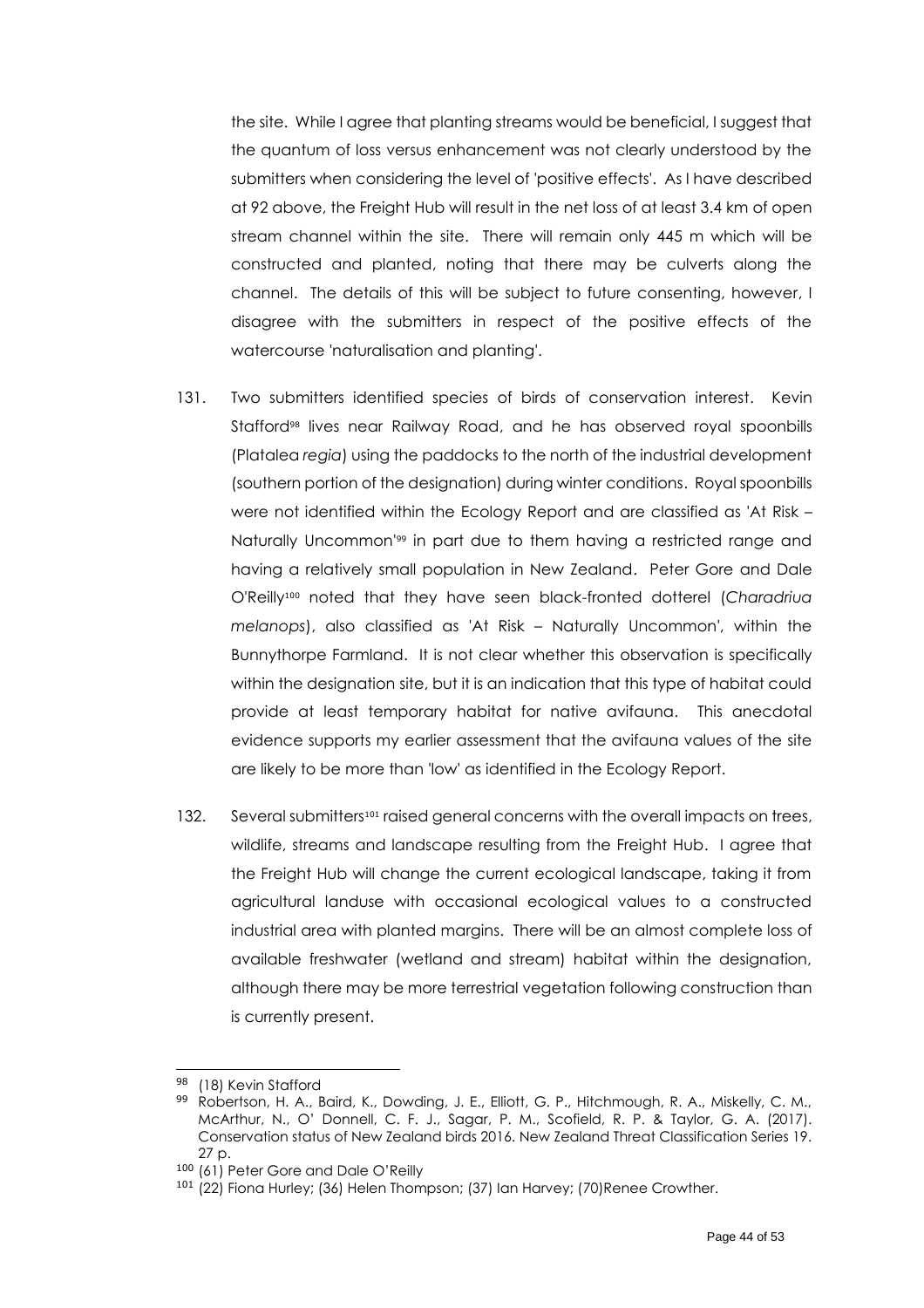the site. While I agree that planting streams would be beneficial, I suggest that the quantum of loss versus enhancement was not clearly understood by the submitters when considering the level of 'positive effects'. As I have described at 92 above, the Freight Hub will result in the net loss of at least 3.4 km of open stream channel within the site. There will remain only 445 m which will be constructed and planted, noting that there may be culverts along the channel. The details of this will be subject to future consenting, however, I disagree with the submitters in respect of the positive effects of the watercourse 'naturalisation and planting'.

131. Two submitters identified species of birds of conservation interest. Kevin Stafford[98] lives near Railway Road, and he has observed royal spoonbills (Platalea *regia*) using the paddocks to the north of the industrial development (southern portion of the designation) during winter conditions. Royal spoonbills were not identified within the Ecology Report and are classified as 'At Risk – Naturally Uncommon'[99] in part due to them having a restricted range and having a relatively small population in New Zealand. Peter Gore and Dale O'Reilly[100] noted that they have seen black-fronted dotterel (*Charadriua melanops*), also classified as 'At Risk – Naturally Uncommon', within the Bunnythorpe Farmland. It is not clear whether this observation is specifically within the designation site, but it is an indication that this type of habitat could provide at least temporary habitat for native avifauna. This anecdotal evidence supports my earlier assessment that the avifauna values of the site are likely to be more than 'low' as identified in the Ecology Report.

132. Several submitters[101] raised general concerns with the overall impacts on trees, wildlife, streams and landscape resulting from the Freight Hub. I agree that the Freight Hub will change the current ecological landscape, taking it from agricultural landuse with occasional ecological values to a constructed industrial area with planted margins. There will be an almost complete loss of available freshwater (wetland and stream) habitat within the designation, although there may be more terrestrial vegetation following construction than is currently present.

---

[98] (18) Kevin Stafford

[99] Robertson, H. A., Baird, K., Dowding, J. E., Elliott, G. P., Hitchmough, R. A., Miskelly, C. M., McArthur, N., O' Donnell, C. F. J., Sagar, P. M., Scofield, R. P. & Taylor, G. A. (2017). Conservation status of New Zealand birds 2016. New Zealand Threat Classification Series 19. 27 p.

[100] (61) Peter Gore and Dale O'Reilly

[101] (22) Fiona Hurley; (36) Helen Thompson; (37) Ian Harvey; (70)Renee Crowther.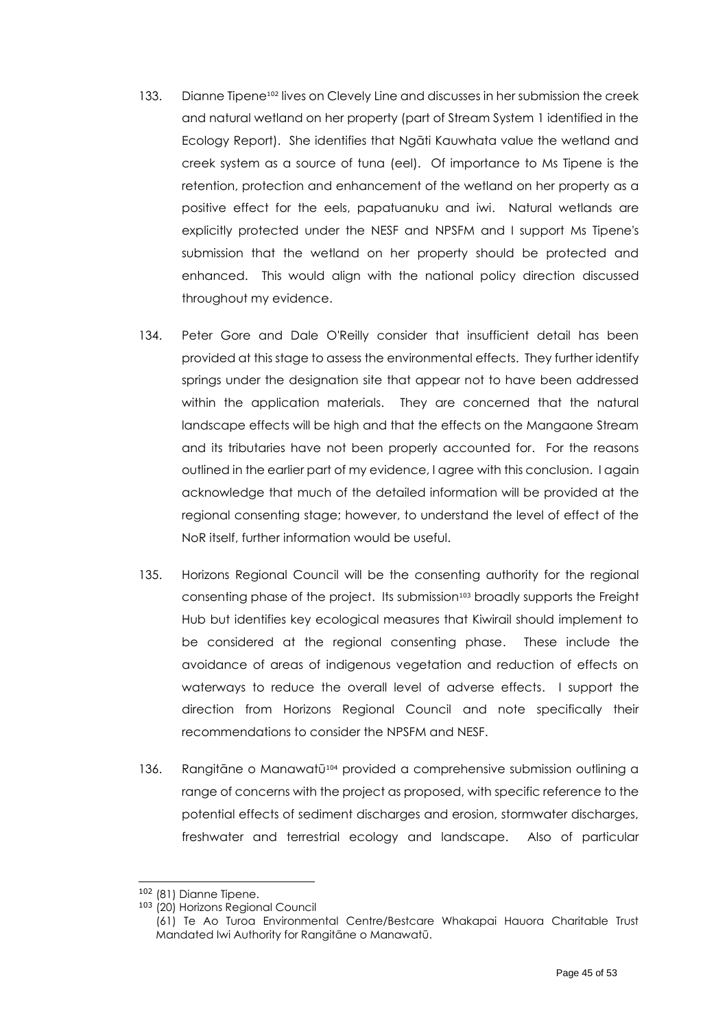133. Dianne Tipene[102] lives on Clevely Line and discusses in her submission the creek and natural wetland on her property (part of Stream System 1 identified in the Ecology Report). She identifies that Ngāti Kauwhata value the wetland and creek system as a source of tuna (eel). Of importance to Ms Tipene is the retention, protection and enhancement of the wetland on her property as a positive effect for the eels, papatuanuku and iwi. Natural wetlands are explicitly protected under the NESF and NPSFM and I support Ms Tipene's submission that the wetland on her property should be protected and enhanced. This would align with the national policy direction discussed throughout my evidence.

134. Peter Gore and Dale O'Reilly consider that insufficient detail has been provided at this stage to assess the environmental effects. They further identify springs under the designation site that appear not to have been addressed within the application materials. They are concerned that the natural landscape effects will be high and that the effects on the Mangaone Stream and its tributaries have not been properly accounted for. For the reasons outlined in the earlier part of my evidence, I agree with this conclusion. I again acknowledge that much of the detailed information will be provided at the regional consenting stage; however, to understand the level of effect of the NoR itself, further information would be useful.

135. Horizons Regional Council will be the consenting authority for the regional consenting phase of the project. Its submission[103] broadly supports the Freight Hub but identifies key ecological measures that Kiwirail should implement to be considered at the regional consenting phase. These include the avoidance of areas of indigenous vegetation and reduction of effects on waterways to reduce the overall level of adverse effects. I support the direction from Horizons Regional Council and note specifically their recommendations to consider the NPSFM and NESF.

136. Rangitāne o Manawatū[104] provided a comprehensive submission outlining a range of concerns with the project as proposed, with specific reference to the potential effects of sediment discharges and erosion, stormwater discharges, freshwater and terrestrial ecology and landscape. Also of particular

---

[102] (81) Dianne Tipene.

[103] (20) Horizons Regional Council

(61) Te Ao Turoa Environmental Centre/Bestcare Whakapai Hauora Charitable Trust Mandated Iwi Authority for Rangitāne o Manawatū.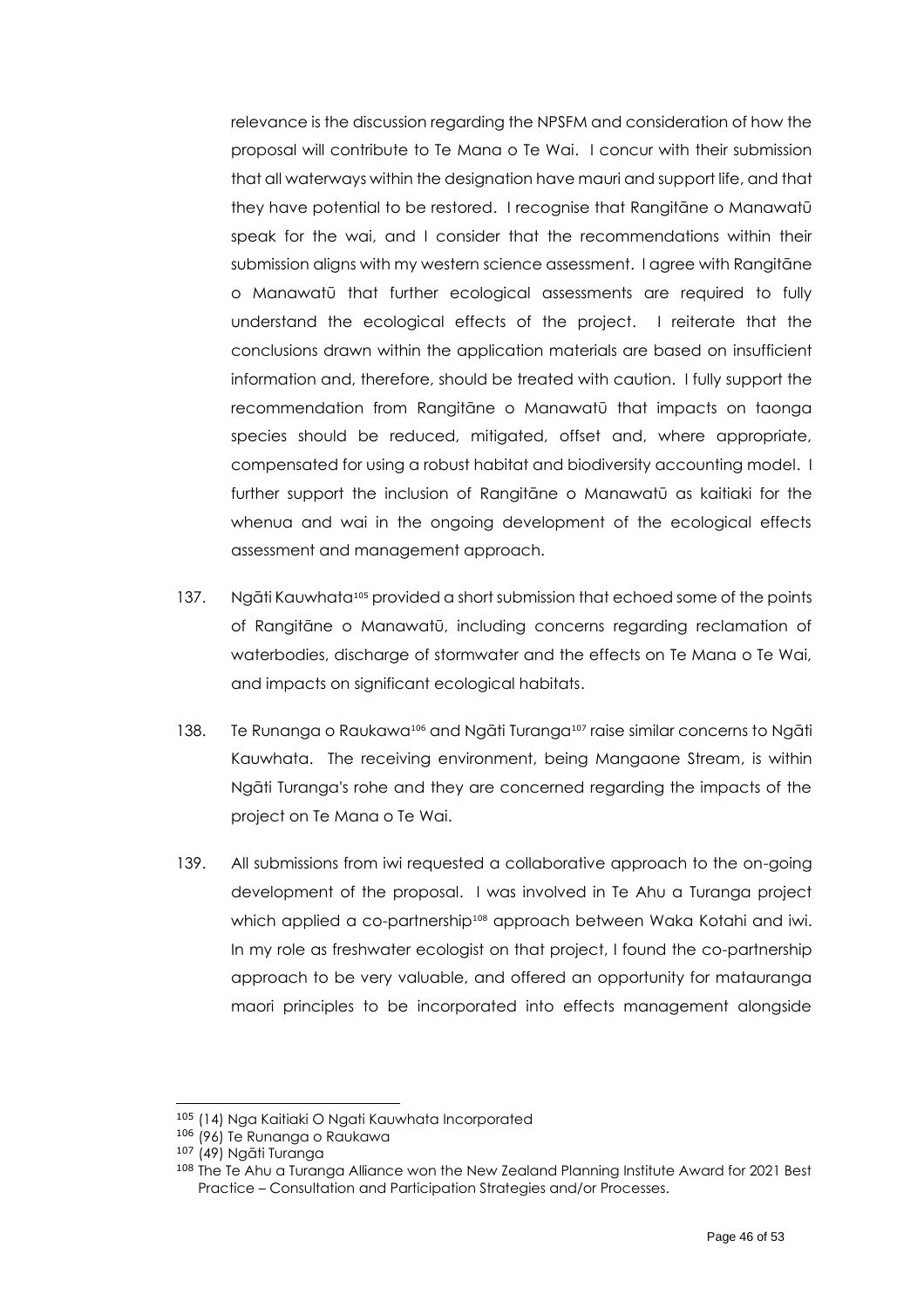relevance is the discussion regarding the NPSFM and consideration of how the proposal will contribute to Te Mana o Te Wai. I concur with their submission that all waterways within the designation have mauri and support life, and that they have potential to be restored. I recognise that Rangitāne o Manawatū speak for the wai, and I consider that the recommendations within their submission aligns with my western science assessment. I agree with Rangitāne o Manawatū that further ecological assessments are required to fully understand the ecological effects of the project. I reiterate that the conclusions drawn within the application materials are based on insufficient information and, therefore, should be treated with caution. I fully support the recommendation from Rangitāne o Manawatū that impacts on taonga species should be reduced, mitigated, offset and, where appropriate, compensated for using a robust habitat and biodiversity accounting model. I further support the inclusion of Rangitāne o Manawatū as kaitiaki for the whenua and wai in the ongoing development of the ecological effects assessment and management approach.

137. Ngāti Kauwhata[105] provided a short submission that echoed some of the points of Rangitāne o Manawatū, including concerns regarding reclamation of waterbodies, discharge of stormwater and the effects on Te Mana o Te Wai, and impacts on significant ecological habitats.

138. Te Runanga o Raukawa[106] and Ngāti Turanga[107] raise similar concerns to Ngāti Kauwhata. The receiving environment, being Mangaone Stream, is within Ngāti Turanga's rohe and they are concerned regarding the impacts of the project on Te Mana o Te Wai.

139. All submissions from iwi requested a collaborative approach to the on-going development of the proposal. I was involved in Te Ahu a Turanga project which applied a co-partnership[108] approach between Waka Kotahi and iwi. In my role as freshwater ecologist on that project, I found the co-partnership approach to be very valuable, and offered an opportunity for matauranga maori principles to be incorporated into effects management alongside

---

[105] (14) Nga Kaitiaki O Ngati Kauwhata Incorporated

[106] (96) Te Runanga o Raukawa

[107] (49) Ngāti Turanga

[108] The Te Ahu a Turanga Alliance won the New Zealand Planning Institute Award for 2021 Best Practice – Consultation and Participation Strategies and/or Processes.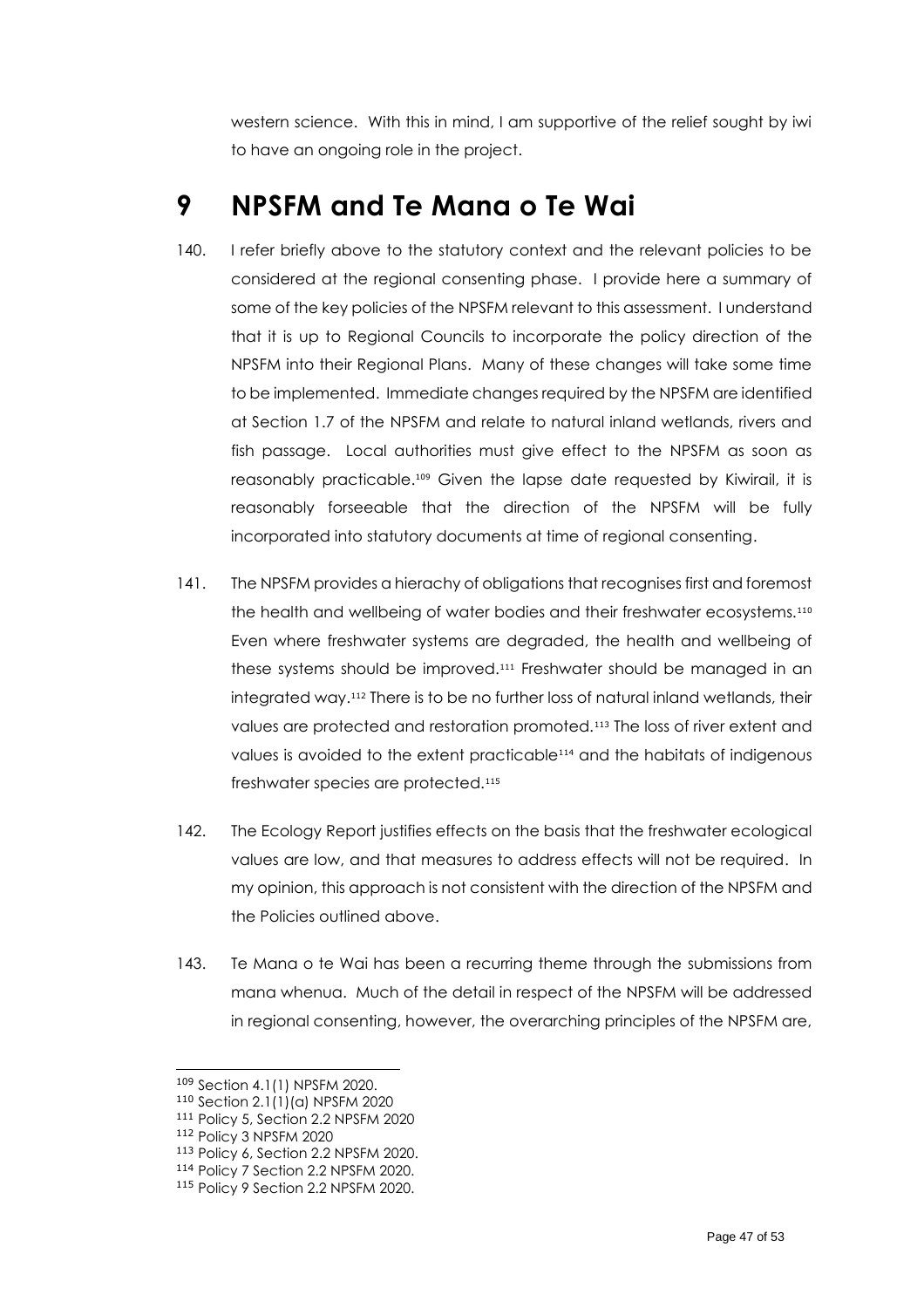western science. With this in mind, I am supportive of the relief sought by iwi to have an ongoing role in the project.

# 9 NPSFM and Te Mana o Te Wai

140. I refer briefly above to the statutory context and the relevant policies to be considered at the regional consenting phase. I provide here a summary of some of the key policies of the NPSFM relevant to this assessment. I understand that it is up to Regional Councils to incorporate the policy direction of the NPSFM into their Regional Plans. Many of these changes will take some time to be implemented. Immediate changes required by the NPSFM are identified at Section 1.7 of the NPSFM and relate to natural inland wetlands, rivers and fish passage. Local authorities must give effect to the NPSFM as soon as reasonably practicable.[109] Given the lapse date requested by Kiwirail, it is reasonably forseeable that the direction of the NPSFM will be fully incorporated into statutory documents at time of regional consenting.

141. The NPSFM provides a hierachy of obligations that recognises first and foremost the health and wellbeing of water bodies and their freshwater ecosystems.[110] Even where freshwater systems are degraded, the health and wellbeing of these systems should be improved.[111] Freshwater should be managed in an integrated way.[112] There is to be no further loss of natural inland wetlands, their values are protected and restoration promoted.[113] The loss of river extent and values is avoided to the extent practicable[114] and the habitats of indigenous freshwater species are protected.[115]

142. The Ecology Report justifies effects on the basis that the freshwater ecological values are low, and that measures to address effects will not be required. In my opinion, this approach is not consistent with the direction of the NPSFM and the Policies outlined above.

143. Te Mana o te Wai has been a recurring theme through the submissions from mana whenua. Much of the detail in respect of the NPSFM will be addressed in regional consenting, however, the overarching principles of the NPSFM are,

---

[109] Section 4.1(1) NPSFM 2020.
[110] Section 2.1(1)(a) NPSFM 2020
[111] Policy 5, Section 2.2 NPSFM 2020
[112] Policy 3 NPSFM 2020
[113] Policy 6, Section 2.2 NPSFM 2020.
[114] Policy 7 Section 2.2 NPSFM 2020.
[115] Policy 9 Section 2.2 NPSFM 2020.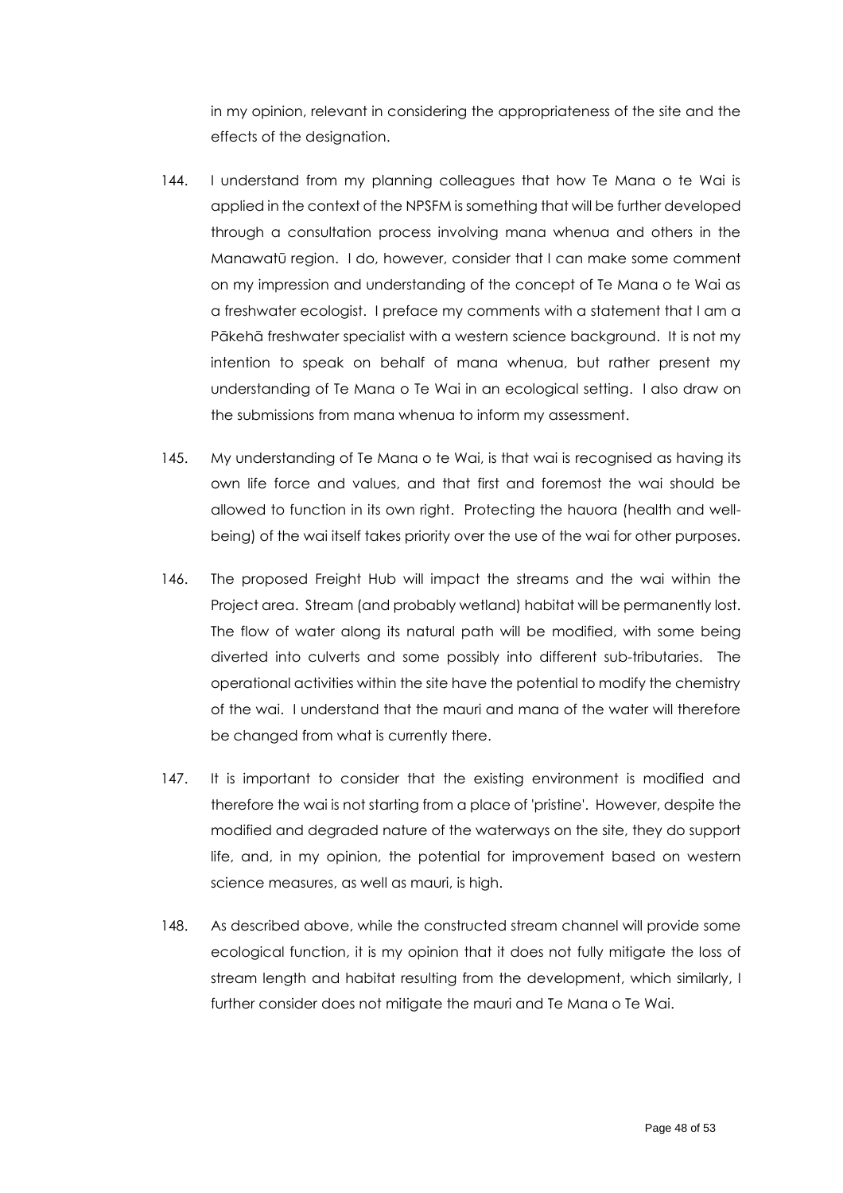in my opinion, relevant in considering the appropriateness of the site and the effects of the designation.

144. I understand from my planning colleagues that how Te Mana o te Wai is applied in the context of the NPSFM is something that will be further developed through a consultation process involving mana whenua and others in the Manawatū region. I do, however, consider that I can make some comment on my impression and understanding of the concept of Te Mana o te Wai as a freshwater ecologist. I preface my comments with a statement that I am a Pākehā freshwater specialist with a western science background. It is not my intention to speak on behalf of mana whenua, but rather present my understanding of Te Mana o Te Wai in an ecological setting. I also draw on the submissions from mana whenua to inform my assessment.

145. My understanding of Te Mana o te Wai, is that wai is recognised as having its own life force and values, and that first and foremost the wai should be allowed to function in its own right. Protecting the hauora (health and well-being) of the wai itself takes priority over the use of the wai for other purposes.

146. The proposed Freight Hub will impact the streams and the wai within the Project area. Stream (and probably wetland) habitat will be permanently lost. The flow of water along its natural path will be modified, with some being diverted into culverts and some possibly into different sub-tributaries. The operational activities within the site have the potential to modify the chemistry of the wai. I understand that the mauri and mana of the water will therefore be changed from what is currently there.

147. It is important to consider that the existing environment is modified and therefore the wai is not starting from a place of 'pristine'. However, despite the modified and degraded nature of the waterways on the site, they do support life, and, in my opinion, the potential for improvement based on western science measures, as well as mauri, is high.

148. As described above, while the constructed stream channel will provide some ecological function, it is my opinion that it does not fully mitigate the loss of stream length and habitat resulting from the development, which similarly, I further consider does not mitigate the mauri and Te Mana o Te Wai.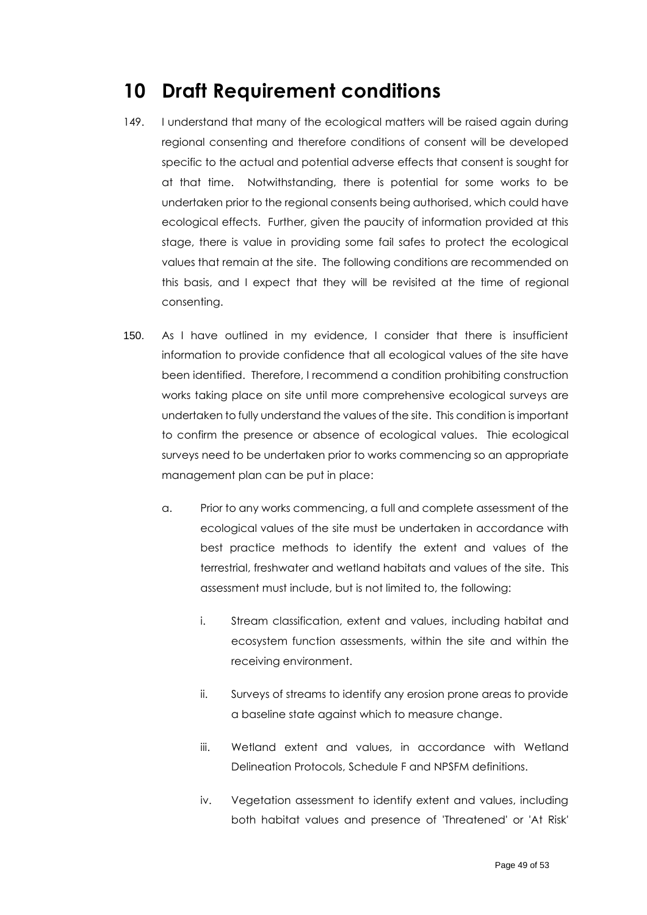# 10 Draft Requirement conditions

149. I understand that many of the ecological matters will be raised again during regional consenting and therefore conditions of consent will be developed specific to the actual and potential adverse effects that consent is sought for at that time. Notwithstanding, there is potential for some works to be undertaken prior to the regional consents being authorised, which could have ecological effects. Further, given the paucity of information provided at this stage, there is value in providing some fail safes to protect the ecological values that remain at the site. The following conditions are recommended on this basis, and I expect that they will be revisited at the time of regional consenting.

150. As I have outlined in my evidence, I consider that there is insufficient information to provide confidence that all ecological values of the site have been identified. Therefore, I recommend a condition prohibiting construction works taking place on site until more comprehensive ecological surveys are undertaken to fully understand the values of the site. This condition is important to confirm the presence or absence of ecological values. Thie ecological surveys need to be undertaken prior to works commencing so an appropriate management plan can be put in place:

    a. Prior to any works commencing, a full and complete assessment of the ecological values of the site must be undertaken in accordance with best practice methods to identify the extent and values of the terrestrial, freshwater and wetland habitats and values of the site. This assessment must include, but is not limited to, the following:

        i. Stream classification, extent and values, including habitat and ecosystem function assessments, within the site and within the receiving environment.

        ii. Surveys of streams to identify any erosion prone areas to provide a baseline state against which to measure change.

        iii. Wetland extent and values, in accordance with Wetland Delineation Protocols, Schedule F and NPSFM definitions.

        iv. Vegetation assessment to identify extent and values, including both habitat values and presence of 'Threatened' or 'At Risk'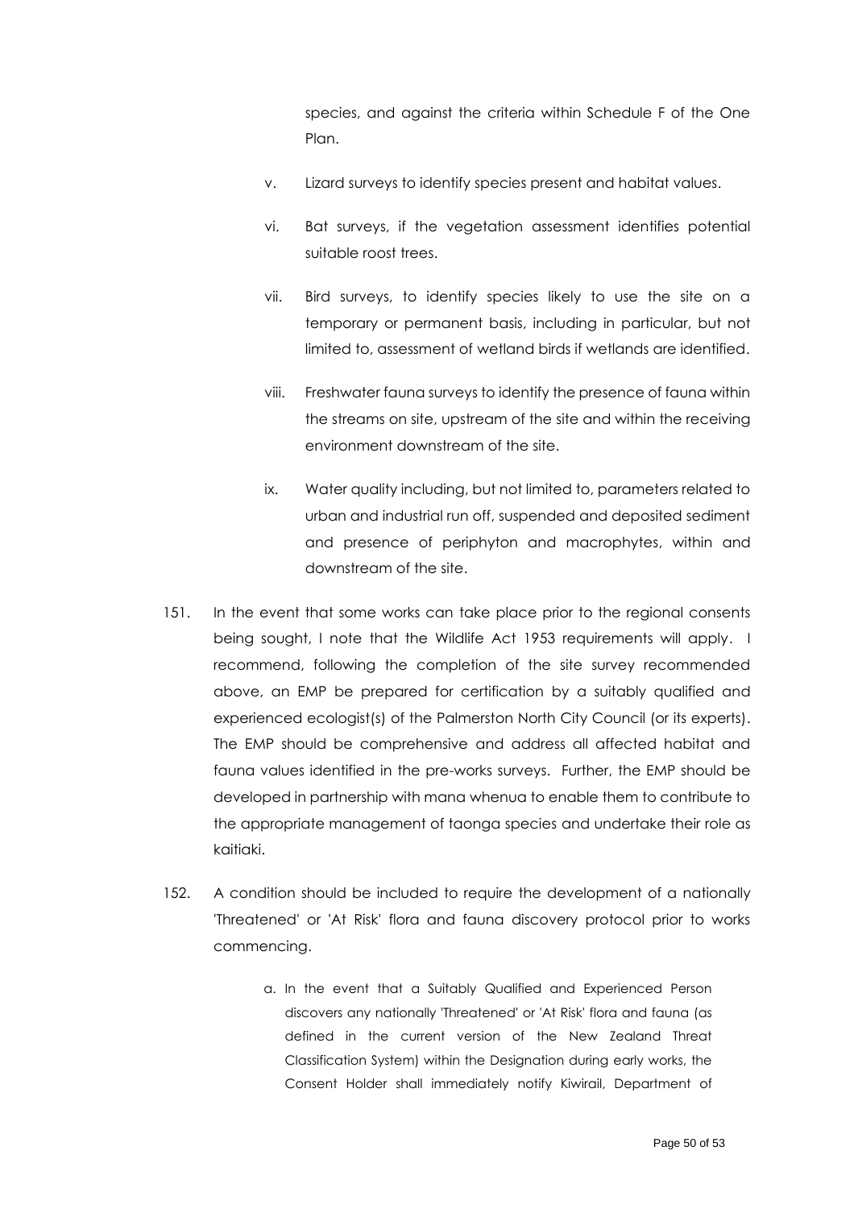species, and against the criteria within Schedule F of the One Plan.

v. Lizard surveys to identify species present and habitat values.

vi. Bat surveys, if the vegetation assessment identifies potential suitable roost trees.

vii. Bird surveys, to identify species likely to use the site on a temporary or permanent basis, including in particular, but not limited to, assessment of wetland birds if wetlands are identified.

viii. Freshwater fauna surveys to identify the presence of fauna within the streams on site, upstream of the site and within the receiving environment downstream of the site.

ix. Water quality including, but not limited to, parameters related to urban and industrial run off, suspended and deposited sediment and presence of periphyton and macrophytes, within and downstream of the site.

151. In the event that some works can take place prior to the regional consents being sought, I note that the Wildlife Act 1953 requirements will apply. I recommend, following the completion of the site survey recommended above, an EMP be prepared for certification by a suitably qualified and experienced ecologist(s) of the Palmerston North City Council (or its experts). The EMP should be comprehensive and address all affected habitat and fauna values identified in the pre-works surveys. Further, the EMP should be developed in partnership with mana whenua to enable them to contribute to the appropriate management of taonga species and undertake their role as kaitiaki.

152. A condition should be included to require the development of a nationally 'Threatened' or 'At Risk' flora and fauna discovery protocol prior to works commencing.

a. In the event that a Suitably Qualified and Experienced Person discovers any nationally 'Threatened' or 'At Risk' flora and fauna (as defined in the current version of the New Zealand Threat Classification System) within the Designation during early works, the Consent Holder shall immediately notify Kiwirail, Department of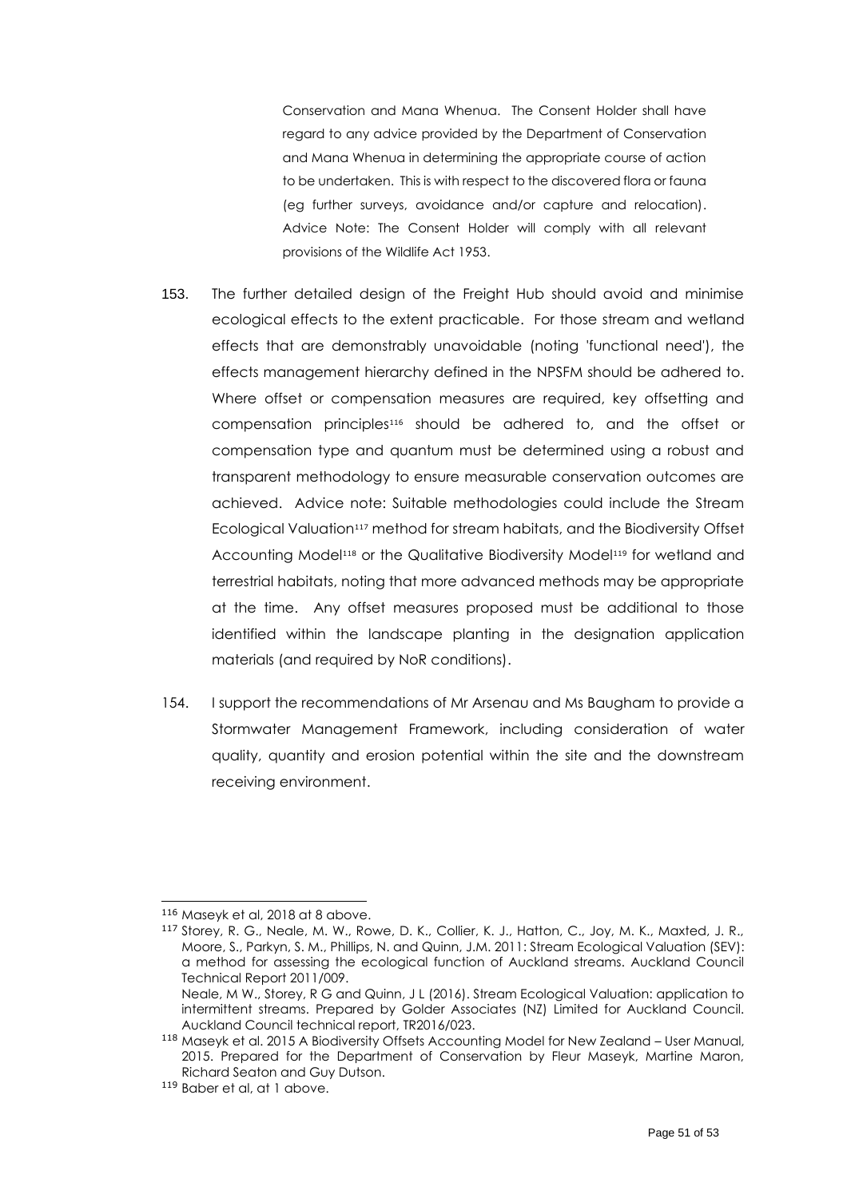Conservation and Mana Whenua. The Consent Holder shall have regard to any advice provided by the Department of Conservation and Mana Whenua in determining the appropriate course of action to be undertaken. This is with respect to the discovered flora or fauna (eg further surveys, avoidance and/or capture and relocation). Advice Note: The Consent Holder will comply with all relevant provisions of the Wildlife Act 1953.

153. The further detailed design of the Freight Hub should avoid and minimise ecological effects to the extent practicable. For those stream and wetland effects that are demonstrably unavoidable (noting 'functional need'), the effects management hierarchy defined in the NPSFM should be adhered to. Where offset or compensation measures are required, key offsetting and compensation principles[116] should be adhered to, and the offset or compensation type and quantum must be determined using a robust and transparent methodology to ensure measurable conservation outcomes are achieved. Advice note: Suitable methodologies could include the Stream Ecological Valuation[117] method for stream habitats, and the Biodiversity Offset Accounting Model[118] or the Qualitative Biodiversity Model[119] for wetland and terrestrial habitats, noting that more advanced methods may be appropriate at the time. Any offset measures proposed must be additional to those identified within the landscape planting in the designation application materials (and required by NoR conditions).

154. I support the recommendations of Mr Arsenau and Ms Baugham to provide a Stormwater Management Framework, including consideration of water quality, quantity and erosion potential within the site and the downstream receiving environment.

---

[116] Maseyk et al, 2018 at 8 above.

[117] Storey, R. G., Neale, M. W., Rowe, D. K., Collier, K. J., Hatton, C., Joy, M. K., Maxted, J. R., Moore, S., Parkyn, S. M., Phillips, N. and Quinn, J.M. 2011: Stream Ecological Valuation (SEV): a method for assessing the ecological function of Auckland streams. Auckland Council Technical Report 2011/009.
Neale, M W., Storey, R G and Quinn, J L (2016). Stream Ecological Valuation: application to intermittent streams. Prepared by Golder Associates (NZ) Limited for Auckland Council. Auckland Council technical report, TR2016/023.

[118] Maseyk et al. 2015 A Biodiversity Offsets Accounting Model for New Zealand – User Manual, 2015. Prepared for the Department of Conservation by Fleur Maseyk, Martine Maron, Richard Seaton and Guy Dutson.

[119] Baber et al, at 1 above.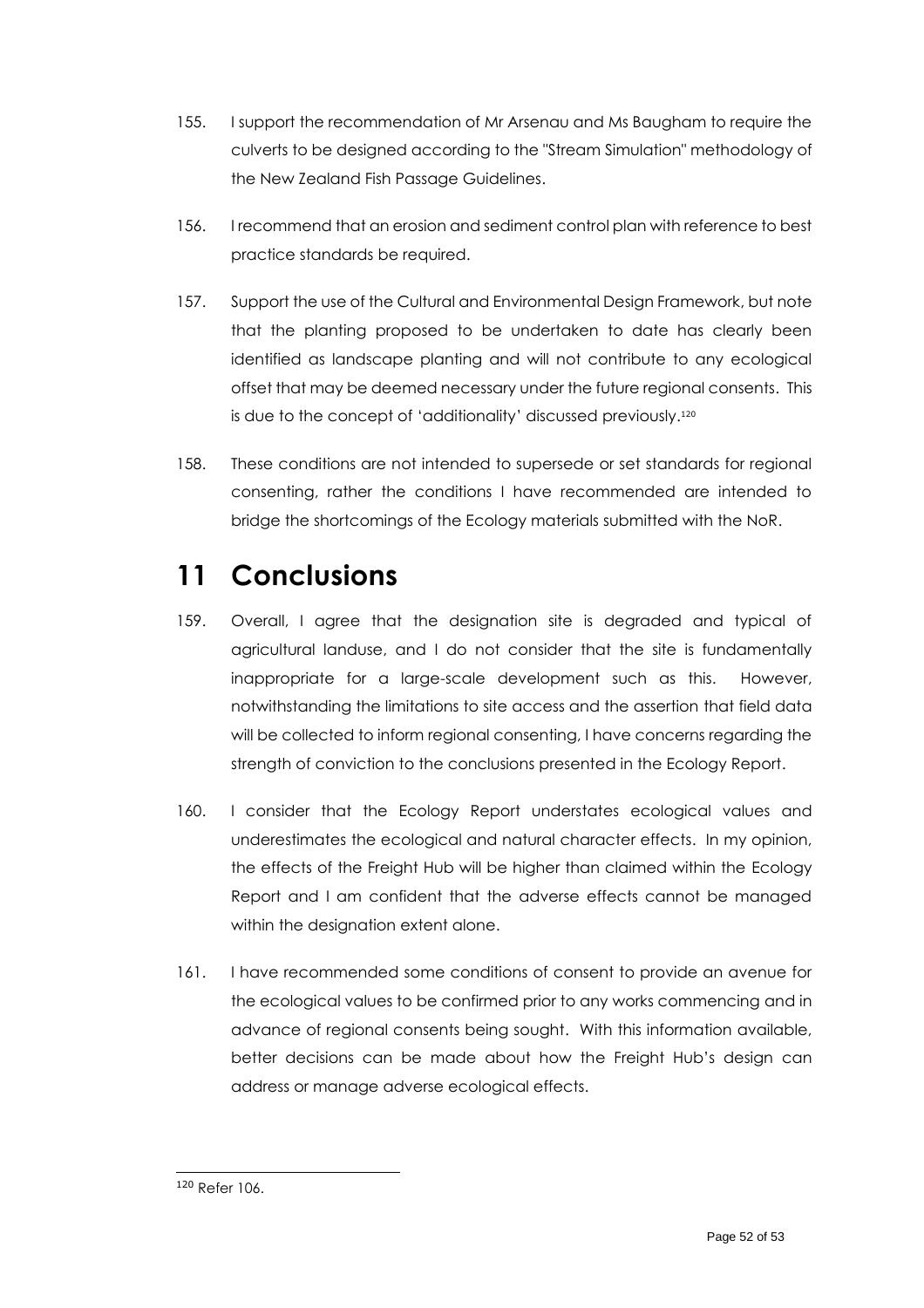155. I support the recommendation of Mr Arsenau and Ms Baugham to require the culverts to be designed according to the "Stream Simulation" methodology of the New Zealand Fish Passage Guidelines.

156. I recommend that an erosion and sediment control plan with reference to best practice standards be required.

157. Support the use of the Cultural and Environmental Design Framework, but note that the planting proposed to be undertaken to date has clearly been identified as landscape planting and will not contribute to any ecological offset that may be deemed necessary under the future regional consents. This is due to the concept of 'additionality' discussed previously.[120]

158. These conditions are not intended to supersede or set standards for regional consenting, rather the conditions I have recommended are intended to bridge the shortcomings of the Ecology materials submitted with the NoR.

# 11 Conclusions

159. Overall, I agree that the designation site is degraded and typical of agricultural landuse, and I do not consider that the site is fundamentally inappropriate for a large-scale development such as this. However, notwithstanding the limitations to site access and the assertion that field data will be collected to inform regional consenting, I have concerns regarding the strength of conviction to the conclusions presented in the Ecology Report.

160. I consider that the Ecology Report understates ecological values and underestimates the ecological and natural character effects. In my opinion, the effects of the Freight Hub will be higher than claimed within the Ecology Report and I am confident that the adverse effects cannot be managed within the designation extent alone.

161. I have recommended some conditions of consent to provide an avenue for the ecological values to be confirmed prior to any works commencing and in advance of regional consents being sought. With this information available, better decisions can be made about how the Freight Hub's design can address or manage adverse ecological effects.

---

[120] Refer 106.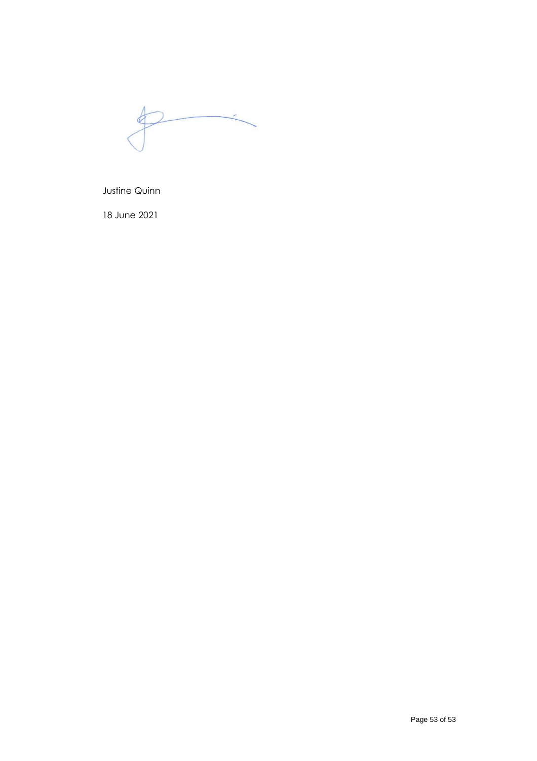Justine Quinn

18 June 2021